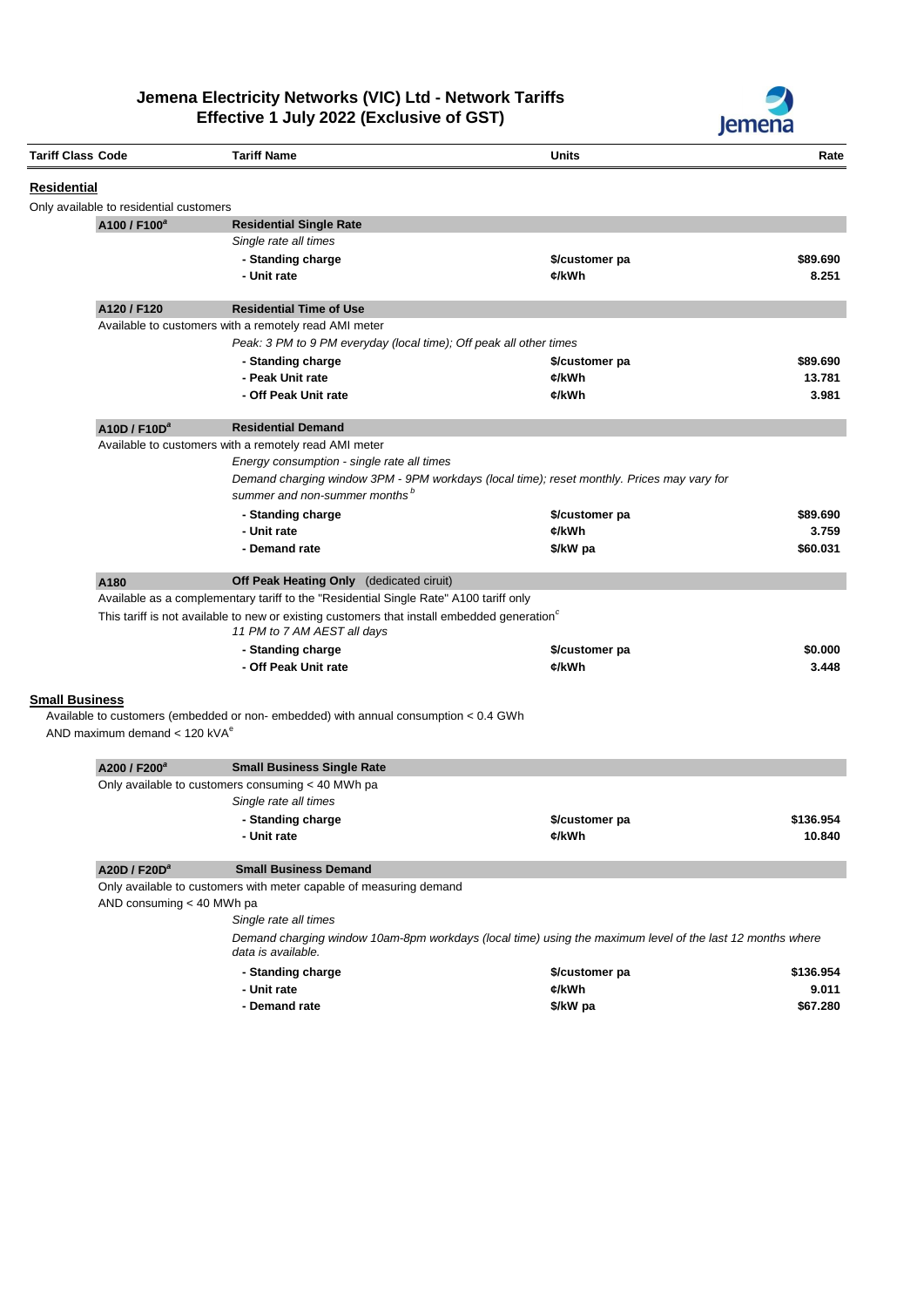# Jemena Electricity Networks (VIC) Ltd - Network Tariffs
## Effective 1 July 2022 (Exclusive of GST)

| Tariff Class Code | Tariff Name | Units | Rate |
|---|---|---|---|
| **Residential** | | | |
| Only available to residential customers | | | |
| **A100 / F100[a]** | **Residential Single Rate** | | |
| | *Single rate all times* | | |
| | **- Standing charge** | **$/customer pa** | **$89.690** |
| | **- Unit rate** | **¢/kWh** | **8.251** |
| **A120 / F120** | **Residential Time of Use** | | |
| Available to customers with a remotely read AMI meter | | | |
| | *Peak: 3 PM to 9 PM everyday (local time); Off peak all other times* | | |
| | **- Standing charge** | **$/customer pa** | **$89.690** |
| | **- Peak Unit rate** | **¢/kWh** | **13.781** |
| | **- Off Peak Unit rate** | **¢/kWh** | **3.981** |
| **A10D / F10D[a]** | **Residential Demand** | | |
| Available to customers with a remotely read AMI meter | | | |
| | *Energy consumption - single rate all times* | | |
| | *Demand charging window 3PM - 9PM workdays (local time); reset monthly. Prices may vary for summer and non-summer months[b]* | | |
| | **- Standing charge** | **$/customer pa** | **$89.690** |
| | **- Unit rate** | **¢/kWh** | **3.759** |
| | **- Demand rate** | **$/kW pa** | **$60.031** |
| **A180** | **Off Peak Heating Only** (dedicated ciruit) | | |
| Available as a complementary tariff to the "Residential Single Rate" A100 tariff only | | | |
| This tariff is not available to new or existing customers that install embedded generation[c] | | | |
| | *11 PM to 7 AM AEST all days* | | |
| | **- Standing charge** | **$/customer pa** | **$0.000** |
| | **- Off Peak Unit rate** | **¢/kWh** | **3.448** |
| **Small Business** | | | |
| Available to customers (embedded or non- embedded) with annual consumption < 0.4 GWh AND maximum demand < 120 kVA[e] | | | |
| **A200 / F200[a]** | **Small Business Single Rate** | | |
| Only available to customers consuming < 40 MWh pa | | | |
| | *Single rate all times* | | |
| | **- Standing charge** | **$/customer pa** | **$136.954** |
| | **- Unit rate** | **¢/kWh** | **10.840** |
| **A20D / F20D[a]** | **Small Business Demand** | | |
| Only available to customers with meter capable of measuring demand AND consuming < 40 MWh pa | | | |
| | *Single rate all times* | | |
| | *Demand charging window 10am-8pm workdays (local time) using the maximum level of the last 12 months where data is available.* | | |
| | **- Standing charge** | **$/customer pa** | **$136.954** |
| | **- Unit rate** | **¢/kWh** | **9.011** |
| | **- Demand rate** | **$/kW pa** | **$67.280** |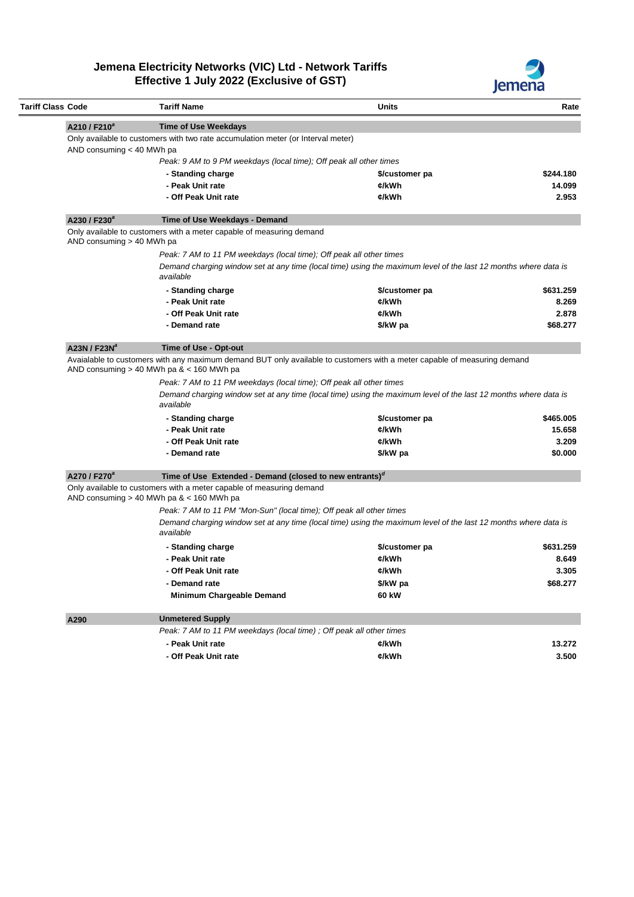# Jemena Electricity Networks (VIC) Ltd - Network Tariffs
## Effective 1 July 2022 (Exclusive of GST)

| Tariff Class Code | Tariff Name | Units | Rate |
|---|---|---|---|
| A210 / F210[a] | **Time of Use Weekdays** | | |
| Only available to customers with two rate accumulation meter (or Interval meter) AND consuming < 40 MWh pa | | | |
| | *Peak: 9 AM to 9 PM weekdays (local time); Off peak all other times* | | |
| | - Standing charge | $/customer pa | $244.180 |
| | - Peak Unit rate | ¢/kWh | 14.099 |
| | - Off Peak Unit rate | ¢/kWh | 2.953 |
| A230 / F230[a] | **Time of Use Weekdays - Demand** | | |
| Only available to customers with a meter capable of measuring demand AND consuming > 40 MWh pa | | | |
| | *Peak: 7 AM to 11 PM weekdays (local time); Off peak all other times* | | |
| | *Demand charging window set at any time (local time) using the maximum level of the last 12 months where data is available* | | |
| | - Standing charge | $/customer pa | $631.259 |
| | - Peak Unit rate | ¢/kWh | 8.269 |
| | - Off Peak Unit rate | ¢/kWh | 2.878 |
| | - Demand rate | $/kW pa | $68.277 |
| A23N / F23N[a] | **Time of Use - Opt-out** | | |
| Avaialable to customers with any maximum demand BUT only available to customers with a meter capable of measuring demand AND consuming > 40 MWh pa & < 160 MWh pa | | | |
| | *Peak: 7 AM to 11 PM weekdays (local time); Off peak all other times* | | |
| | *Demand charging window set at any time (local time) using the maximum level of the last 12 months where data is available* | | |
| | - Standing charge | $/customer pa | $465.005 |
| | - Peak Unit rate | ¢/kWh | 15.658 |
| | - Off Peak Unit rate | ¢/kWh | 3.209 |
| | - Demand rate | $/kW pa | $0.000 |
| A270 / F270[a] | **Time of Use Extended - Demand (closed to new entrants)[d]** | | |
| Only available to customers with a meter capable of measuring demand AND consuming > 40 MWh pa & < 160 MWh pa | | | |
| | *Peak: 7 AM to 11 PM "Mon-Sun" (local time); Off peak all other times* | | |
| | *Demand charging window set at any time (local time) using the maximum level of the last 12 months where data is available* | | |
| | - Standing charge | $/customer pa | $631.259 |
| | - Peak Unit rate | ¢/kWh | 8.649 |
| | - Off Peak Unit rate | ¢/kWh | 3.305 |
| | - Demand rate | $/kW pa | $68.277 |
| | Minimum Chargeable Demand | 60 kW | |
| A290 | **Unmetered Supply** | | |
| | *Peak: 7 AM to 11 PM weekdays (local time) ; Off peak all other times* | | |
| | - Peak Unit rate | ¢/kWh | 13.272 |
| | - Off Peak Unit rate | ¢/kWh | 3.500 |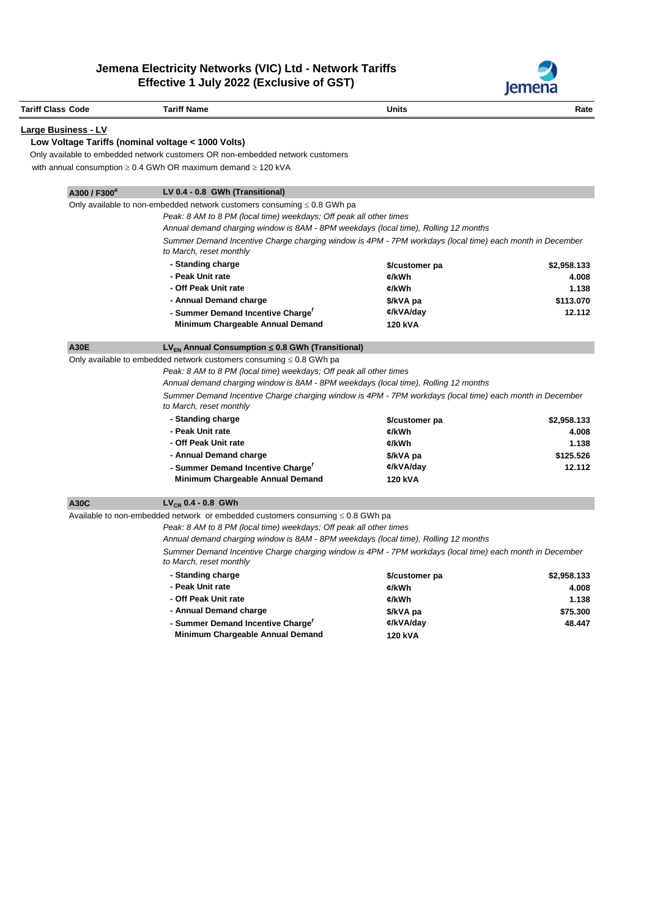# Jemena Electricity Networks (VIC) Ltd - Network Tariffs
## Effective 1 July 2022 (Exclusive of GST)

| Tariff Class Code | Tariff Name | Units | Rate |
|---|---|---|---|

**Large Business - LV**

**Low Voltage Tariffs (nominal voltage < 1000 Volts)**

Only available to embedded network customers OR non-embedded network customers with annual consumption ≥ 0.4 GWh OR maximum demand ≥ 120 kVA

| Tariff Class Code | Tariff Name | Units | Rate |
|---|---|---|---|
| **A300 / F300**[a] | **LV 0.4 - 0.8 GWh (Transitional)** | | |
| Only available to non-embedded network customers consuming ≤ 0.8 GWh pa | | | |
| | *Peak: 8 AM to 8 PM (local time) weekdays; Off peak all other times* | | |
| | *Annual demand charging window is 8AM - 8PM weekdays (local time), Rolling 12 months* | | |
| | *Summer Demand Incentive Charge charging window is 4PM - 7PM workdays (local time) each month in December to March, reset monthly* | | |
| | **- Standing charge** | **$/customer pa** | **$2,958.133** |
| | **- Peak Unit rate** | **¢/kWh** | **4.008** |
| | **- Off Peak Unit rate** | **¢/kWh** | **1.138** |
| | **- Annual Demand charge** | **$/kVA pa** | **$113.070** |
| | **- Summer Demand Incentive Charge**[f] | **¢/kVA/day** | **12.112** |
| | **Minimum Chargeable Annual Demand** | **120 kVA** | |
| **A30E** | **$LV_{EN}$ Annual Consumption ≤ 0.8 GWh (Transitional)** | | |
| Only available to embedded network customers consuming ≤ 0.8 GWh pa | | | |
| | *Peak: 8 AM to 8 PM (local time) weekdays; Off peak all other times* | | |
| | *Annual demand charging window is 8AM - 8PM weekdays (local time), Rolling 12 months* | | |
| | *Summer Demand Incentive Charge charging window is 4PM - 7PM workdays (local time) each month in December to March, reset monthly* | | |
| | **- Standing charge** | **$/customer pa** | **$2,958.133** |
| | **- Peak Unit rate** | **¢/kWh** | **4.008** |
| | **- Off Peak Unit rate** | **¢/kWh** | **1.138** |
| | **- Annual Demand charge** | **$/kVA pa** | **$125.526** |
| | **- Summer Demand Incentive Charge**[f] | **¢/kVA/day** | **12.112** |
| | **Minimum Chargeable Annual Demand** | **120 kVA** | |
| **A30C** | **$LV_{CR}$ 0.4 - 0.8 GWh** | | |
| Available to non-embedded network or embedded customers consuming ≤ 0.8 GWh pa | | | |
| | *Peak: 8 AM to 8 PM (local time) weekdays; Off peak all other times* | | |
| | *Annual demand charging window is 8AM - 8PM weekdays (local time), Rolling 12 months* | | |
| | *Summer Demand Incentive Charge charging window is 4PM - 7PM workdays (local time) each month in December to March, reset monthly* | | |
| | **- Standing charge** | **$/customer pa** | **$2,958.133** |
| | **- Peak Unit rate** | **¢/kWh** | **4.008** |
| | **- Off Peak Unit rate** | **¢/kWh** | **1.138** |
| | **- Annual Demand charge** | **$/kVA pa** | **$75.300** |
| | **- Summer Demand Incentive Charge**[f] | **¢/kVA/day** | **48.447** |
| | **Minimum Chargeable Annual Demand** | **120 kVA** | |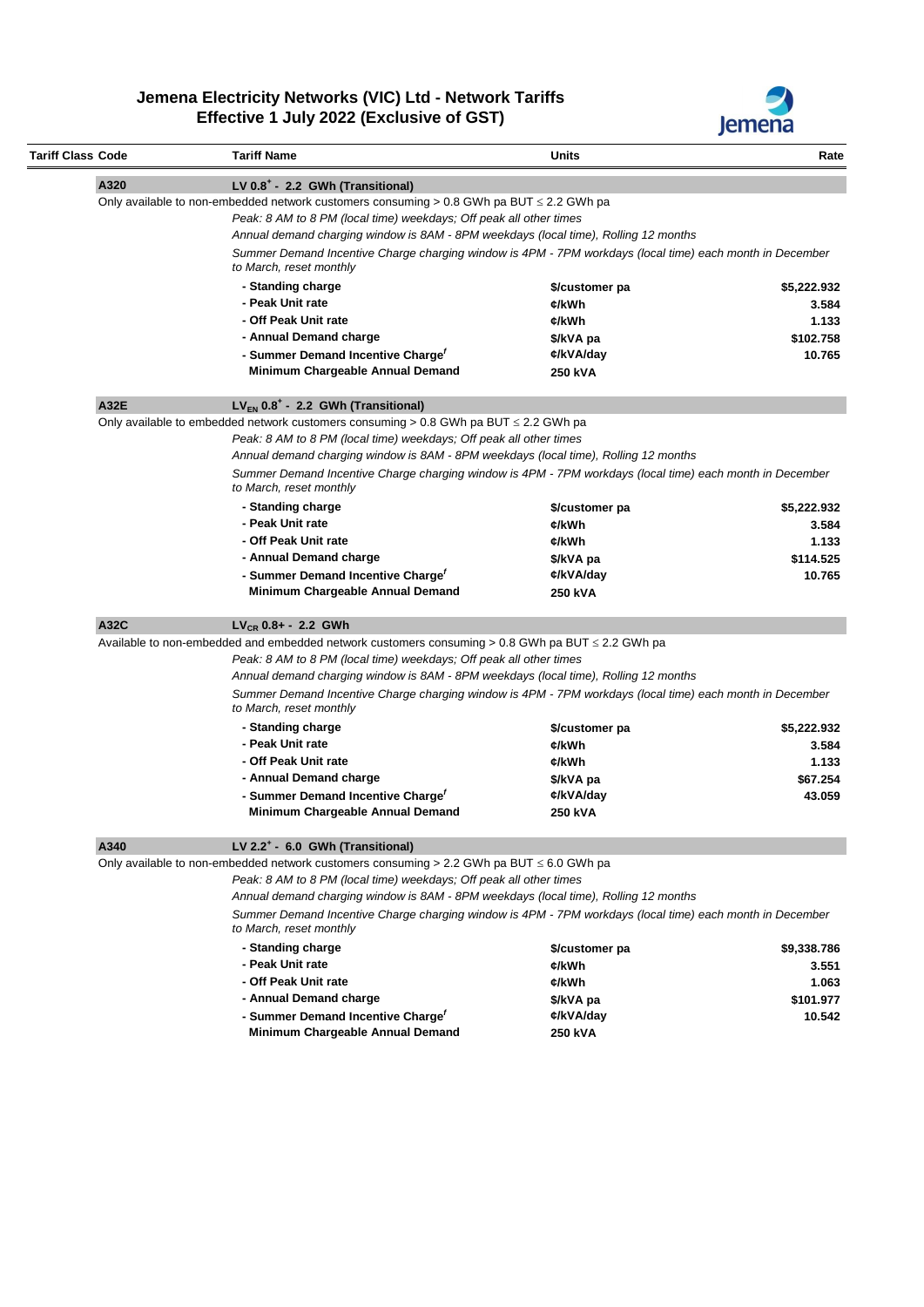# Jemena Electricity Networks (VIC) Ltd - Network Tariffs
## Effective 1 July 2022 (Exclusive of GST)

| Tariff Class Code | Tariff Name | Units | Rate |
|---|---|---|---|
| **A320** | **LV 0.8[+] - 2.2 GWh (Transitional)** | | |
| | Only available to non-embedded network customers consuming > 0.8 GWh pa BUT ≤ 2.2 GWh pa | | |
| | *Peak: 8 AM to 8 PM (local time) weekdays; Off peak all other times* | | |
| | *Annual demand charging window is 8AM - 8PM weekdays (local time), Rolling 12 months* | | |
| | *Summer Demand Incentive Charge charging window is 4PM - 7PM workdays (local time) each month in December to March, reset monthly* | | |
| | **- Standing charge** | **\$/customer pa** | **\$5,222.932** |
| | **- Peak Unit rate** | **¢/kWh** | **3.584** |
| | **- Off Peak Unit rate** | **¢/kWh** | **1.133** |
| | **- Annual Demand charge** | **\$/kVA pa** | **\$102.758** |
| | **- Summer Demand Incentive Charge[f]** | **¢/kVA/day** | **10.765** |
| | **Minimum Chargeable Annual Demand** | **250 kVA** | |
| **A32E** | **$LV_{EN}$ 0.8[+] - 2.2 GWh (Transitional)** | | |
| | Only available to embedded network customers consuming > 0.8 GWh pa BUT ≤ 2.2 GWh pa | | |
| | *Peak: 8 AM to 8 PM (local time) weekdays; Off peak all other times* | | |
| | *Annual demand charging window is 8AM - 8PM weekdays (local time), Rolling 12 months* | | |
| | *Summer Demand Incentive Charge charging window is 4PM - 7PM workdays (local time) each month in December to March, reset monthly* | | |
| | **- Standing charge** | **\$/customer pa** | **\$5,222.932** |
| | **- Peak Unit rate** | **¢/kWh** | **3.584** |
| | **- Off Peak Unit rate** | **¢/kWh** | **1.133** |
| | **- Annual Demand charge** | **\$/kVA pa** | **\$114.525** |
| | **- Summer Demand Incentive Charge[f]** | **¢/kVA/day** | **10.765** |
| | **Minimum Chargeable Annual Demand** | **250 kVA** | |
| **A32C** | **$LV_{CR}$ 0.8+ - 2.2 GWh** | | |
| | Available to non-embedded and embedded network customers consuming > 0.8 GWh pa BUT ≤ 2.2 GWh pa | | |
| | *Peak: 8 AM to 8 PM (local time) weekdays; Off peak all other times* | | |
| | *Annual demand charging window is 8AM - 8PM weekdays (local time), Rolling 12 months* | | |
| | *Summer Demand Incentive Charge charging window is 4PM - 7PM workdays (local time) each month in December to March, reset monthly* | | |
| | **- Standing charge** | **\$/customer pa** | **\$5,222.932** |
| | **- Peak Unit rate** | **¢/kWh** | **3.584** |
| | **- Off Peak Unit rate** | **¢/kWh** | **1.133** |
| | **- Annual Demand charge** | **\$/kVA pa** | **\$67.254** |
| | **- Summer Demand Incentive Charge[f]** | **¢/kVA/day** | **43.059** |
| | **Minimum Chargeable Annual Demand** | **250 kVA** | |
| **A340** | **LV 2.2[+] - 6.0 GWh (Transitional)** | | |
| | Only available to non-embedded network customers consuming > 2.2 GWh pa BUT ≤ 6.0 GWh pa | | |
| | *Peak: 8 AM to 8 PM (local time) weekdays; Off peak all other times* | | |
| | *Annual demand charging window is 8AM - 8PM weekdays (local time), Rolling 12 months* | | |
| | *Summer Demand Incentive Charge charging window is 4PM - 7PM workdays (local time) each month in December to March, reset monthly* | | |
| | **- Standing charge** | **\$/customer pa** | **\$9,338.786** |
| | **- Peak Unit rate** | **¢/kWh** | **3.551** |
| | **- Off Peak Unit rate** | **¢/kWh** | **1.063** |
| | **- Annual Demand charge** | **\$/kVA pa** | **\$101.977** |
| | **- Summer Demand Incentive Charge[f]** | **¢/kVA/day** | **10.542** |
| | **Minimum Chargeable Annual Demand** | **250 kVA** | |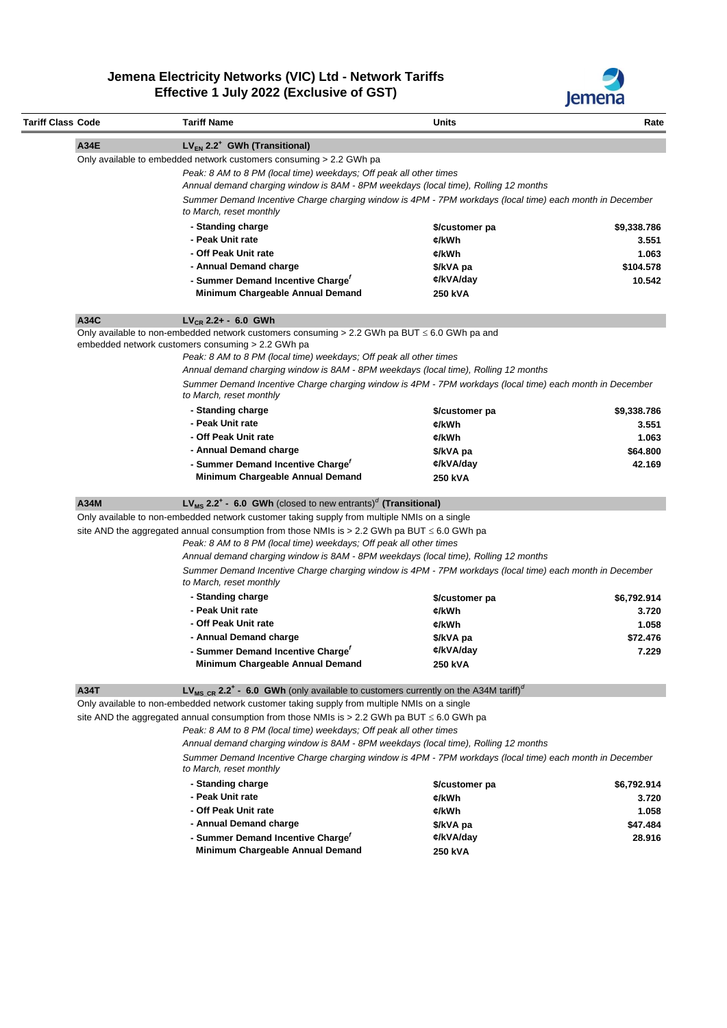# Jemena Electricity Networks (VIC) Ltd - Network Tariffs
## Effective 1 July 2022 (Exclusive of GST)

| Tariff Class Code | Tariff Name | Units | Rate |
|---|---|---|---|
| **A34E** | **$LV_{EN}$ 2.2⁺ GWh (Transitional)** | | |
| | Only available to embedded network customers consuming > 2.2 GWh pa | | |
| | *Peak: 8 AM to 8 PM (local time) weekdays; Off peak all other times* | | |
| | *Annual demand charging window is 8AM - 8PM weekdays (local time), Rolling 12 months* | | |
| | *Summer Demand Incentive Charge charging window is 4PM - 7PM workdays (local time) each month in December to March, reset monthly* | | |
| | **- Standing charge** | **\$/customer pa** | **\$9,338.786** |
| | **- Peak Unit rate** | **¢/kWh** | **3.551** |
| | **- Off Peak Unit rate** | **¢/kWh** | **1.063** |
| | **- Annual Demand charge** | **\$/kVA pa** | **\$104.578** |
| | **- Summer Demand Incentive Charge[f]** | **¢/kVA/day** | **10.542** |
| | **Minimum Chargeable Annual Demand** | **250 kVA** | |
| **A34C** | **$LV_{CR}$ 2.2+ - 6.0 GWh** | | |
| | Only available to non-embedded network customers consuming > 2.2 GWh pa BUT ≤ 6.0 GWh pa and embedded network customers consuming > 2.2 GWh pa | | |
| | *Peak: 8 AM to 8 PM (local time) weekdays; Off peak all other times* | | |
| | *Annual demand charging window is 8AM - 8PM weekdays (local time), Rolling 12 months* | | |
| | *Summer Demand Incentive Charge charging window is 4PM - 7PM workdays (local time) each month in December to March, reset monthly* | | |
| | **- Standing charge** | **\$/customer pa** | **\$9,338.786** |
| | **- Peak Unit rate** | **¢/kWh** | **3.551** |
| | **- Off Peak Unit rate** | **¢/kWh** | **1.063** |
| | **- Annual Demand charge** | **\$/kVA pa** | **\$64.800** |
| | **- Summer Demand Incentive Charge[f]** | **¢/kVA/day** | **42.169** |
| | **Minimum Chargeable Annual Demand** | **250 kVA** | |
| **A34M** | **$LV_{MS}$ 2.2⁺ - 6.0 GWh** (closed to new entrants)[d] **(Transitional)** | | |
| | Only available to non-embedded network customer taking supply from multiple NMIs on a single site AND the aggregated annual consumption from those NMIs is > 2.2 GWh pa BUT ≤ 6.0 GWh pa | | |
| | *Peak: 8 AM to 8 PM (local time) weekdays; Off peak all other times* | | |
| | *Annual demand charging window is 8AM - 8PM weekdays (local time), Rolling 12 months* | | |
| | *Summer Demand Incentive Charge charging window is 4PM - 7PM workdays (local time) each month in December to March, reset monthly* | | |
| | **- Standing charge** | **\$/customer pa** | **\$6,792.914** |
| | **- Peak Unit rate** | **¢/kWh** | **3.720** |
| | **- Off Peak Unit rate** | **¢/kWh** | **1.058** |
| | **- Annual Demand charge** | **\$/kVA pa** | **\$72.476** |
| | **- Summer Demand Incentive Charge[f]** | **¢/kVA/day** | **7.229** |
| | **Minimum Chargeable Annual Demand** | **250 kVA** | |
| **A34T** | **$LV_{MS\_CR}$ 2.2⁺ - 6.0 GWh** (only available to customers currently on the A34M tariff)[d] | | |
| | Only available to non-embedded network customer taking supply from multiple NMIs on a single site AND the aggregated annual consumption from those NMIs is > 2.2 GWh pa | | |
| | *Peak: 8 AM to 8 PM (local time) weekdays; Off peak all other times* | | |
| | *Annual demand charging window is 8AM - 8PM weekdays (local time), Rolling 12 months* | | |
| | *Summer Demand Incentive Charge charging window is 4PM - 7PM workdays (local time) each month in December to March, reset monthly* | | |
| | **- Standing charge** | **\$/customer pa** | **\$6,792.914** |
| | **- Peak Unit rate** | **¢/kWh** | **3.720** |
| | **- Off Peak Unit rate** | **¢/kWh** | **1.058** |
| | **- Annual Demand charge** | **\$/kVA pa** | **\$47.484** |
| | **- Summer Demand Incentive Charge[f]** | **¢/kVA/day** | **28.916** |
| | **Minimum Chargeable Annual Demand** | **250 kVA** | |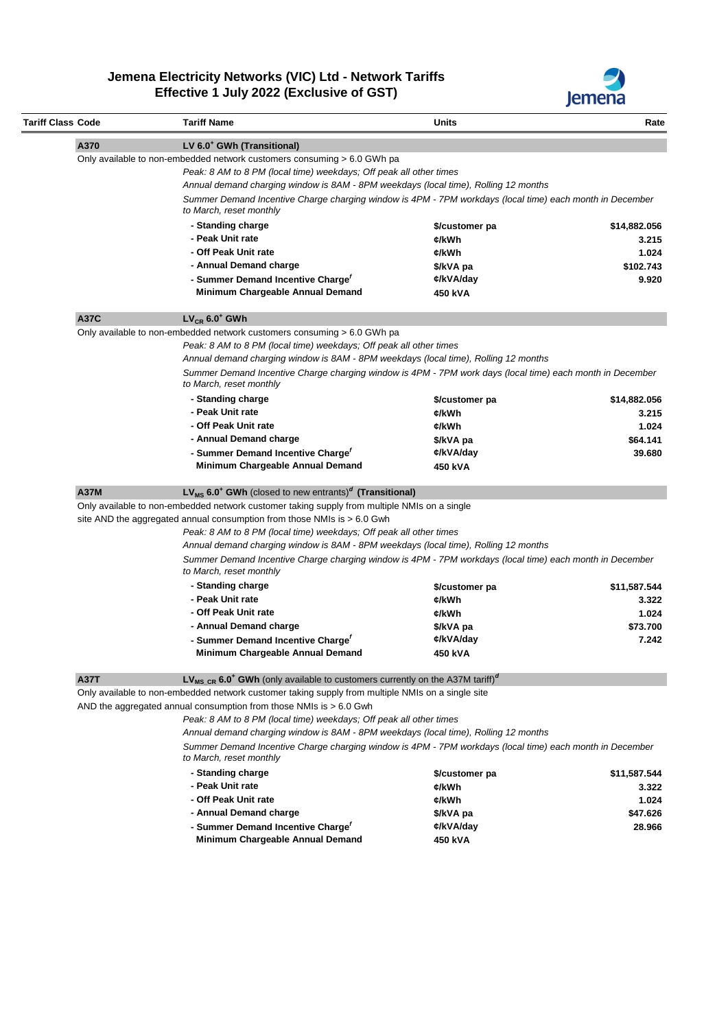# Jemena Electricity Networks (VIC) Ltd - Network Tariffs
## Effective 1 July 2022 (Exclusive of GST)

| Tariff Class Code | Tariff Name | Units | Rate |
|---|---|---|---|
| **A370** | **LV 6.0[+] GWh (Transitional)** | | |
| Only available to non-embedded network customers consuming > 6.0 GWh pa | | | |
| | *Peak: 8 AM to 8 PM (local time) weekdays; Off peak all other times* | | |
| | *Annual demand charging window is 8AM - 8PM weekdays (local time), Rolling 12 months* | | |
| | *Summer Demand Incentive Charge charging window is 4PM - 7PM workdays (local time) each month in December to March, reset monthly* | | |
| | **- Standing charge** | **$/customer pa** | **$14,882.056** |
| | **- Peak Unit rate** | **¢/kWh** | **3.215** |
| | **- Off Peak Unit rate** | **¢/kWh** | **1.024** |
| | **- Annual Demand charge** | **$/kVA pa** | **$102.743** |
| | **- Summer Demand Incentive Charge[f]** | **¢/kVA/day** | **9.920** |
| | **Minimum Chargeable Annual Demand** | **450 kVA** | |
| **A37C** | **$LV_{CR}$ 6.0[+] GWh** | | |
| Only available to non-embedded network customers consuming > 6.0 GWh pa | | | |
| | *Peak: 8 AM to 8 PM (local time) weekdays; Off peak all other times* | | |
| | *Annual demand charging window is 8AM - 8PM weekdays (local time), Rolling 12 months* | | |
| | *Summer Demand Incentive Charge charging window is 4PM - 7PM work days (local time) each month in December to March, reset monthly* | | |
| | **- Standing charge** | **$/customer pa** | **$14,882.056** |
| | **- Peak Unit rate** | **¢/kWh** | **3.215** |
| | **- Off Peak Unit rate** | **¢/kWh** | **1.024** |
| | **- Annual Demand charge** | **$/kVA pa** | **$64.141** |
| | **- Summer Demand Incentive Charge[f]** | **¢/kVA/day** | **39.680** |
| | **Minimum Chargeable Annual Demand** | **450 kVA** | |
| **A37M** | **$LV_{MS}$ 6.0[+] GWh** (closed to new entrants)[d] **(Transitional)** | | |
| Only available to non-embedded network customer taking supply from multiple NMIs on a single site AND the aggregated annual consumption from those NMIs is > 6.0 Gwh | | | |
| | *Peak: 8 AM to 8 PM (local time) weekdays; Off peak all other times* | | |
| | *Annual demand charging window is 8AM - 8PM weekdays (local time), Rolling 12 months* | | |
| | *Summer Demand Incentive Charge charging window is 4PM - 7PM workdays (local time) each month in December to March, reset monthly* | | |
| | **- Standing charge** | **$/customer pa** | **$11,587.544** |
| | **- Peak Unit rate** | **¢/kWh** | **3.322** |
| | **- Off Peak Unit rate** | **¢/kWh** | **1.024** |
| | **- Annual Demand charge** | **$/kVA pa** | **$73.700** |
| | **- Summer Demand Incentive Charge[f]** | **¢/kVA/day** | **7.242** |
| | **Minimum Chargeable Annual Demand** | **450 kVA** | |
| **A37T** | **$LV_{MS\ CR}$ 6.0[+] GWh** (only available to customers currently on the A37M tariff)[d] | | |
| Only available to non-embedded network customer taking supply from multiple NMIs on a single site AND the aggregated annual consumption from those NMIs is > 6.0 Gwh | | | |
| | *Peak: 8 AM to 8 PM (local time) weekdays; Off peak all other times* | | |
| | *Annual demand charging window is 8AM - 8PM weekdays (local time), Rolling 12 months* | | |
| | *Summer Demand Incentive Charge charging window is 4PM - 7PM workdays (local time) each month in December to March, reset monthly* | | |
| | **- Standing charge** | **$/customer pa** | **$11,587.544** |
| | **- Peak Unit rate** | **¢/kWh** | **3.322** |
| | **- Off Peak Unit rate** | **¢/kWh** | **1.024** |
| | **- Annual Demand charge** | **$/kVA pa** | **$47.626** |
| | **- Summer Demand Incentive Charge[f]** | **¢/kVA/day** | **28.966** |
| | **Minimum Chargeable Annual Demand** | **450 kVA** | |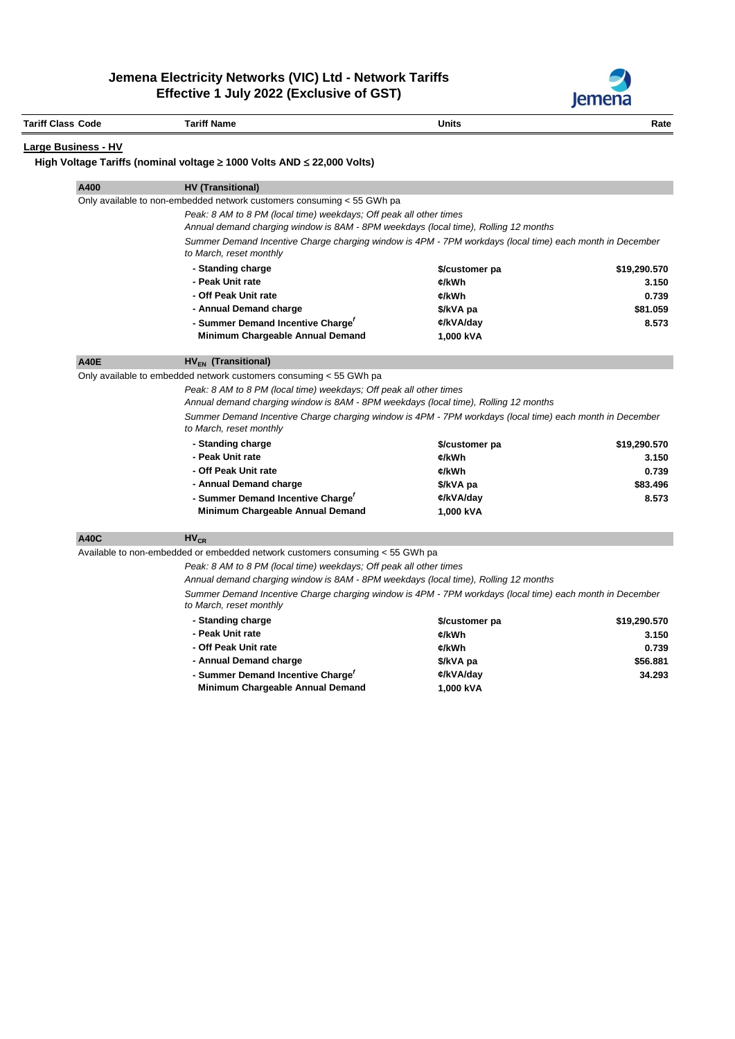# Jemena Electricity Networks (VIC) Ltd - Network Tariffs
## Effective 1 July 2022 (Exclusive of GST)

| Tariff Class Code | Tariff Name | Units | Rate |
|---|---|---|---|

**Large Business - HV**

**High Voltage Tariffs (nominal voltage ≥ 1000 Volts AND ≤ 22,000 Volts)**

| | | | |
|---|---|---|---|
| **A400** | **HV (Transitional)** | | |
| Only available to non-embedded network customers consuming < 55 GWh pa | | | |
| | *Peak: 8 AM to 8 PM (local time) weekdays; Off peak all other times* | | |
| | *Annual demand charging window is 8AM - 8PM weekdays (local time), Rolling 12 months* | | |
| | *Summer Demand Incentive Charge charging window is 4PM - 7PM workdays (local time) each month in December to March, reset monthly* | | |
| | **- Standing charge** | **$/customer pa** | **$19,290.570** |
| | **- Peak Unit rate** | **¢/kWh** | **3.150** |
| | **- Off Peak Unit rate** | **¢/kWh** | **0.739** |
| | **- Annual Demand charge** | **$/kVA pa** | **$81.059** |
| | **- Summer Demand Incentive Charge[f]** | **¢/kVA/day** | **8.573** |
| | **Minimum Chargeable Annual Demand** | **1,000 kVA** | |
| **A40E** | **$HV_{EN}$ (Transitional)** | | |
| Only available to embedded network customers consuming < 55 GWh pa | | | |
| | *Peak: 8 AM to 8 PM (local time) weekdays; Off peak all other times* | | |
| | *Annual demand charging window is 8AM - 8PM weekdays (local time), Rolling 12 months* | | |
| | *Summer Demand Incentive Charge charging window is 4PM - 7PM workdays (local time) each month in December to March, reset monthly* | | |
| | **- Standing charge** | **$/customer pa** | **$19,290.570** |
| | **- Peak Unit rate** | **¢/kWh** | **3.150** |
| | **- Off Peak Unit rate** | **¢/kWh** | **0.739** |
| | **- Annual Demand charge** | **$/kVA pa** | **$83.496** |
| | **- Summer Demand Incentive Charge[f]** | **¢/kVA/day** | **8.573** |
| | **Minimum Chargeable Annual Demand** | **1,000 kVA** | |
| **A40C** | **$HV_{CR}$** | | |
| Available to non-embedded or embedded network customers consuming < 55 GWh pa | | | |
| | *Peak: 8 AM to 8 PM (local time) weekdays; Off peak all other times* | | |
| | *Annual demand charging window is 8AM - 8PM weekdays (local time), Rolling 12 months* | | |
| | *Summer Demand Incentive Charge charging window is 4PM - 7PM workdays (local time) each month in December to March, reset monthly* | | |
| | **- Standing charge** | **$/customer pa** | **$19,290.570** |
| | **- Peak Unit rate** | **¢/kWh** | **3.150** |
| | **- Off Peak Unit rate** | **¢/kWh** | **0.739** |
| | **- Annual Demand charge** | **$/kVA pa** | **$56.881** |
| | **- Summer Demand Incentive Charge[f]** | **¢/kVA/day** | **34.293** |
| | **Minimum Chargeable Annual Demand** | **1,000 kVA** | |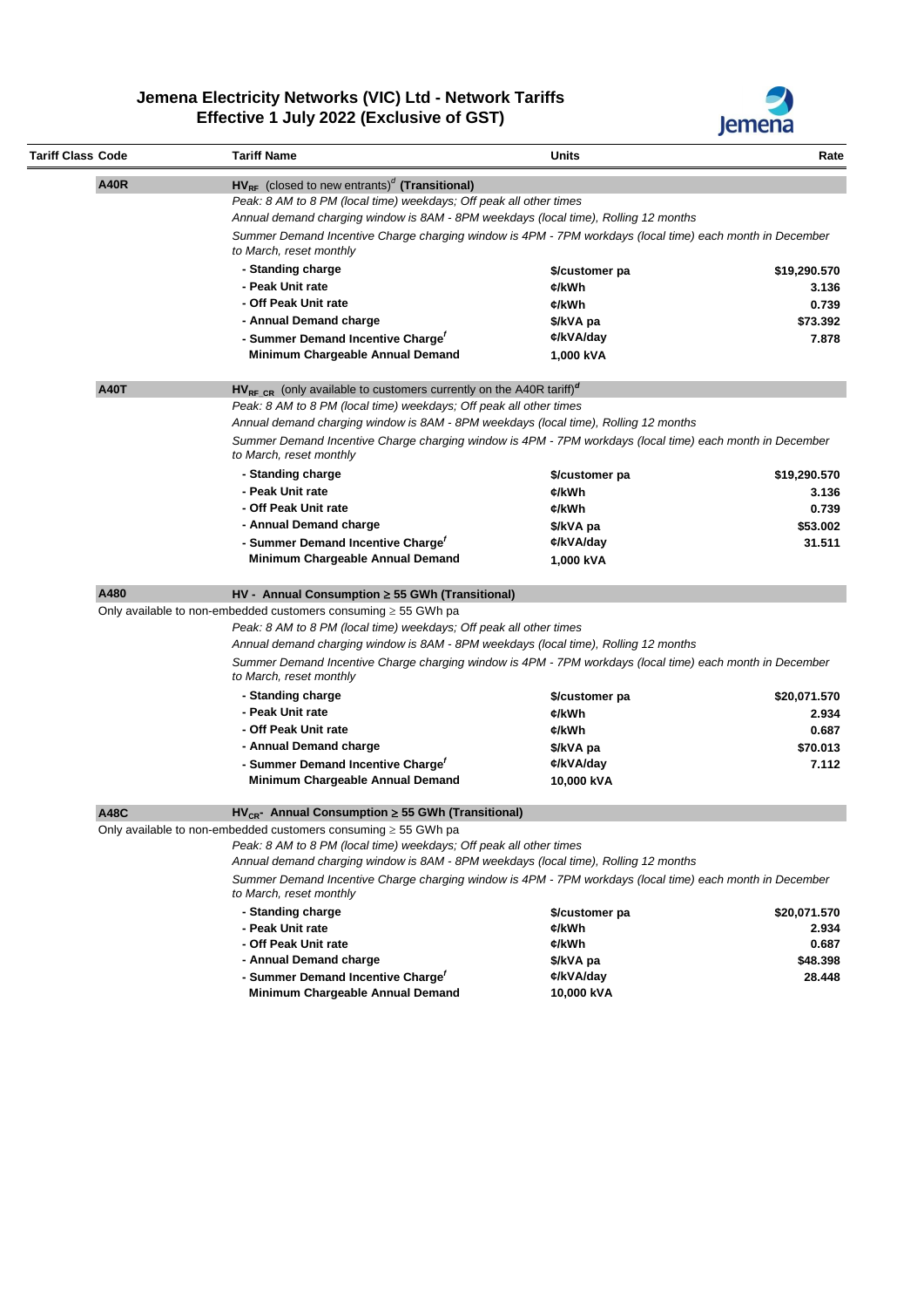# Jemena Electricity Networks (VIC) Ltd - Network Tariffs
## Effective 1 July 2022 (Exclusive of GST)

| Tariff Class Code | Tariff Name | Units | Rate |
|---|---|---|---|
| **A40R** | **$HV_{RF}$ (closed to new entrants)[d] (Transitional)** | | |
| | *Peak: 8 AM to 8 PM (local time) weekdays; Off peak all other times* | | |
| | *Annual demand charging window is 8AM - 8PM weekdays (local time), Rolling 12 months* | | |
| | *Summer Demand Incentive Charge charging window is 4PM - 7PM workdays (local time) each month in December to March, reset monthly* | | |
| | **- Standing charge** | **$/customer pa** | **$19,290.570** |
| | **- Peak Unit rate** | **¢/kWh** | **3.136** |
| | **- Off Peak Unit rate** | **¢/kWh** | **0.739** |
| | **- Annual Demand charge** | **$/kVA pa** | **$73.392** |
| | **- Summer Demand Incentive Charge[f]** | **¢/kVA/day** | **7.878** |
| | **Minimum Chargeable Annual Demand** | **1,000 kVA** | |
| **A40T** | **$HV_{RF\_CR}$ (only available to customers currently on the A40R tariff)[d]** | | |
| | *Peak: 8 AM to 8 PM (local time) weekdays; Off peak all other times* | | |
| | *Annual demand charging window is 8AM - 8PM weekdays (local time), Rolling 12 months* | | |
| | *Summer Demand Incentive Charge charging window is 4PM - 7PM workdays (local time) each month in December to March, reset monthly* | | |
| | **- Standing charge** | **$/customer pa** | **$19,290.570** |
| | **- Peak Unit rate** | **¢/kWh** | **3.136** |
| | **- Off Peak Unit rate** | **¢/kWh** | **0.739** |
| | **- Annual Demand charge** | **$/kVA pa** | **$53.002** |
| | **- Summer Demand Incentive Charge[f]** | **¢/kVA/day** | **31.511** |
| | **Minimum Chargeable Annual Demand** | **1,000 kVA** | |
| A480 | **HV - Annual Consumption ≥ 55 GWh (Transitional)** | | |
| Only available to non-embedded customers consuming ≥ 55 GWh pa | | | |
| | *Peak: 8 AM to 8 PM (local time) weekdays; Off peak all other times* | | |
| | *Annual demand charging window is 8AM - 8PM weekdays (local time), Rolling 12 months* | | |
| | *Summer Demand Incentive Charge charging window is 4PM - 7PM workdays (local time) each month in December to March, reset monthly* | | |
| | **- Standing charge** | **$/customer pa** | **$20,071.570** |
| | **- Peak Unit rate** | **¢/kWh** | **2.934** |
| | **- Off Peak Unit rate** | **¢/kWh** | **0.687** |
| | **- Annual Demand charge** | **$/kVA pa** | **$70.013** |
| | **- Summer Demand Incentive Charge[f]** | **¢/kVA/day** | **7.112** |
| | **Minimum Chargeable Annual Demand** | **10,000 kVA** | |
| **A48C** | **$HV_{CR}$- Annual Consumption ≥ 55 GWh (Transitional)** | | |
| Only available to non-embedded customers consuming ≥ 55 GWh pa | | | |
| | *Peak: 8 AM to 8 PM (local time) weekdays; Off peak all other times* | | |
| | *Annual demand charging window is 8AM - 8PM weekdays (local time), Rolling 12 months* | | |
| | *Summer Demand Incentive Charge charging window is 4PM - 7PM workdays (local time) each month in December to March, reset monthly* | | |
| | **- Standing charge** | **$/customer pa** | **$20,071.570** |
| | **- Peak Unit rate** | **¢/kWh** | **2.934** |
| | **- Off Peak Unit rate** | **¢/kWh** | **0.687** |
| | **- Annual Demand charge** | **$/kVA pa** | **$48.398** |
| | **- Summer Demand Incentive Charge[f]** | **¢/kVA/day** | **28.448** |
| | **Minimum Chargeable Annual Demand** | **10,000 kVA** | |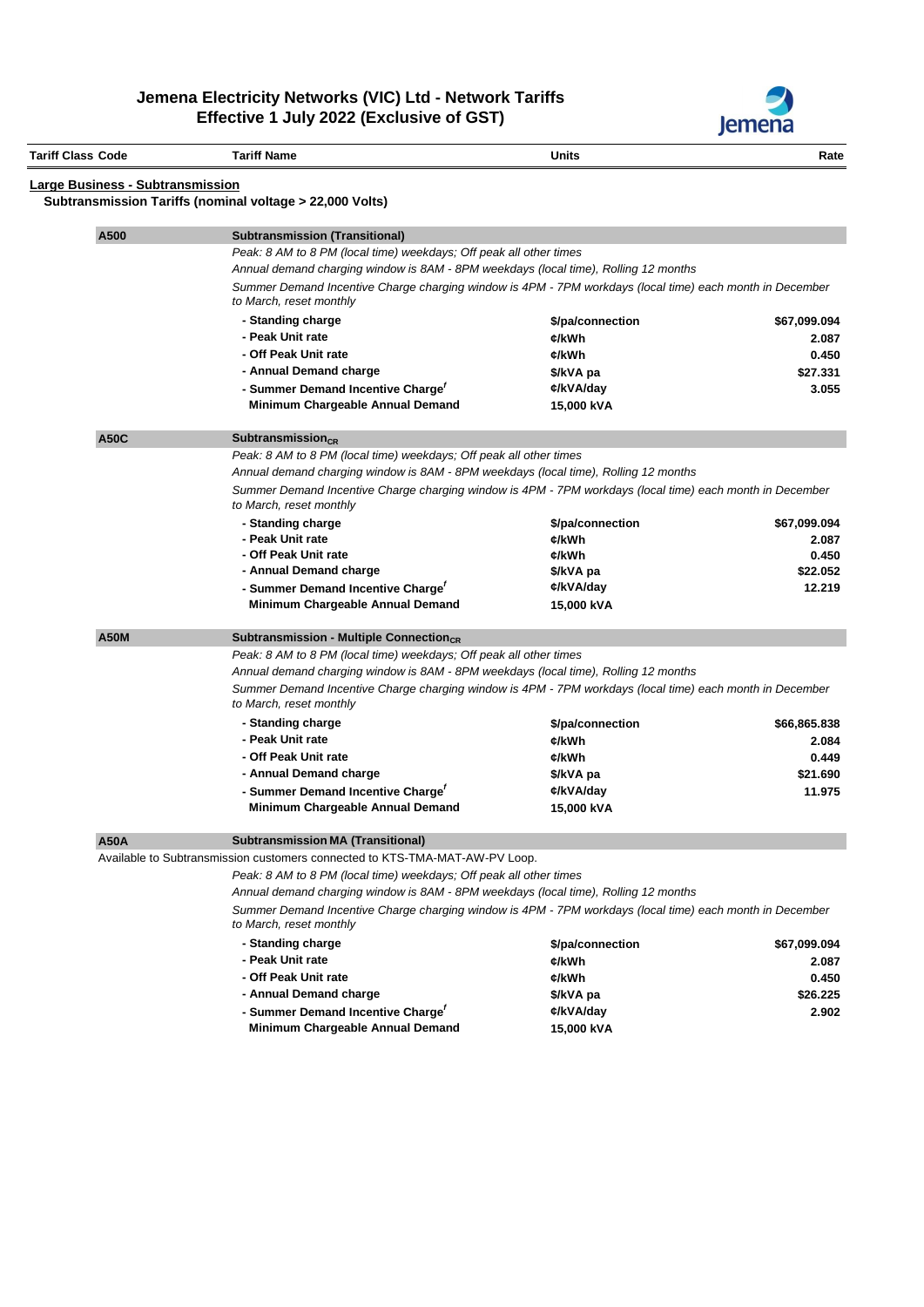# Jemena Electricity Networks (VIC) Ltd - Network Tariffs
## Effective 1 July 2022 (Exclusive of GST)

| Tariff Class Code | Tariff Name | Units | Rate |
|---|---|---|---|

**Large Business - Subtransmission**

**Subtransmission Tariffs (nominal voltage > 22,000 Volts)**

| Tariff Class Code | Tariff Name | Units | Rate |
|---|---|---|---|
| **A500** | **Subtransmission (Transitional)** | | |
| | *Peak: 8 AM to 8 PM (local time) weekdays; Off peak all other times* | | |
| | *Annual demand charging window is 8AM - 8PM weekdays (local time), Rolling 12 months* | | |
| | *Summer Demand Incentive Charge charging window is 4PM - 7PM workdays (local time) each month in December to March, reset monthly* | | |
| | - Standing charge | $/pa/connection | $67,099.094 |
| | - Peak Unit rate | ¢/kWh | 2.087 |
| | - Off Peak Unit rate | ¢/kWh | 0.450 |
| | - Annual Demand charge | $/kVA pa | $27.331 |
| | - Summer Demand Incentive Charge[f] | ¢/kVA/day | 3.055 |
| | Minimum Chargeable Annual Demand | 15,000 kVA | |
| **A50C** | **Subtransmission$_{CR}$** | | |
| | *Peak: 8 AM to 8 PM (local time) weekdays; Off peak all other times* | | |
| | *Annual demand charging window is 8AM - 8PM weekdays (local time), Rolling 12 months* | | |
| | *Summer Demand Incentive Charge charging window is 4PM - 7PM workdays (local time) each month in December to March, reset monthly* | | |
| | - Standing charge | $/pa/connection | $67,099.094 |
| | - Peak Unit rate | ¢/kWh | 2.087 |
| | - Off Peak Unit rate | ¢/kWh | 0.450 |
| | - Annual Demand charge | $/kVA pa | $22.052 |
| | - Summer Demand Incentive Charge[f] | ¢/kVA/day | 12.219 |
| | Minimum Chargeable Annual Demand | 15,000 kVA | |
| **A50M** | **Subtransmission - Multiple Connection$_{CR}$** | | |
| | *Peak: 8 AM to 8 PM (local time) weekdays; Off peak all other times* | | |
| | *Annual demand charging window is 8AM - 8PM weekdays (local time), Rolling 12 months* | | |
| | *Summer Demand Incentive Charge charging window is 4PM - 7PM workdays (local time) each month in December to March, reset monthly* | | |
| | - Standing charge | $/pa/connection | $66,865.838 |
| | - Peak Unit rate | ¢/kWh | 2.084 |
| | - Off Peak Unit rate | ¢/kWh | 0.449 |
| | - Annual Demand charge | $/kVA pa | $21.690 |
| | - Summer Demand Incentive Charge[f] | ¢/kVA/day | 11.975 |
| | Minimum Chargeable Annual Demand | 15,000 kVA | |
| **A50A** | **Subtransmission MA (Transitional)** | | |
| | Available to Subtransmission customers connected to KTS-TMA-MAT-AW-PV Loop. | | |
| | *Peak: 8 AM to 8 PM (local time) weekdays; Off peak all other times* | | |
| | *Annual demand charging window is 8AM - 8PM weekdays (local time), Rolling 12 months* | | |
| | *Summer Demand Incentive Charge charging window is 4PM - 7PM workdays (local time) each month in December to March, reset monthly* | | |
| | - Standing charge | $/pa/connection | $67,099.094 |
| | - Peak Unit rate | ¢/kWh | 2.087 |
| | - Off Peak Unit rate | ¢/kWh | 0.450 |
| | - Annual Demand charge | $/kVA pa | $26.225 |
| | - Summer Demand Incentive Charge[f] | ¢/kVA/day | 2.902 |
| | Minimum Chargeable Annual Demand | 15,000 kVA | |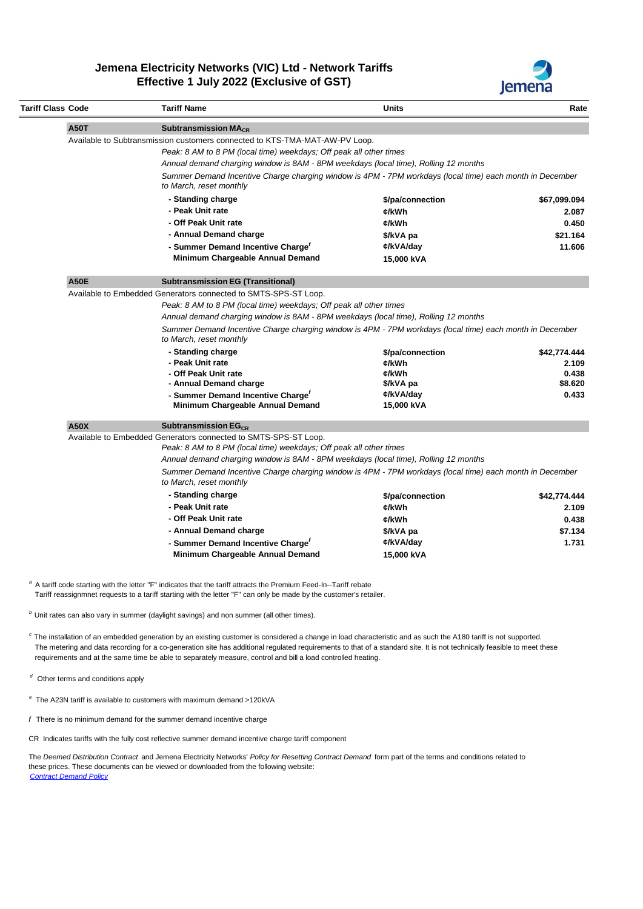# Jemena Electricity Networks (VIC) Ltd - Network Tariffs
## Effective 1 July 2022 (Exclusive of GST)

| Tariff Class Code | Tariff Name | Units | Rate |
|---|---|---|---|
| **A50T** | **Subtransmission $MA_{CR}$** | | |
| Available to Subtransmission customers connected to KTS-TMA-MAT-AW-PV Loop. | | | |
| | *Peak: 8 AM to 8 PM (local time) weekdays; Off peak all other times* | | |
| | *Annual demand charging window is 8AM - 8PM weekdays (local time), Rolling 12 months* | | |
| | *Summer Demand Incentive Charge charging window is 4PM - 7PM workdays (local time) each month in December to March, reset monthly* | | |
| | **- Standing charge** | **\$/pa/connection** | **\$67,099.094** |
| | **- Peak Unit rate** | **¢/kWh** | **2.087** |
| | **- Off Peak Unit rate** | **¢/kWh** | **0.450** |
| | **- Annual Demand charge** | **\$/kVA pa** | **\$21.164** |
| | **- Summer Demand Incentive Charge[f]** | **¢/kVA/day** | **11.606** |
| | **Minimum Chargeable Annual Demand** | **15,000 kVA** | |
| **A50E** | **Subtransmission EG (Transitional)** | | |
| Available to Embedded Generators connected to SMTS-SPS-ST Loop. | | | |
| | *Peak: 8 AM to 8 PM (local time) weekdays; Off peak all other times* | | |
| | *Annual demand charging window is 8AM - 8PM weekdays (local time), Rolling 12 months* | | |
| | *Summer Demand Incentive Charge charging window is 4PM - 7PM workdays (local time) each month in December to March, reset monthly* | | |
| | **- Standing charge** | **\$/pa/connection** | **\$42,774.444** |
| | **- Peak Unit rate** | **¢/kWh** | **2.109** |
| | **- Off Peak Unit rate** | **¢/kWh** | **0.438** |
| | **- Annual Demand charge** | **\$/kVA pa** | **\$8.620** |
| | **- Summer Demand Incentive Charge[f]** | **¢/kVA/day** | **0.433** |
| | **Minimum Chargeable Annual Demand** | **15,000 kVA** | |
| **A50X** | **Subtransmission $EG_{CR}$** | | |
| Available to Embedded Generators connected to SMTS-SPS-ST Loop. | | | |
| | *Peak: 8 AM to 8 PM (local time) weekdays; Off peak all other times* | | |
| | *Annual demand charging window is 8AM - 8PM weekdays (local time), Rolling 12 months* | | |
| | *Summer Demand Incentive Charge charging window is 4PM - 7PM workdays (local time) each month in December to March, reset monthly* | | |
| | **- Standing charge** | **\$/pa/connection** | **\$42,774.444** |
| | **- Peak Unit rate** | **¢/kWh** | **2.109** |
| | **- Off Peak Unit rate** | **¢/kWh** | **0.438** |
| | **- Annual Demand charge** | **\$/kVA pa** | **\$7.134** |
| | **- Summer Demand Incentive Charge[f]** | **¢/kVA/day** | **1.731** |
| | **Minimum Chargeable Annual Demand** | **15,000 kVA** | |

[a] A tariff code starting with the letter "F" indicates that the tariff attracts the Premium Feed-In--Tariff rebate
Tariff reassignmnet requests to a tariff starting with the letter "F" can only be made by the customer's retailer.

[b] Unit rates can also vary in summer (daylight savings) and non summer (all other times).

[c] The installation of an embedded generation by an existing customer is considered a change in load characteristic and as such the A180 tariff is not supported. The metering and data recording for a co-generation site has additional regulated requirements to that of a standard site. It is not technically feasible to meet these requirements and at the same time be able to separately measure, control and bill a load controlled heating.

[d] Other terms and conditions apply

[e] The A23N tariff is available to customers with maximum demand >120kVA

f There is no minimum demand for the summer demand incentive charge

CR Indicates tariffs with the fully cost reflective summer demand incentive charge tariff component

The *Deemed Distribution Contract* and Jemena Electricity Networks' *Policy for Resetting Contract Demand* form part of the terms and conditions related to these prices. These documents can be viewed or downloaded from the following website:
*Contract Demand Policy*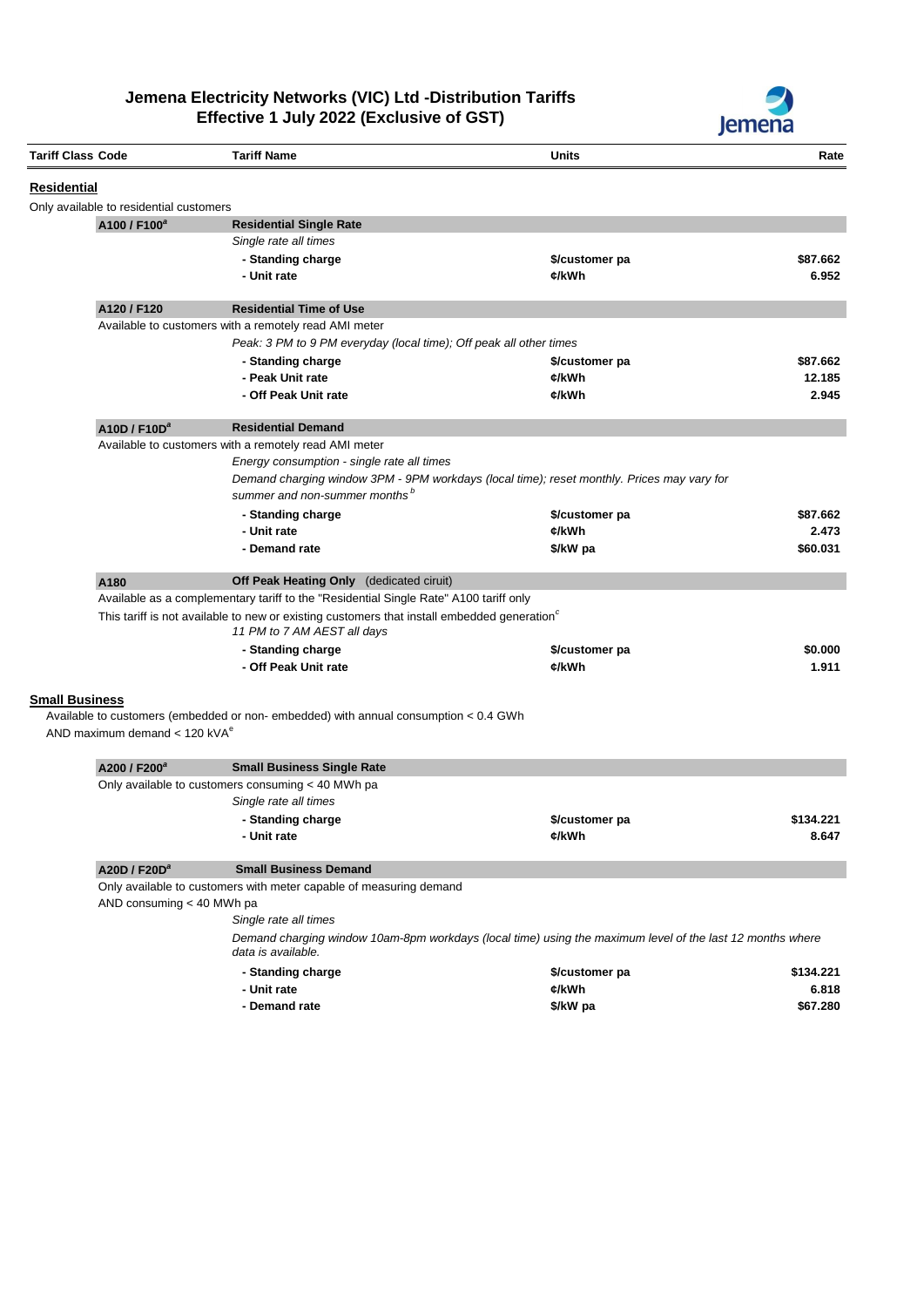# Jemena Electricity Networks (VIC) Ltd -Distribution Tariffs
## Effective 1 July 2022 (Exclusive of GST)

| Tariff Class Code | Tariff Name | Units | Rate |
|---|---|---|---|
| **Residential** | | | |
| Only available to residential customers | | | |
| **A100 / F100[a]** | **Residential Single Rate** | | |
| | *Single rate all times* | | |
| | **- Standing charge** | **$/customer pa** | **$87.662** |
| | **- Unit rate** | **¢/kWh** | **6.952** |
| **A120 / F120** | **Residential Time of Use** | | |
| Available to customers with a remotely read AMI meter | | | |
| | *Peak: 3 PM to 9 PM everyday (local time); Off peak all other times* | | |
| | **- Standing charge** | **$/customer pa** | **$87.662** |
| | **- Peak Unit rate** | **¢/kWh** | **12.185** |
| | **- Off Peak Unit rate** | **¢/kWh** | **2.945** |
| **A10D / F10D[a]** | **Residential Demand** | | |
| Available to customers with a remotely read AMI meter | | | |
| | *Energy consumption - single rate all times* | | |
| | *Demand charging window 3PM - 9PM workdays (local time); reset monthly. Prices may vary for summer and non-summer months[b]* | | |
| | **- Standing charge** | **$/customer pa** | **$87.662** |
| | **- Unit rate** | **¢/kWh** | **2.473** |
| | **- Demand rate** | **$/kW pa** | **$60.031** |
| **A180** | **Off Peak Heating Only** (dedicated ciruit) | | |
| Available as a complementary tariff to the "Residential Single Rate" A100 tariff only | | | |
| This tariff is not available to new or existing customers that install embedded generation[c] | | | |
| | *11 PM to 7 AM AEST all days* | | |
| | **- Standing charge** | **$/customer pa** | **$0.000** |
| | **- Off Peak Unit rate** | **¢/kWh** | **1.911** |
| **Small Business** | | | |
| Available to customers (embedded or non- embedded) with annual consumption < 0.4 GWh AND maximum demand < 120 kVA[e] | | | |
| **A200 / F200[a]** | **Small Business Single Rate** | | |
| Only available to customers consuming < 40 MWh pa | | | |
| | *Single rate all times* | | |
| | **- Standing charge** | **$/customer pa** | **$134.221** |
| | **- Unit rate** | **¢/kWh** | **8.647** |
| **A20D / F20D[a]** | **Small Business Demand** | | |
| Only available to customers with meter capable of measuring demand AND consuming < 40 MWh pa | | | |
| | *Single rate all times* | | |
| | *Demand charging window 10am-8pm workdays (local time) using the maximum level of the last 12 months where data is available.* | | |
| | **- Standing charge** | **$/customer pa** | **$134.221** |
| | **- Unit rate** | **¢/kWh** | **6.818** |
| | **- Demand rate** | **$/kW pa** | **$67.280** |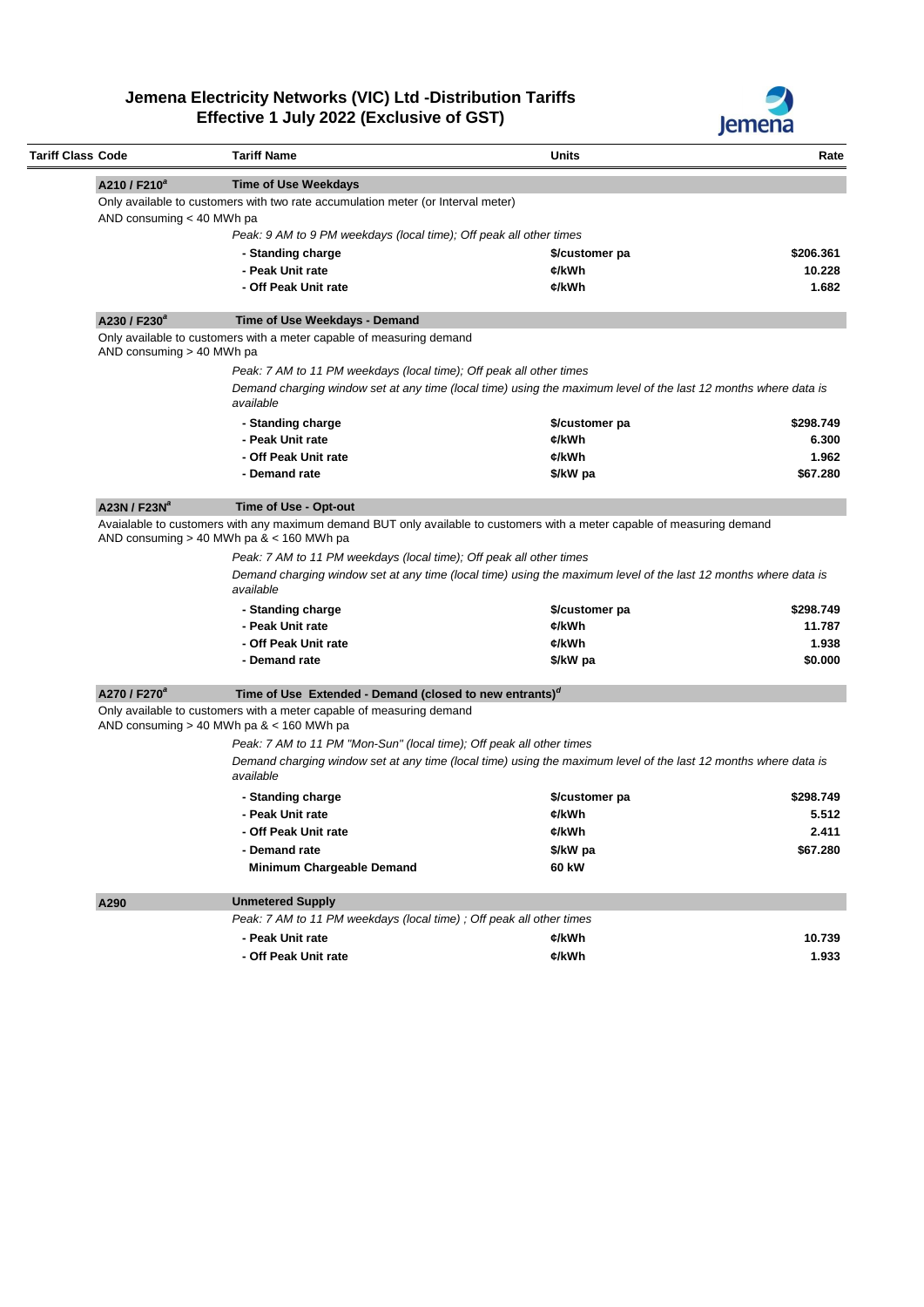# Jemena Electricity Networks (VIC) Ltd -Distribution Tariffs
## Effective 1 July 2022 (Exclusive of GST)

| Tariff Class Code | Tariff Name | Units | Rate |
|---|---|---|---|
| **A210 / F210[a]** | **Time of Use Weekdays** | | |
| Only available to customers with two rate accumulation meter (or Interval meter) AND consuming < 40 MWh pa | | | |
| | *Peak: 9 AM to 9 PM weekdays (local time); Off peak all other times* | | |
| | **- Standing charge** | **$/customer pa** | **$206.361** |
| | **- Peak Unit rate** | **¢/kWh** | **10.228** |
| | **- Off Peak Unit rate** | **¢/kWh** | **1.682** |
| **A230 / F230[a]** | **Time of Use Weekdays - Demand** | | |
| Only available to customers with a meter capable of measuring demand AND consuming > 40 MWh pa | | | |
| | *Peak: 7 AM to 11 PM weekdays (local time); Off peak all other times* | | |
| | *Demand charging window set at any time (local time) using the maximum level of the last 12 months where data is available* | | |
| | **- Standing charge** | **$/customer pa** | **$298.749** |
| | **- Peak Unit rate** | **¢/kWh** | **6.300** |
| | **- Off Peak Unit rate** | **¢/kWh** | **1.962** |
| | **- Demand rate** | **$/kW pa** | **$67.280** |
| **A23N / F23N[a]** | **Time of Use - Opt-out** | | |
| Avaialable to customers with any maximum demand BUT only available to customers with a meter capable of measuring demand AND consuming > 40 MWh pa & < 160 MWh pa | | | |
| | *Peak: 7 AM to 11 PM weekdays (local time); Off peak all other times* | | |
| | *Demand charging window set at any time (local time) using the maximum level of the last 12 months where data is available* | | |
| | **- Standing charge** | **$/customer pa** | **$298.749** |
| | **- Peak Unit rate** | **¢/kWh** | **11.787** |
| | **- Off Peak Unit rate** | **¢/kWh** | **1.938** |
| | **- Demand rate** | **$/kW pa** | **$0.000** |
| **A270 / F270[a]** | **Time of Use Extended - Demand (closed to new entrants)[d]** | | |
| Only available to customers with a meter capable of measuring demand AND consuming > 40 MWh pa & < 160 MWh pa | | | |
| | *Peak: 7 AM to 11 PM "Mon-Sun" (local time); Off peak all other times* | | |
| | *Demand charging window set at any time (local time) using the maximum level of the last 12 months where data is available* | | |
| | **- Standing charge** | **$/customer pa** | **$298.749** |
| | **- Peak Unit rate** | **¢/kWh** | **5.512** |
| | **- Off Peak Unit rate** | **¢/kWh** | **2.411** |
| | **- Demand rate** | **$/kW pa** | **$67.280** |
| | **Minimum Chargeable Demand** | **60 kW** | |
| **A290** | **Unmetered Supply** | | |
| | *Peak: 7 AM to 11 PM weekdays (local time) ; Off peak all other times* | | |
| | **- Peak Unit rate** | **¢/kWh** | **10.739** |
| | **- Off Peak Unit rate** | **¢/kWh** | **1.933** |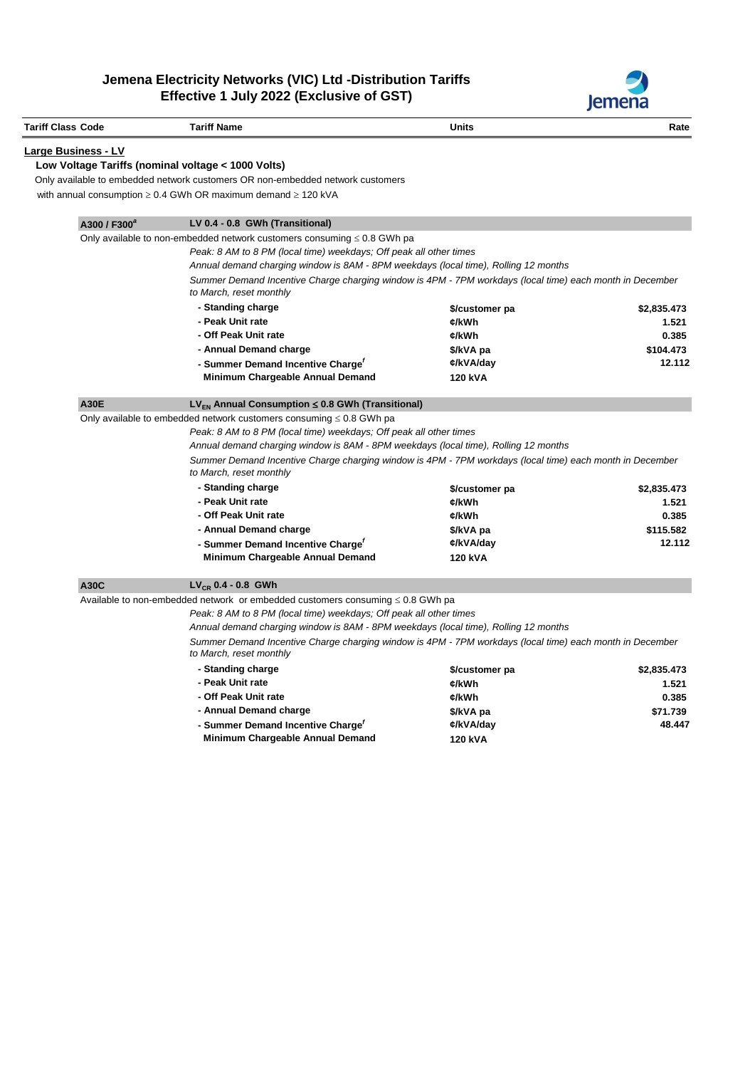# Jemena Electricity Networks (VIC) Ltd -Distribution Tariffs
## Effective 1 July 2022 (Exclusive of GST)

| Tariff Class Code | Tariff Name | Units | Rate |
|---|---|---|---|

### Large Business - LV

**Low Voltage Tariffs (nominal voltage < 1000 Volts)**

Only available to embedded network customers OR non-embedded network customers with annual consumption ≥ 0.4 GWh OR maximum demand ≥ 120 kVA

| Tariff Class Code | Tariff Name | Units | Rate |
|---|---|---|---|
| **A300 / F300[a]** | **LV 0.4 - 0.8 GWh (Transitional)** | | |
| Only available to non-embedded network customers consuming ≤ 0.8 GWh pa | | | |
| | *Peak: 8 AM to 8 PM (local time) weekdays; Off peak all other times* | | |
| | *Annual demand charging window is 8AM - 8PM weekdays (local time), Rolling 12 months* | | |
| | *Summer Demand Incentive Charge charging window is 4PM - 7PM workdays (local time) each month in December to March, reset monthly* | | |
| | **- Standing charge** | $/customer pa | $2,835.473 |
| | **- Peak Unit rate** | ¢/kWh | 1.521 |
| | **- Off Peak Unit rate** | ¢/kWh | 0.385 |
| | **- Annual Demand charge** | $/kVA pa | $104.473 |
| | **- Summer Demand Incentive Charge[f]** | ¢/kVA/day | 12.112 |
| | **Minimum Chargeable Annual Demand** | 120 kVA | |
| **A30E** | **$LV_{EN}$ Annual Consumption ≤ 0.8 GWh (Transitional)** | | |
| Only available to embedded network customers consuming ≤ 0.8 GWh pa | | | |
| | *Peak: 8 AM to 8 PM (local time) weekdays; Off peak all other times* | | |
| | *Annual demand charging window is 8AM - 8PM weekdays (local time), Rolling 12 months* | | |
| | *Summer Demand Incentive Charge charging window is 4PM - 7PM workdays (local time) each month in December to March, reset monthly* | | |
| | **- Standing charge** | $/customer pa | $2,835.473 |
| | **- Peak Unit rate** | ¢/kWh | 1.521 |
| | **- Off Peak Unit rate** | ¢/kWh | 0.385 |
| | **- Annual Demand charge** | $/kVA pa | $115.582 |
| | **- Summer Demand Incentive Charge[f]** | ¢/kVA/day | 12.112 |
| | **Minimum Chargeable Annual Demand** | 120 kVA | |
| **A30C** | **$LV_{CR}$ 0.4 - 0.8 GWh** | | |
| Available to non-embedded network or embedded customers consuming ≤ 0.8 GWh pa | | | |
| | *Peak: 8 AM to 8 PM (local time) weekdays; Off peak all other times* | | |
| | *Annual demand charging window is 8AM - 8PM weekdays (local time), Rolling 12 months* | | |
| | *Summer Demand Incentive Charge charging window is 4PM - 7PM workdays (local time) each month in December to March, reset monthly* | | |
| | **- Standing charge** | $/customer pa | $2,835.473 |
| | **- Peak Unit rate** | ¢/kWh | 1.521 |
| | **- Off Peak Unit rate** | ¢/kWh | 0.385 |
| | **- Annual Demand charge** | $/kVA pa | $71.739 |
| | **- Summer Demand Incentive Charge[f]** | ¢/kVA/day | 48.447 |
| | **Minimum Chargeable Annual Demand** | 120 kVA | |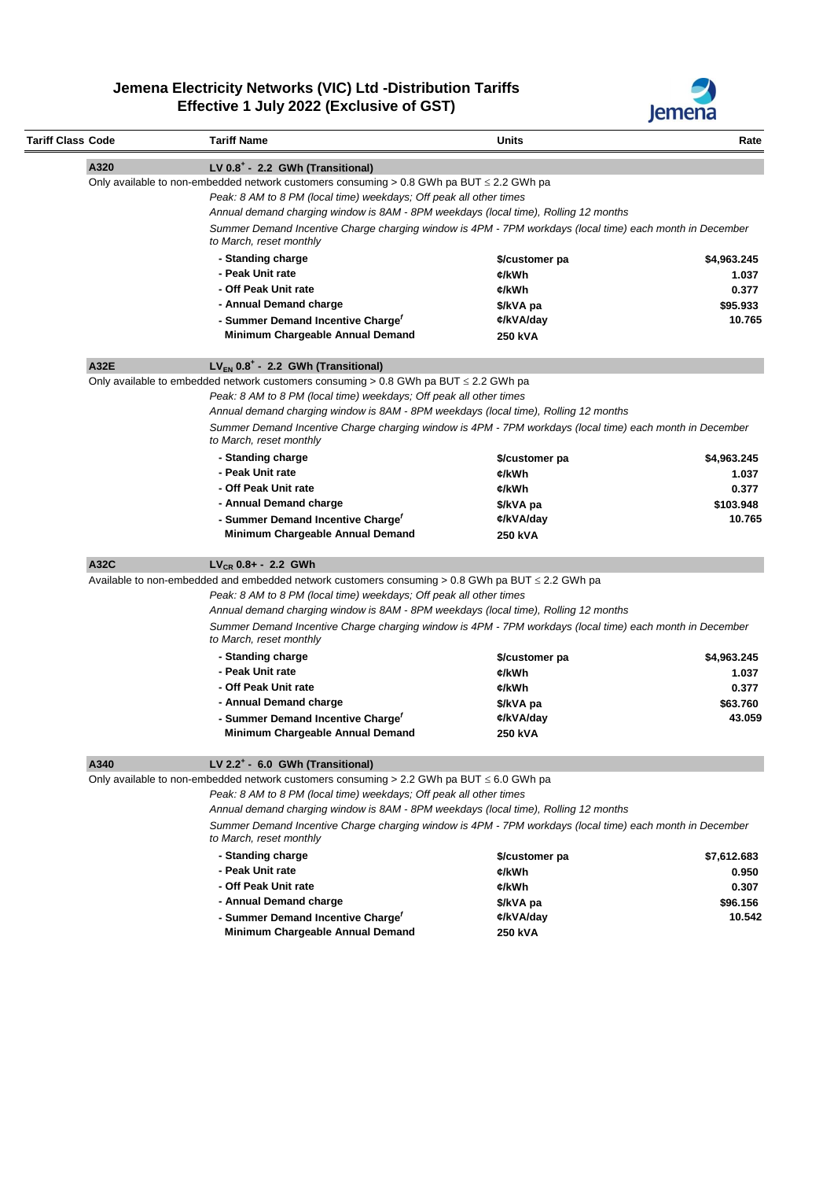# Jemena Electricity Networks (VIC) Ltd -Distribution Tariffs
## Effective 1 July 2022 (Exclusive of GST)

| Tariff Class Code | Tariff Name | Units | Rate |
|---|---|---|---|
| **A320** | **LV 0.8[+] - 2.2 GWh (Transitional)** | | |
| Only available to non-embedded network customers consuming > 0.8 GWh pa BUT ≤ 2.2 GWh pa | | | |
| | *Peak: 8 AM to 8 PM (local time) weekdays; Off peak all other times* | | |
| | *Annual demand charging window is 8AM - 8PM weekdays (local time), Rolling 12 months* | | |
| | *Summer Demand Incentive Charge charging window is 4PM - 7PM workdays (local time) each month in December to March, reset monthly* | | |
| | **- Standing charge** | **$/customer pa** | **$4,963.245** |
| | **- Peak Unit rate** | **¢/kWh** | **1.037** |
| | **- Off Peak Unit rate** | **¢/kWh** | **0.377** |
| | **- Annual Demand charge** | **$/kVA pa** | **$95.933** |
| | **- Summer Demand Incentive Charge[f]** | **¢/kVA/day** | **10.765** |
| | **Minimum Chargeable Annual Demand** | **250 kVA** | |
| **A32E** | **$LV_{EN}$ 0.8[+] - 2.2 GWh (Transitional)** | | |
| Only available to embedded network customers consuming > 0.8 GWh pa BUT ≤ 2.2 GWh pa | | | |
| | *Peak: 8 AM to 8 PM (local time) weekdays; Off peak all other times* | | |
| | *Annual demand charging window is 8AM - 8PM weekdays (local time), Rolling 12 months* | | |
| | *Summer Demand Incentive Charge charging window is 4PM - 7PM workdays (local time) each month in December to March, reset monthly* | | |
| | **- Standing charge** | **$/customer pa** | **$4,963.245** |
| | **- Peak Unit rate** | **¢/kWh** | **1.037** |
| | **- Off Peak Unit rate** | **¢/kWh** | **0.377** |
| | **- Annual Demand charge** | **$/kVA pa** | **$103.948** |
| | **- Summer Demand Incentive Charge[f]** | **¢/kVA/day** | **10.765** |
| | **Minimum Chargeable Annual Demand** | **250 kVA** | |
| **A32C** | **$LV_{CR}$ 0.8+ - 2.2 GWh** | | |
| Available to non-embedded and embedded network customers consuming > 0.8 GWh pa BUT ≤ 2.2 GWh pa | | | |
| | *Peak: 8 AM to 8 PM (local time) weekdays; Off peak all other times* | | |
| | *Annual demand charging window is 8AM - 8PM weekdays (local time), Rolling 12 months* | | |
| | *Summer Demand Incentive Charge charging window is 4PM - 7PM workdays (local time) each month in December to March, reset monthly* | | |
| | **- Standing charge** | **$/customer pa** | **$4,963.245** |
| | **- Peak Unit rate** | **¢/kWh** | **1.037** |
| | **- Off Peak Unit rate** | **¢/kWh** | **0.377** |
| | **- Annual Demand charge** | **$/kVA pa** | **$63.760** |
| | **- Summer Demand Incentive Charge[f]** | **¢/kVA/day** | **43.059** |
| | **Minimum Chargeable Annual Demand** | **250 kVA** | |
| **A340** | **LV 2.2[+] - 6.0 GWh (Transitional)** | | |
| Only available to non-embedded network customers consuming > 2.2 GWh pa BUT ≤ 6.0 GWh pa | | | |
| | *Peak: 8 AM to 8 PM (local time) weekdays; Off peak all other times* | | |
| | *Annual demand charging window is 8AM - 8PM weekdays (local time), Rolling 12 months* | | |
| | *Summer Demand Incentive Charge charging window is 4PM - 7PM workdays (local time) each month in December to March, reset monthly* | | |
| | **- Standing charge** | **$/customer pa** | **$7,612.683** |
| | **- Peak Unit rate** | **¢/kWh** | **0.950** |
| | **- Off Peak Unit rate** | **¢/kWh** | **0.307** |
| | **- Annual Demand charge** | **$/kVA pa** | **$96.156** |
| | **- Summer Demand Incentive Charge[f]** | **¢/kVA/day** | **10.542** |
| | **Minimum Chargeable Annual Demand** | **250 kVA** | |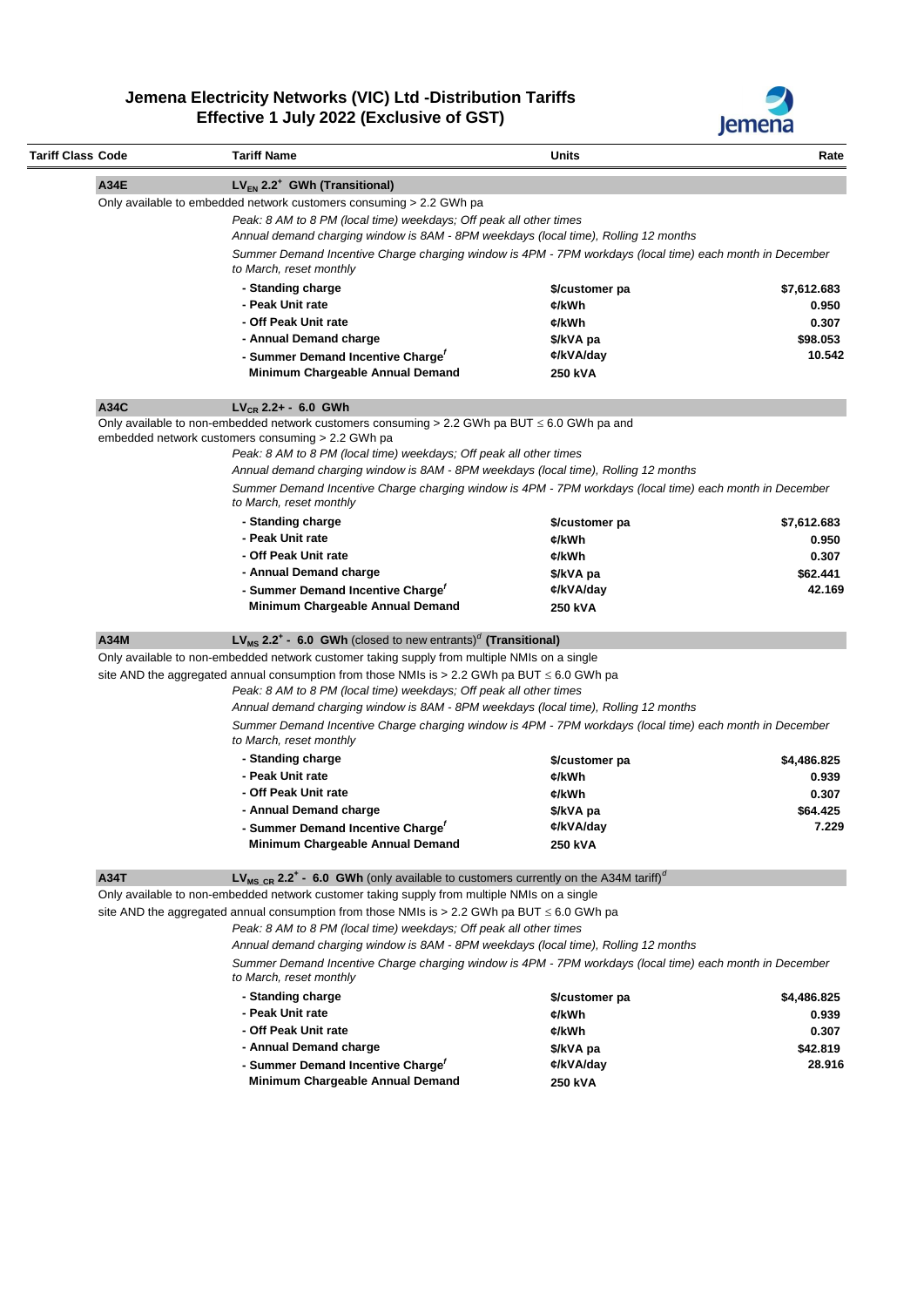# Jemena Electricity Networks (VIC) Ltd -Distribution Tariffs
## Effective 1 July 2022 (Exclusive of GST)

| Tariff Class Code | Tariff Name | Units | Rate |
|---|---|---|---|
| **A34E** | **$LV_{EN}$ 2.2$^{+}$ GWh (Transitional)** | | |
| Only available to embedded network customers consuming > 2.2 GWh pa | | | |
| | *Peak: 8 AM to 8 PM (local time) weekdays; Off peak all other times* | | |
| | *Annual demand charging window is 8AM - 8PM weekdays (local time), Rolling 12 months* | | |
| | *Summer Demand Incentive Charge charging window is 4PM - 7PM workdays (local time) each month in December to March, reset monthly* | | |
| | **- Standing charge** | **\$/customer pa** | **\$7,612.683** |
| | **- Peak Unit rate** | **¢/kWh** | **0.950** |
| | **- Off Peak Unit rate** | **¢/kWh** | **0.307** |
| | **- Annual Demand charge** | **\$/kVA pa** | **\$98.053** |
| | **- Summer Demand Incentive Charge**[f] | **¢/kVA/day** | **10.542** |
| | **Minimum Chargeable Annual Demand** | **250 kVA** | |
| **A34C** | **$LV_{CR}$ 2.2+ - 6.0 GWh** | | |
| Only available to non-embedded network customers consuming > 2.2 GWh pa BUT ≤ 6.0 GWh pa and embedded network customers consuming > 2.2 GWh pa | | | |
| | *Peak: 8 AM to 8 PM (local time) weekdays; Off peak all other times* | | |
| | *Annual demand charging window is 8AM - 8PM weekdays (local time), Rolling 12 months* | | |
| | *Summer Demand Incentive Charge charging window is 4PM - 7PM workdays (local time) each month in December to March, reset monthly* | | |
| | **- Standing charge** | **\$/customer pa** | **\$7,612.683** |
| | **- Peak Unit rate** | **¢/kWh** | **0.950** |
| | **- Off Peak Unit rate** | **¢/kWh** | **0.307** |
| | **- Annual Demand charge** | **\$/kVA pa** | **\$62.441** |
| | **- Summer Demand Incentive Charge**[f] | **¢/kVA/day** | **42.169** |
| | **Minimum Chargeable Annual Demand** | **250 kVA** | |
| **A34M** | **$LV_{MS}$ 2.2$^{+}$ - 6.0 GWh** (closed to new entrants)[d] **(Transitional)** | | |
| Only available to non-embedded network customer taking supply from multiple NMIs on a single site AND the aggregated annual consumption from those NMIs is > 2.2 GWh pa BUT ≤ 6.0 GWh pa | | | |
| | *Peak: 8 AM to 8 PM (local time) weekdays; Off peak all other times* | | |
| | *Annual demand charging window is 8AM - 8PM weekdays (local time), Rolling 12 months* | | |
| | *Summer Demand Incentive Charge charging window is 4PM - 7PM workdays (local time) each month in December to March, reset monthly* | | |
| | **- Standing charge** | **\$/customer pa** | **\$4,486.825** |
| | **- Peak Unit rate** | **¢/kWh** | **0.939** |
| | **- Off Peak Unit rate** | **¢/kWh** | **0.307** |
| | **- Annual Demand charge** | **\$/kVA pa** | **\$64.425** |
| | **- Summer Demand Incentive Charge**[f] | **¢/kVA/day** | **7.229** |
| | **Minimum Chargeable Annual Demand** | **250 kVA** | |
| **A34T** | **$LV_{MS\_CR}$ 2.2$^{+}$ - 6.0 GWh** (only available to customers currently on the A34M tariff)[d] | | |
| Only available to non-embedded network customer taking supply from multiple NMIs on a single site AND the aggregated annual consumption from those NMIs is > 2.2 GWh pa BUT ≤ 6.0 GWh pa | | | |
| | *Peak: 8 AM to 8 PM (local time) weekdays; Off peak all other times* | | |
| | *Annual demand charging window is 8AM - 8PM weekdays (local time), Rolling 12 months* | | |
| | *Summer Demand Incentive Charge charging window is 4PM - 7PM workdays (local time) each month in December to March, reset monthly* | | |
| | **- Standing charge** | **\$/customer pa** | **\$4,486.825** |
| | **- Peak Unit rate** | **¢/kWh** | **0.939** |
| | **- Off Peak Unit rate** | **¢/kWh** | **0.307** |
| | **- Annual Demand charge** | **\$/kVA pa** | **\$42.819** |
| | **- Summer Demand Incentive Charge**[f] | **¢/kVA/day** | **28.916** |
| | **Minimum Chargeable Annual Demand** | **250 kVA** | |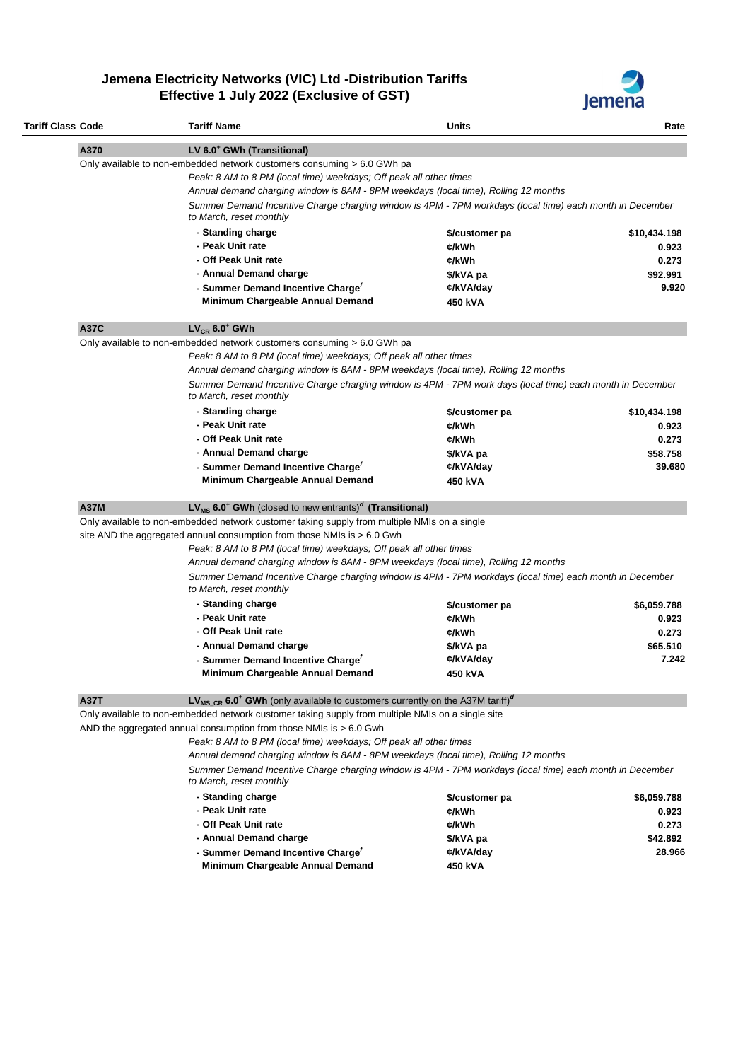# Jemena Electricity Networks (VIC) Ltd -Distribution Tariffs
## Effective 1 July 2022 (Exclusive of GST)

| Tariff Class Code | Tariff Name | Units | Rate |
|---|---|---|---|
| **A370** | **LV 6.0[+] GWh (Transitional)** | | |
| Only available to non-embedded network customers consuming > 6.0 GWh pa | | | |
| | *Peak: 8 AM to 8 PM (local time) weekdays; Off peak all other times* | | |
| | *Annual demand charging window is 8AM - 8PM weekdays (local time), Rolling 12 months* | | |
| | *Summer Demand Incentive Charge charging window is 4PM - 7PM workdays (local time) each month in December to March, reset monthly* | | |
| | **- Standing charge** | **$/customer pa** | **$10,434.198** |
| | **- Peak Unit rate** | **¢/kWh** | **0.923** |
| | **- Off Peak Unit rate** | **¢/kWh** | **0.273** |
| | **- Annual Demand charge** | **$/kVA pa** | **$92.991** |
| | **- Summer Demand Incentive Charge[f]** | **¢/kVA/day** | **9.920** |
| | **Minimum Chargeable Annual Demand** | **450 kVA** | |
| **A37C** | **$LV_{CR}$ 6.0[+] GWh** | | |
| Only available to non-embedded network customers consuming > 6.0 GWh pa | | | |
| | *Peak: 8 AM to 8 PM (local time) weekdays; Off peak all other times* | | |
| | *Annual demand charging window is 8AM - 8PM weekdays (local time), Rolling 12 months* | | |
| | *Summer Demand Incentive Charge charging window is 4PM - 7PM work days (local time) each month in December to March, reset monthly* | | |
| | **- Standing charge** | **$/customer pa** | **$10,434.198** |
| | **- Peak Unit rate** | **¢/kWh** | **0.923** |
| | **- Off Peak Unit rate** | **¢/kWh** | **0.273** |
| | **- Annual Demand charge** | **$/kVA pa** | **$58.758** |
| | **- Summer Demand Incentive Charge[f]** | **¢/kVA/day** | **39.680** |
| | **Minimum Chargeable Annual Demand** | **450 kVA** | |
| **A37M** | **$LV_{MS}$ 6.0[+] GWh** (closed to new entrants)[d] **(Transitional)** | | |
| Only available to non-embedded network customer taking supply from multiple NMIs on a single site AND the aggregated annual consumption from those NMIs is > 6.0 Gwh | | | |
| | *Peak: 8 AM to 8 PM (local time) weekdays; Off peak all other times* | | |
| | *Annual demand charging window is 8AM - 8PM weekdays (local time), Rolling 12 months* | | |
| | *Summer Demand Incentive Charge charging window is 4PM - 7PM workdays (local time) each month in December to March, reset monthly* | | |
| | **- Standing charge** | **$/customer pa** | **$6,059.788** |
| | **- Peak Unit rate** | **¢/kWh** | **0.923** |
| | **- Off Peak Unit rate** | **¢/kWh** | **0.273** |
| | **- Annual Demand charge** | **$/kVA pa** | **$65.510** |
| | **- Summer Demand Incentive Charge[f]** | **¢/kVA/day** | **7.242** |
| | **Minimum Chargeable Annual Demand** | **450 kVA** | |
| **A37T** | **$LV_{MS\ CR}$ 6.0[+] GWh** (only available to customers currently on the A37M tariff)[d] | | |
| Only available to non-embedded network customer taking supply from multiple NMIs on a single site AND the aggregated annual consumption from those NMIs is > 6.0 Gwh | | | |
| | *Peak: 8 AM to 8 PM (local time) weekdays; Off peak all other times* | | |
| | *Annual demand charging window is 8AM - 8PM weekdays (local time), Rolling 12 months* | | |
| | *Summer Demand Incentive Charge charging window is 4PM - 7PM workdays (local time) each month in December to March, reset monthly* | | |
| | **- Standing charge** | **$/customer pa** | **$6,059.788** |
| | **- Peak Unit rate** | **¢/kWh** | **0.923** |
| | **- Off Peak Unit rate** | **¢/kWh** | **0.273** |
| | **- Annual Demand charge** | **$/kVA pa** | **$42.892** |
| | **- Summer Demand Incentive Charge[f]** | **¢/kVA/day** | **28.966** |
| | **Minimum Chargeable Annual Demand** | **450 kVA** | |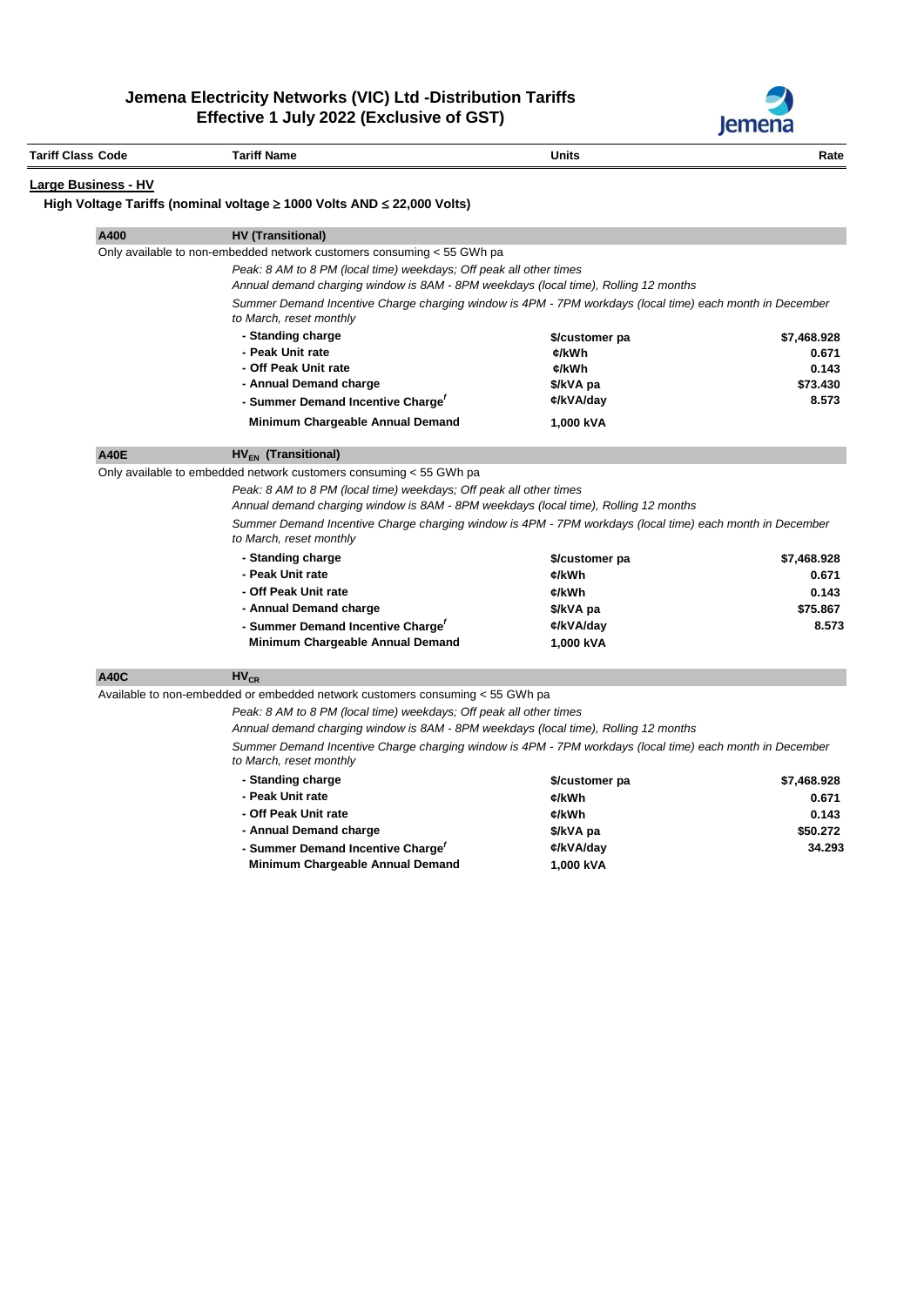# Jemena Electricity Networks (VIC) Ltd -Distribution Tariffs
# Effective 1 July 2022 (Exclusive of GST)

| Tariff Class Code | Tariff Name | Units | Rate |
|---|---|---|---|

## Large Business - HV

### High Voltage Tariffs (nominal voltage ≥ 1000 Volts AND ≤ 22,000 Volts)

| Tariff Class Code | Tariff Name | Units | Rate |
|---|---|---|---|
| **A400** | **HV (Transitional)** | | |
| Only available to non-embedded network customers consuming < 55 GWh pa | | | |
| | *Peak: 8 AM to 8 PM (local time) weekdays; Off peak all other times* | | |
| | *Annual demand charging window is 8AM - 8PM weekdays (local time), Rolling 12 months* | | |
| | *Summer Demand Incentive Charge charging window is 4PM - 7PM workdays (local time) each month in December to March, reset monthly* | | |
| | **- Standing charge** | **$/customer pa** | **$7,468.928** |
| | **- Peak Unit rate** | **¢/kWh** | **0.671** |
| | **- Off Peak Unit rate** | **¢/kWh** | **0.143** |
| | **- Annual Demand charge** | **$/kVA pa** | **$73.430** |
| | **- Summer Demand Incentive Charge[f]** | **¢/kVA/day** | **8.573** |
| | **Minimum Chargeable Annual Demand** | **1,000 kVA** | |
| **A40E** | **$HV_{EN}$ (Transitional)** | | |
| Only available to embedded network customers consuming < 55 GWh pa | | | |
| | *Peak: 8 AM to 8 PM (local time) weekdays; Off peak all other times* | | |
| | *Annual demand charging window is 8AM - 8PM weekdays (local time), Rolling 12 months* | | |
| | *Summer Demand Incentive Charge charging window is 4PM - 7PM workdays (local time) each month in December to March, reset monthly* | | |
| | **- Standing charge** | **$/customer pa** | **$7,468.928** |
| | **- Peak Unit rate** | **¢/kWh** | **0.671** |
| | **- Off Peak Unit rate** | **¢/kWh** | **0.143** |
| | **- Annual Demand charge** | **$/kVA pa** | **$75.867** |
| | **- Summer Demand Incentive Charge[f]** | **¢/kVA/day** | **8.573** |
| | **Minimum Chargeable Annual Demand** | **1,000 kVA** | |
| **A40C** | **$HV_{CR}$** | | |
| Available to non-embedded or embedded network customers consuming < 55 GWh pa | | | |
| | *Peak: 8 AM to 8 PM (local time) weekdays; Off peak all other times* | | |
| | *Annual demand charging window is 8AM - 8PM weekdays (local time), Rolling 12 months* | | |
| | *Summer Demand Incentive Charge charging window is 4PM - 7PM workdays (local time) each month in December to March, reset monthly* | | |
| | **- Standing charge** | **$/customer pa** | **$7,468.928** |
| | **- Peak Unit rate** | **¢/kWh** | **0.671** |
| | **- Off Peak Unit rate** | **¢/kWh** | **0.143** |
| | **- Annual Demand charge** | **$/kVA pa** | **$50.272** |
| | **- Summer Demand Incentive Charge[f]** | **¢/kVA/day** | **34.293** |
| | **Minimum Chargeable Annual Demand** | **1,000 kVA** | |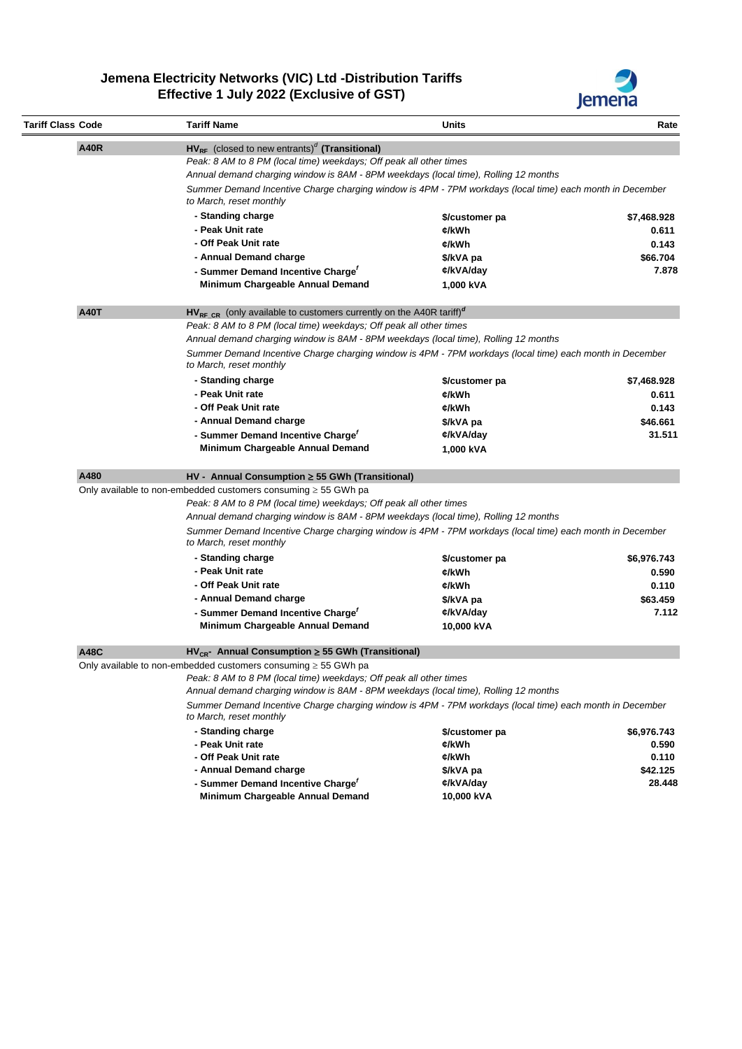# Jemena Electricity Networks (VIC) Ltd -Distribution Tariffs
## Effective 1 July 2022 (Exclusive of GST)

| Tariff Class Code | Tariff Name | Units | Rate |
|---|---|---|---|
| **A40R** | **$HV_{RF}$ (closed to new entrants)[d] (Transitional)** | | |
| | *Peak: 8 AM to 8 PM (local time) weekdays; Off peak all other times* | | |
| | *Annual demand charging window is 8AM - 8PM weekdays (local time), Rolling 12 months* | | |
| | *Summer Demand Incentive Charge charging window is 4PM - 7PM workdays (local time) each month in December to March, reset monthly* | | |
| | **- Standing charge** | **\$/customer pa** | **\$7,468.928** |
| | **- Peak Unit rate** | **¢/kWh** | **0.611** |
| | **- Off Peak Unit rate** | **¢/kWh** | **0.143** |
| | **- Annual Demand charge** | **\$/kVA pa** | **\$66.704** |
| | **- Summer Demand Incentive Charge[f]** | **¢/kVA/day** | **7.878** |
| | **Minimum Chargeable Annual Demand** | **1,000 kVA** | |
| **A40T** | **$HV_{RF\_CR}$ (only available to customers currently on the A40R tariff)[d]** | | |
| | *Peak: 8 AM to 8 PM (local time) weekdays; Off peak all other times* | | |
| | *Annual demand charging window is 8AM - 8PM weekdays (local time), Rolling 12 months* | | |
| | *Summer Demand Incentive Charge charging window is 4PM - 7PM workdays (local time) each month in December to March, reset monthly* | | |
| | **- Standing charge** | **\$/customer pa** | **\$7,468.928** |
| | **- Peak Unit rate** | **¢/kWh** | **0.611** |
| | **- Off Peak Unit rate** | **¢/kWh** | **0.143** |
| | **- Annual Demand charge** | **\$/kVA pa** | **\$46.661** |
| | **- Summer Demand Incentive Charge[f]** | **¢/kVA/day** | **31.511** |
| | **Minimum Chargeable Annual Demand** | **1,000 kVA** | |
| **A480** | **HV - Annual Consumption ≥ 55 GWh (Transitional)** | | |
| Only available to non-embedded customers consuming ≥ 55 GWh pa | | | |
| | *Peak: 8 AM to 8 PM (local time) weekdays; Off peak all other times* | | |
| | *Annual demand charging window is 8AM - 8PM weekdays (local time), Rolling 12 months* | | |
| | *Summer Demand Incentive Charge charging window is 4PM - 7PM workdays (local time) each month in December to March, reset monthly* | | |
| | **- Standing charge** | **\$/customer pa** | **\$6,976.743** |
| | **- Peak Unit rate** | **¢/kWh** | **0.590** |
| | **- Off Peak Unit rate** | **¢/kWh** | **0.110** |
| | **- Annual Demand charge** | **\$/kVA pa** | **\$63.459** |
| | **- Summer Demand Incentive Charge[f]** | **¢/kVA/day** | **7.112** |
| | **Minimum Chargeable Annual Demand** | **10,000 kVA** | |
| **A48C** | **$HV_{CR}$- Annual Consumption ≥ 55 GWh (Transitional)** | | |
| Only available to non-embedded customers consuming ≥ 55 GWh pa | | | |
| | *Peak: 8 AM to 8 PM (local time) weekdays; Off peak all other times* | | |
| | *Annual demand charging window is 8AM - 8PM weekdays (local time), Rolling 12 months* | | |
| | *Summer Demand Incentive Charge charging window is 4PM - 7PM workdays (local time) each month in December to March, reset monthly* | | |
| | **- Standing charge** | **\$/customer pa** | **\$6,976.743** |
| | **- Peak Unit rate** | **¢/kWh** | **0.590** |
| | **- Off Peak Unit rate** | **¢/kWh** | **0.110** |
| | **- Annual Demand charge** | **\$/kVA pa** | **\$42.125** |
| | **- Summer Demand Incentive Charge[f]** | **¢/kVA/day** | **28.448** |
| | **Minimum Chargeable Annual Demand** | **10,000 kVA** | |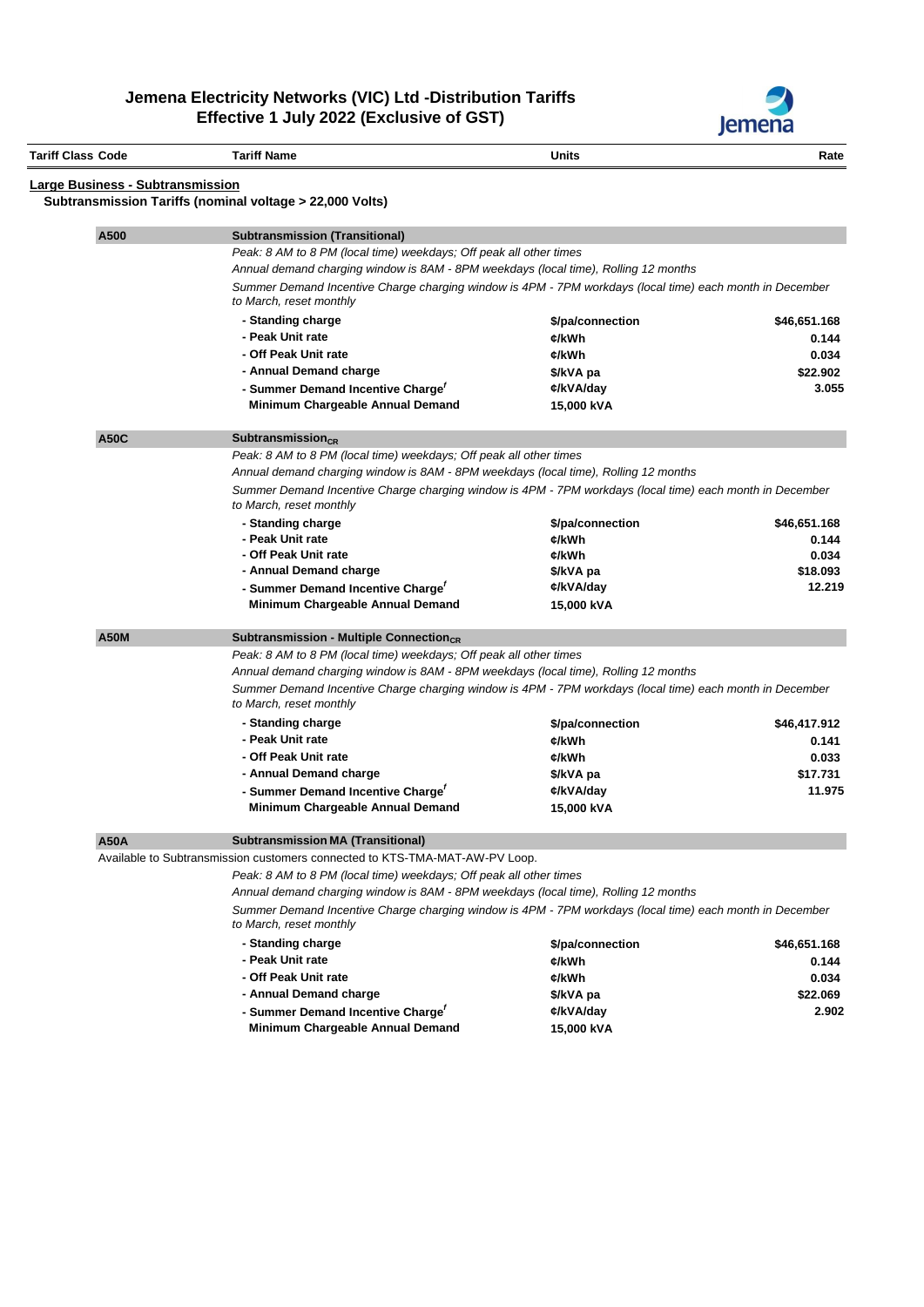# Jemena Electricity Networks (VIC) Ltd -Distribution Tariffs
## Effective 1 July 2022 (Exclusive of GST)

| Tariff Class Code | Tariff Name | Units | Rate |
|---|---|---|---|

**Large Business - Subtransmission**

**Subtransmission Tariffs (nominal voltage > 22,000 Volts)**

| Tariff Class Code | Tariff Name | Units | Rate |
|---|---|---|---|
| **A500** | **Subtransmission (Transitional)** | | |
| | *Peak: 8 AM to 8 PM (local time) weekdays; Off peak all other times* | | |
| | *Annual demand charging window is 8AM - 8PM weekdays (local time), Rolling 12 months* | | |
| | *Summer Demand Incentive Charge charging window is 4PM - 7PM workdays (local time) each month in December to March, reset monthly* | | |
| | **- Standing charge** | **$/pa/connection** | **$46,651.168** |
| | **- Peak Unit rate** | **¢/kWh** | **0.144** |
| | **- Off Peak Unit rate** | **¢/kWh** | **0.034** |
| | **- Annual Demand charge** | **$/kVA pa** | **$22.902** |
| | **- Summer Demand Incentive Charge**[f] | **¢/kVA/day** | **3.055** |
| | **Minimum Chargeable Annual Demand** | **15,000 kVA** | |
| **A50C** | **Subtransmission$_{CR}$** | | |
| | *Peak: 8 AM to 8 PM (local time) weekdays; Off peak all other times* | | |
| | *Annual demand charging window is 8AM - 8PM weekdays (local time), Rolling 12 months* | | |
| | *Summer Demand Incentive Charge charging window is 4PM - 7PM workdays (local time) each month in December to March, reset monthly* | | |
| | **- Standing charge** | **$/pa/connection** | **$46,651.168** |
| | **- Peak Unit rate** | **¢/kWh** | **0.144** |
| | **- Off Peak Unit rate** | **¢/kWh** | **0.034** |
| | **- Annual Demand charge** | **$/kVA pa** | **$18.093** |
| | **- Summer Demand Incentive Charge**[f] | **¢/kVA/day** | **12.219** |
| | **Minimum Chargeable Annual Demand** | **15,000 kVA** | |
| **A50M** | **Subtransmission - Multiple Connection$_{CR}$** | | |
| | *Peak: 8 AM to 8 PM (local time) weekdays; Off peak all other times* | | |
| | *Annual demand charging window is 8AM - 8PM weekdays (local time), Rolling 12 months* | | |
| | *Summer Demand Incentive Charge charging window is 4PM - 7PM workdays (local time) each month in December to March, reset monthly* | | |
| | **- Standing charge** | **$/pa/connection** | **$46,417.912** |
| | **- Peak Unit rate** | **¢/kWh** | **0.141** |
| | **- Off Peak Unit rate** | **¢/kWh** | **0.033** |
| | **- Annual Demand charge** | **$/kVA pa** | **$17.731** |
| | **- Summer Demand Incentive Charge**[f] | **¢/kVA/day** | **11.975** |
| | **Minimum Chargeable Annual Demand** | **15,000 kVA** | |
| **A50A** | **Subtransmission MA (Transitional)** | | |
| | Available to Subtransmission customers connected to KTS-TMA-MAT-AW-PV Loop. | | |
| | *Peak: 8 AM to 8 PM (local time) weekdays; Off peak all other times* | | |
| | *Annual demand charging window is 8AM - 8PM weekdays (local time), Rolling 12 months* | | |
| | *Summer Demand Incentive Charge charging window is 4PM - 7PM workdays (local time) each month in December to March, reset monthly* | | |
| | **- Standing charge** | **$/pa/connection** | **$46,651.168** |
| | **- Peak Unit rate** | **¢/kWh** | **0.144** |
| | **- Off Peak Unit rate** | **¢/kWh** | **0.034** |
| | **- Annual Demand charge** | **$/kVA pa** | **$22.069** |
| | **- Summer Demand Incentive Charge**[f] | **¢/kVA/day** | **2.902** |
| | **Minimum Chargeable Annual Demand** | **15,000 kVA** | |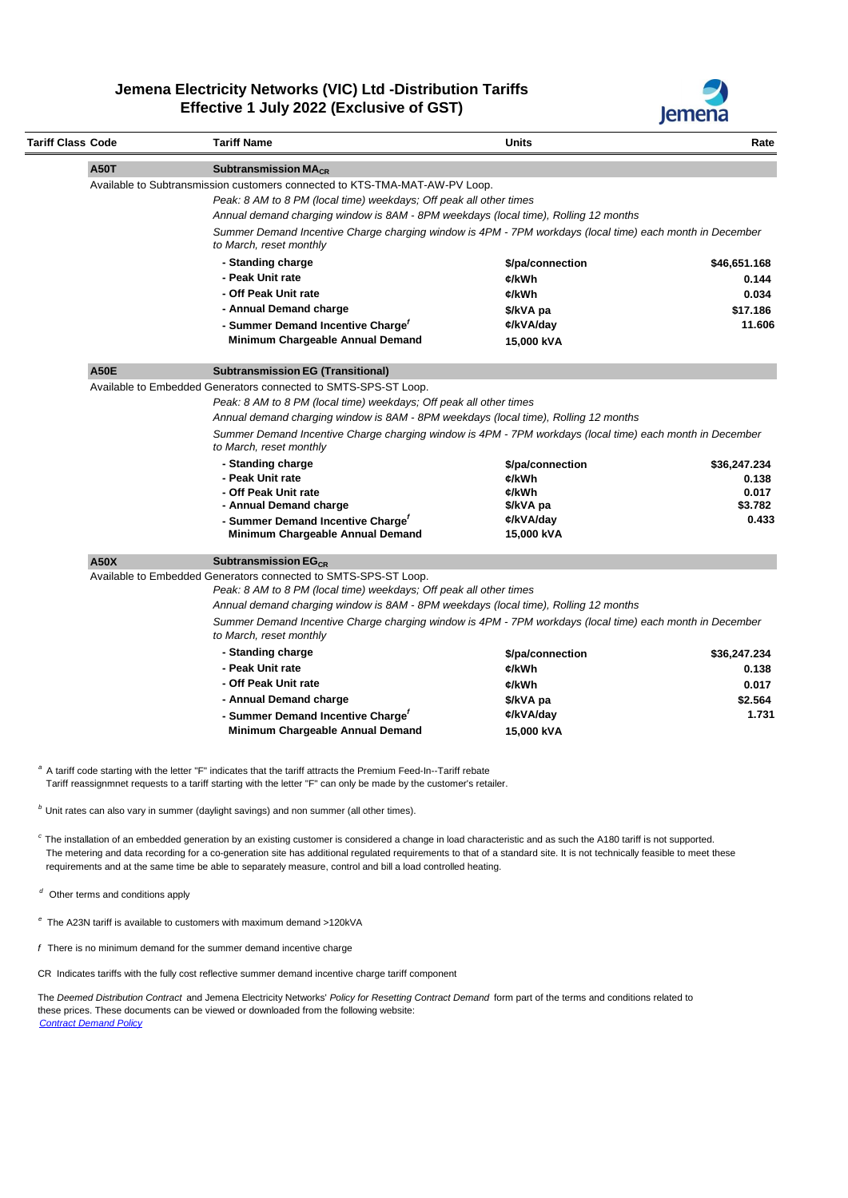# Jemena Electricity Networks (VIC) Ltd -Distribution Tariffs Effective 1 July 2022 (Exclusive of GST)

| Tariff Class Code | Tariff Name | Units | Rate |
|---|---|---|---|
| **A50T** | **Subtransmission MA$_{CR}$** | | |
| Available to Subtransmission customers connected to KTS-TMA-MAT-AW-PV Loop. | | | |
| | *Peak: 8 AM to 8 PM (local time) weekdays; Off peak all other times* | | |
| | *Annual demand charging window is 8AM - 8PM weekdays (local time), Rolling 12 months* | | |
| | *Summer Demand Incentive Charge charging window is 4PM - 7PM workdays (local time) each month in December to March, reset monthly* | | |
| | **- Standing charge** | **\$/pa/connection** | **\$46,651.168** |
| | **- Peak Unit rate** | **¢/kWh** | **0.144** |
| | **- Off Peak Unit rate** | **¢/kWh** | **0.034** |
| | **- Annual Demand charge** | **\$/kVA pa** | **\$17.186** |
| | **- Summer Demand Incentive Charge[f]** | **¢/kVA/day** | **11.606** |
| | **Minimum Chargeable Annual Demand** | **15,000 kVA** | |
| **A50E** | **Subtransmission EG (Transitional)** | | |
| Available to Embedded Generators connected to SMTS-SPS-ST Loop. | | | |
| | *Peak: 8 AM to 8 PM (local time) weekdays; Off peak all other times* | | |
| | *Annual demand charging window is 8AM - 8PM weekdays (local time), Rolling 12 months* | | |
| | *Summer Demand Incentive Charge charging window is 4PM - 7PM workdays (local time) each month in December to March, reset monthly* | | |
| | **- Standing charge** | **\$/pa/connection** | **\$36,247.234** |
| | **- Peak Unit rate** | **¢/kWh** | **0.138** |
| | **- Off Peak Unit rate** | **¢/kWh** | **0.017** |
| | **- Annual Demand charge** | **\$/kVA pa** | **\$3.782** |
| | **- Summer Demand Incentive Charge[f]** | **¢/kVA/day** | **0.433** |
| | **Minimum Chargeable Annual Demand** | **15,000 kVA** | |
| **A50X** | **Subtransmission EG$_{CR}$** | | |
| Available to Embedded Generators connected to SMTS-SPS-ST Loop. | | | |
| | *Peak: 8 AM to 8 PM (local time) weekdays; Off peak all other times* | | |
| | *Annual demand charging window is 8AM - 8PM weekdays (local time), Rolling 12 months* | | |
| | *Summer Demand Incentive Charge charging window is 4PM - 7PM workdays (local time) each month in December to March, reset monthly* | | |
| | **- Standing charge** | **\$/pa/connection** | **\$36,247.234** |
| | **- Peak Unit rate** | **¢/kWh** | **0.138** |
| | **- Off Peak Unit rate** | **¢/kWh** | **0.017** |
| | **- Annual Demand charge** | **\$/kVA pa** | **\$2.564** |
| | **- Summer Demand Incentive Charge[f]** | **¢/kVA/day** | **1.731** |
| | **Minimum Chargeable Annual Demand** | **15,000 kVA** | |

[a] A tariff code starting with the letter "F" indicates that the tariff attracts the Premium Feed-In--Tariff rebate
Tariff reassignmnet requests to a tariff starting with the letter "F" can only be made by the customer's retailer.

[b] Unit rates can also vary in summer (daylight savings) and non summer (all other times).

[c] The installation of an embedded generation by an existing customer is considered a change in load characteristic and as such the A180 tariff is not supported.
The metering and data recording for a co-generation site has additional regulated requirements to that of a standard site. It is not technically feasible to meet these requirements and at the same time be able to separately measure, control and bill a load controlled heating.

[d] Other terms and conditions apply

[e] The A23N tariff is available to customers with maximum demand >120kVA

f There is no minimum demand for the summer demand incentive charge

CR Indicates tariffs with the fully cost reflective summer demand incentive charge tariff component

The *Deemed Distribution Contract* and Jemena Electricity Networks' *Policy for Resetting Contract Demand* form part of the terms and conditions related to these prices. These documents can be viewed or downloaded from the following website:
*Contract Demand Policy*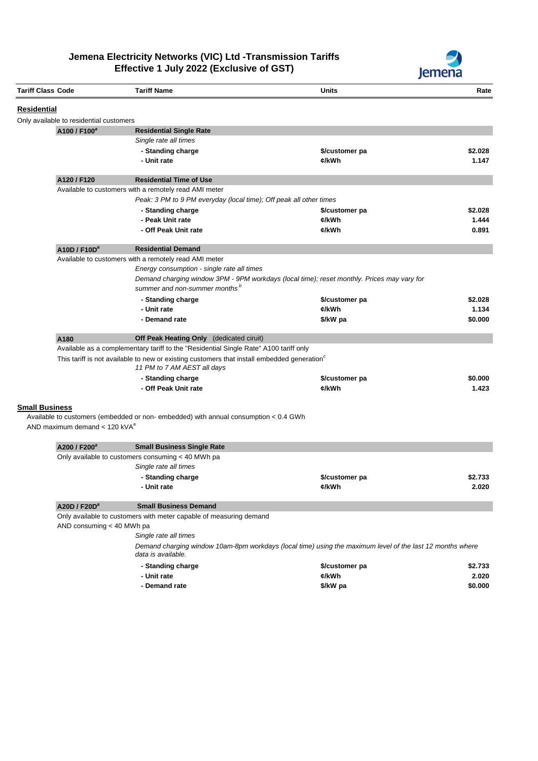# Jemena Electricity Networks (VIC) Ltd -Transmission Tariffs
## Effective 1 July 2022 (Exclusive of GST)

| Tariff Class Code | Tariff Name | Units | Rate |
|---|---|---|---|
| **Residential** | | | |
| Only available to residential customers | | | |
| **A100 / F100[a]** | **Residential Single Rate** | | |
| | *Single rate all times* | | |
| | **- Standing charge** | **$/customer pa** | **$2.028** |
| | **- Unit rate** | **¢/kWh** | **1.147** |
| **A120 / F120** | **Residential Time of Use** | | |
| Available to customers with a remotely read AMI meter | | | |
| | *Peak: 3 PM to 9 PM everyday (local time); Off peak all other times* | | |
| | **- Standing charge** | **$/customer pa** | **$2.028** |
| | **- Peak Unit rate** | **¢/kWh** | **1.444** |
| | **- Off Peak Unit rate** | **¢/kWh** | **0.891** |
| **A10D / F10D[a]** | **Residential Demand** | | |
| Available to customers with a remotely read AMI meter | | | |
| | *Energy consumption - single rate all times* | | |
| | *Demand charging window 3PM - 9PM workdays (local time); reset monthly. Prices may vary for summer and non-summer months[b]* | | |
| | **- Standing charge** | **$/customer pa** | **$2.028** |
| | **- Unit rate** | **¢/kWh** | **1.134** |
| | **- Demand rate** | **$/kW pa** | **$0.000** |
| **A180** | **Off Peak Heating Only** (dedicated ciruit) | | |
| Available as a complementary tariff to the "Residential Single Rate" A100 tariff only | | | |
| This tariff is not available to new or existing customers that install embedded generation[c] | | | |
| | *11 PM to 7 AM AEST all days* | | |
| | **- Standing charge** | **$/customer pa** | **$0.000** |
| | **- Off Peak Unit rate** | **¢/kWh** | **1.423** |
| **Small Business** | | | |
| Available to customers (embedded or non- embedded) with annual consumption < 0.4 GWh AND maximum demand < 120 kVA[e] | | | |
| **A200 / F200[a]** | **Small Business Single Rate** | | |
| Only available to customers consuming < 40 MWh pa | | | |
| | *Single rate all times* | | |
| | **- Standing charge** | **$/customer pa** | **$2.733** |
| | **- Unit rate** | **¢/kWh** | **2.020** |
| **A20D / F20D[a]** | **Small Business Demand** | | |
| Only available to customers with meter capable of measuring demand AND consuming < 40 MWh pa | | | |
| | *Single rate all times* | | |
| | *Demand charging window 10am-8pm workdays (local time) using the maximum level of the last 12 months where data is available.* | | |
| | **- Standing charge** | **$/customer pa** | **$2.733** |
| | **- Unit rate** | **¢/kWh** | **2.020** |
| | **- Demand rate** | **$/kW pa** | **$0.000** |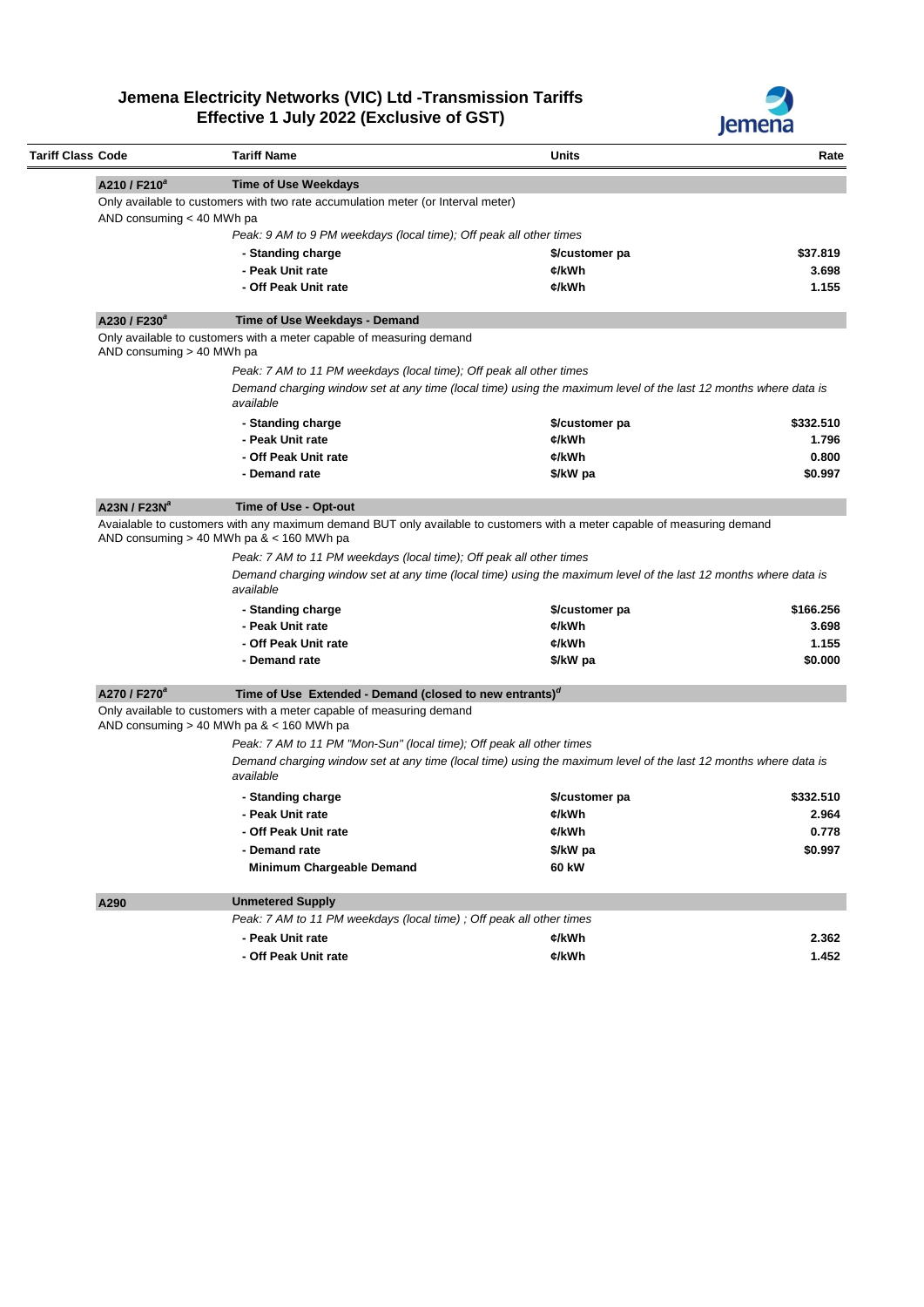# Jemena Electricity Networks (VIC) Ltd -Transmission Tariffs
## Effective 1 July 2022 (Exclusive of GST)

| Tariff Class Code | Tariff Name | Units | Rate |
|---|---|---|---|
| **A210 / F210[a]** | **Time of Use Weekdays** | | |
| Only available to customers with two rate accumulation meter (or Interval meter) AND consuming < 40 MWh pa | | | |
| | *Peak: 9 AM to 9 PM weekdays (local time); Off peak all other times* | | |
| | **- Standing charge** | **$/customer pa** | **$37.819** |
| | **- Peak Unit rate** | **¢/kWh** | **3.698** |
| | **- Off Peak Unit rate** | **¢/kWh** | **1.155** |
| **A230 / F230[a]** | **Time of Use Weekdays - Demand** | | |
| Only available to customers with a meter capable of measuring demand AND consuming > 40 MWh pa | | | |
| | *Peak: 7 AM to 11 PM weekdays (local time); Off peak all other times* | | |
| | *Demand charging window set at any time (local time) using the maximum level of the last 12 months where data is available* | | |
| | **- Standing charge** | **$/customer pa** | **$332.510** |
| | **- Peak Unit rate** | **¢/kWh** | **1.796** |
| | **- Off Peak Unit rate** | **¢/kWh** | **0.800** |
| | **- Demand rate** | **$/kW pa** | **$0.997** |
| **A23N / F23N[a]** | **Time of Use - Opt-out** | | |
| Avaialable to customers with any maximum demand BUT only available to customers with a meter capable of measuring demand AND consuming > 40 MWh pa & < 160 MWh pa | | | |
| | *Peak: 7 AM to 11 PM weekdays (local time); Off peak all other times* | | |
| | *Demand charging window set at any time (local time) using the maximum level of the last 12 months where data is available* | | |
| | **- Standing charge** | **$/customer pa** | **$166.256** |
| | **- Peak Unit rate** | **¢/kWh** | **3.698** |
| | **- Off Peak Unit rate** | **¢/kWh** | **1.155** |
| | **- Demand rate** | **$/kW pa** | **$0.000** |
| **A270 / F270[a]** | **Time of Use Extended - Demand (closed to new entrants)[d]** | | |
| Only available to customers with a meter capable of measuring demand AND consuming > 40 MWh pa & < 160 MWh pa | | | |
| | *Peak: 7 AM to 11 PM "Mon-Sun" (local time); Off peak all other times* | | |
| | *Demand charging window set at any time (local time) using the maximum level of the last 12 months where data is available* | | |
| | **- Standing charge** | **$/customer pa** | **$332.510** |
| | **- Peak Unit rate** | **¢/kWh** | **2.964** |
| | **- Off Peak Unit rate** | **¢/kWh** | **0.778** |
| | **- Demand rate** | **$/kW pa** | **$0.997** |
| | **Minimum Chargeable Demand** | **60 kW** | |
| **A290** | **Unmetered Supply** | | |
| | *Peak: 7 AM to 11 PM weekdays (local time) ; Off peak all other times* | | |
| | **- Peak Unit rate** | **¢/kWh** | **2.362** |
| | **- Off Peak Unit rate** | **¢/kWh** | **1.452** |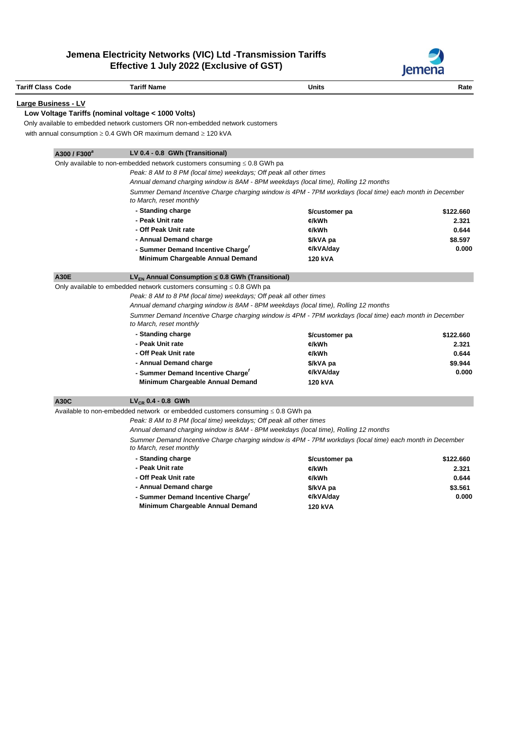# Jemena Electricity Networks (VIC) Ltd -Transmission Tariffs
## Effective 1 July 2022 (Exclusive of GST)

| Tariff Class Code | Tariff Name | Units | Rate |
|---|---|---|---|

### Large Business - LV

**Low Voltage Tariffs (nominal voltage < 1000 Volts)**

Only available to embedded network customers OR non-embedded network customers
with annual consumption ≥ 0.4 GWh OR maximum demand ≥ 120 kVA

| Tariff Class Code | Tariff Name | Units | Rate |
|---|---|---|---|
| **A300 / F300**[a] | **LV 0.4 - 0.8 GWh (Transitional)** | | |
| Only available to non-embedded network customers consuming ≤ 0.8 GWh pa | | | |
| | *Peak: 8 AM to 8 PM (local time) weekdays; Off peak all other times* | | |
| | *Annual demand charging window is 8AM - 8PM weekdays (local time), Rolling 12 months* | | |
| | *Summer Demand Incentive Charge charging window is 4PM - 7PM workdays (local time) each month in December to March, reset monthly* | | |
| | **- Standing charge** | **\$/customer pa** | **\$122.660** |
| | **- Peak Unit rate** | **¢/kWh** | **2.321** |
| | **- Off Peak Unit rate** | **¢/kWh** | **0.644** |
| | **- Annual Demand charge** | **\$/kVA pa** | **\$8.597** |
| | **- Summer Demand Incentive Charge**[f] | **¢/kVA/day** | **0.000** |
| | **Minimum Chargeable Annual Demand** | **120 kVA** | |
| **A30E** | **$LV_{EN}$ Annual Consumption ≤ 0.8 GWh (Transitional)** | | |
| Only available to embedded network customers consuming ≤ 0.8 GWh pa | | | |
| | *Peak: 8 AM to 8 PM (local time) weekdays; Off peak all other times* | | |
| | *Annual demand charging window is 8AM - 8PM weekdays (local time), Rolling 12 months* | | |
| | *Summer Demand Incentive Charge charging window is 4PM - 7PM workdays (local time) each month in December to March, reset monthly* | | |
| | **- Standing charge** | **\$/customer pa** | **\$122.660** |
| | **- Peak Unit rate** | **¢/kWh** | **2.321** |
| | **- Off Peak Unit rate** | **¢/kWh** | **0.644** |
| | **- Annual Demand charge** | **\$/kVA pa** | **\$9.944** |
| | **- Summer Demand Incentive Charge**[f] | **¢/kVA/day** | **0.000** |
| | **Minimum Chargeable Annual Demand** | **120 kVA** | |
| **A30C** | **$LV_{CR}$ 0.4 - 0.8 GWh** | | |
| Available to non-embedded network or embedded customers consuming ≤ 0.8 GWh pa | | | |
| | *Peak: 8 AM to 8 PM (local time) weekdays; Off peak all other times* | | |
| | *Annual demand charging window is 8AM - 8PM weekdays (local time), Rolling 12 months* | | |
| | *Summer Demand Incentive Charge charging window is 4PM - 7PM workdays (local time) each month in December to March, reset monthly* | | |
| | **- Standing charge** | **\$/customer pa** | **\$122.660** |
| | **- Peak Unit rate** | **¢/kWh** | **2.321** |
| | **- Off Peak Unit rate** | **¢/kWh** | **0.644** |
| | **- Annual Demand charge** | **\$/kVA pa** | **\$3.561** |
| | **- Summer Demand Incentive Charge**[f] | **¢/kVA/day** | **0.000** |
| | **Minimum Chargeable Annual Demand** | **120 kVA** | |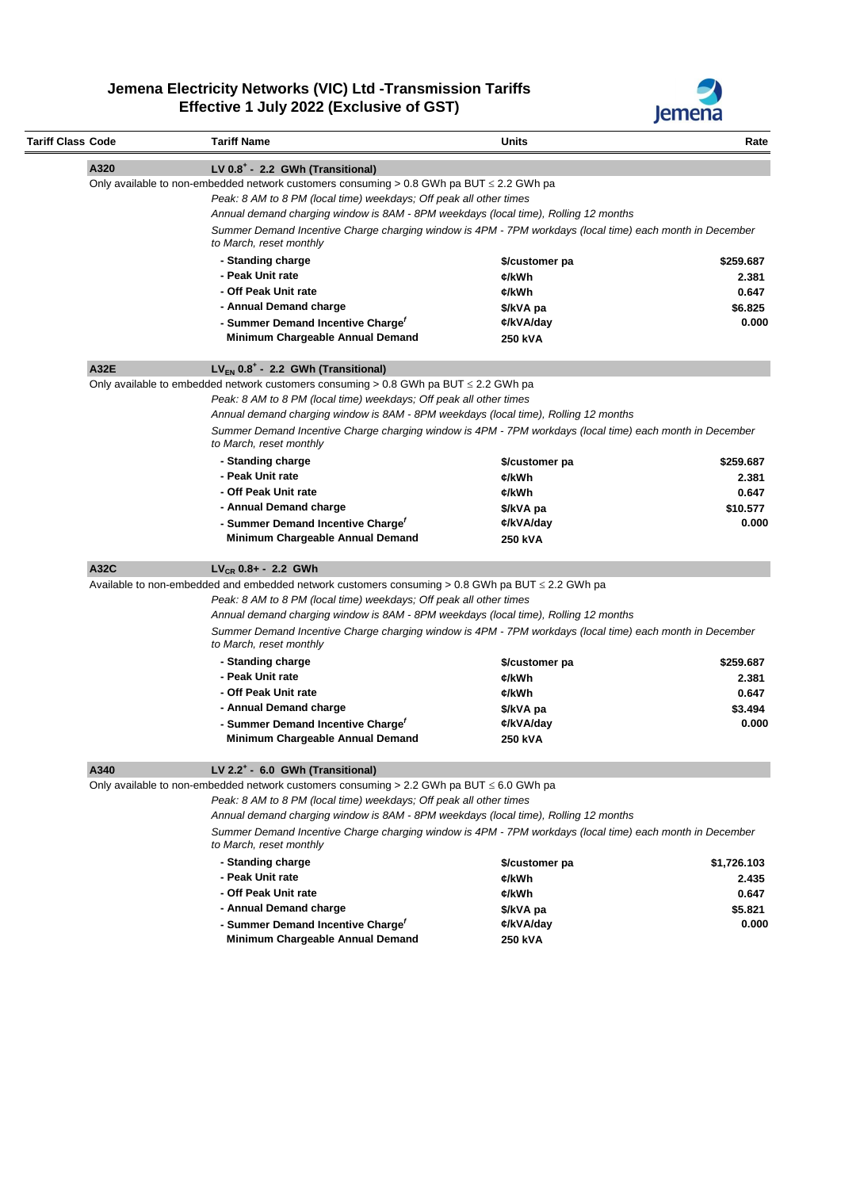# Jemena Electricity Networks (VIC) Ltd -Transmission Tariffs Effective 1 July 2022 (Exclusive of GST)

| Tariff Class Code | Tariff Name | Units | Rate |
|---|---|---|---|
| **A320** | **LV 0.8[+] - 2.2 GWh (Transitional)** | | |
| | Only available to non-embedded network customers consuming > 0.8 GWh pa BUT ≤ 2.2 GWh pa | | |
| | *Peak: 8 AM to 8 PM (local time) weekdays; Off peak all other times* | | |
| | *Annual demand charging window is 8AM - 8PM weekdays (local time), Rolling 12 months* | | |
| | *Summer Demand Incentive Charge charging window is 4PM - 7PM workdays (local time) each month in December to March, reset monthly* | | |
| | **- Standing charge** | **\$/customer pa** | **\$259.687** |
| | **- Peak Unit rate** | **¢/kWh** | **2.381** |
| | **- Off Peak Unit rate** | **¢/kWh** | **0.647** |
| | **- Annual Demand charge** | **\$/kVA pa** | **\$6.825** |
| | **- Summer Demand Incentive Charge[f]** | **¢/kVA/day** | **0.000** |
| | **Minimum Chargeable Annual Demand** | **250 kVA** | |
| **A32E** | **$LV_{EN}$ 0.8[+] - 2.2 GWh (Transitional)** | | |
| | Only available to embedded network customers consuming > 0.8 GWh pa BUT ≤ 2.2 GWh pa | | |
| | *Peak: 8 AM to 8 PM (local time) weekdays; Off peak all other times* | | |
| | *Annual demand charging window is 8AM - 8PM weekdays (local time), Rolling 12 months* | | |
| | *Summer Demand Incentive Charge charging window is 4PM - 7PM workdays (local time) each month in December to March, reset monthly* | | |
| | **- Standing charge** | **\$/customer pa** | **\$259.687** |
| | **- Peak Unit rate** | **¢/kWh** | **2.381** |
| | **- Off Peak Unit rate** | **¢/kWh** | **0.647** |
| | **- Annual Demand charge** | **\$/kVA pa** | **\$10.577** |
| | **- Summer Demand Incentive Charge[f]** | **¢/kVA/day** | **0.000** |
| | **Minimum Chargeable Annual Demand** | **250 kVA** | |
| **A32C** | **$LV_{CR}$ 0.8+ - 2.2 GWh** | | |
| | Available to non-embedded and embedded network customers consuming > 0.8 GWh pa BUT ≤ 2.2 GWh pa | | |
| | *Peak: 8 AM to 8 PM (local time) weekdays; Off peak all other times* | | |
| | *Annual demand charging window is 8AM - 8PM weekdays (local time), Rolling 12 months* | | |
| | *Summer Demand Incentive Charge charging window is 4PM - 7PM workdays (local time) each month in December to March, reset monthly* | | |
| | **- Standing charge** | **\$/customer pa** | **\$259.687** |
| | **- Peak Unit rate** | **¢/kWh** | **2.381** |
| | **- Off Peak Unit rate** | **¢/kWh** | **0.647** |
| | **- Annual Demand charge** | **\$/kVA pa** | **\$3.494** |
| | **- Summer Demand Incentive Charge[f]** | **¢/kVA/day** | **0.000** |
| | **Minimum Chargeable Annual Demand** | **250 kVA** | |
| **A340** | **LV 2.2[+] - 6.0 GWh (Transitional)** | | |
| | Only available to non-embedded network customers consuming > 2.2 GWh pa BUT ≤ 6.0 GWh pa | | |
| | *Peak: 8 AM to 8 PM (local time) weekdays; Off peak all other times* | | |
| | *Annual demand charging window is 8AM - 8PM weekdays (local time), Rolling 12 months* | | |
| | *Summer Demand Incentive Charge charging window is 4PM - 7PM workdays (local time) each month in December to March, reset monthly* | | |
| | **- Standing charge** | **\$/customer pa** | **\$1,726.103** |
| | **- Peak Unit rate** | **¢/kWh** | **2.435** |
| | **- Off Peak Unit rate** | **¢/kWh** | **0.647** |
| | **- Annual Demand charge** | **\$/kVA pa** | **\$5.821** |
| | **- Summer Demand Incentive Charge[f]** | **¢/kVA/day** | **0.000** |
| | **Minimum Chargeable Annual Demand** | **250 kVA** | |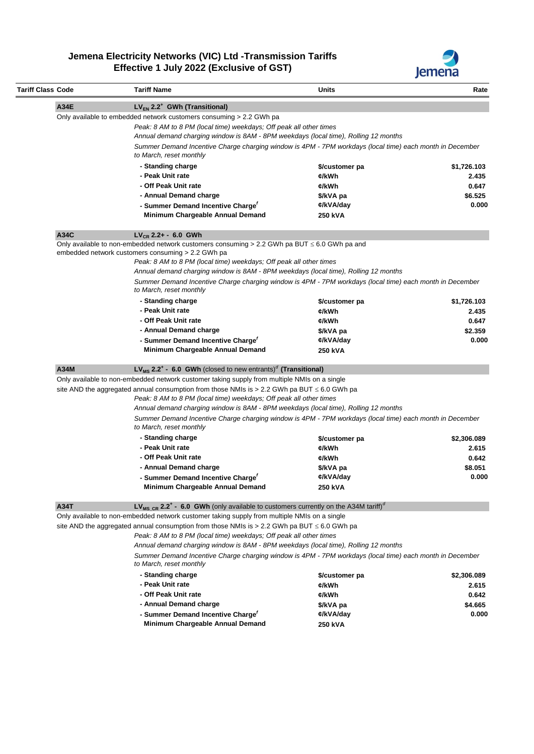# Jemena Electricity Networks (VIC) Ltd -Transmission Tariffs
## Effective 1 July 2022 (Exclusive of GST)

| Tariff Class Code | Tariff Name | Units | Rate |
|---|---|---|---|
| **A34E** | **$LV_{EN}$ 2.2$^{+}$ GWh (Transitional)** | | |
| Only available to embedded network customers consuming > 2.2 GWh pa | | | |
| | *Peak: 8 AM to 8 PM (local time) weekdays; Off peak all other times* | | |
| | *Annual demand charging window is 8AM - 8PM weekdays (local time), Rolling 12 months* | | |
| | *Summer Demand Incentive Charge charging window is 4PM - 7PM workdays (local time) each month in December to March, reset monthly* | | |
| | **- Standing charge** | **$/customer pa** | **$1,726.103** |
| | **- Peak Unit rate** | **¢/kWh** | **2.435** |
| | **- Off Peak Unit rate** | **¢/kWh** | **0.647** |
| | **- Annual Demand charge** | **$/kVA pa** | **$6.525** |
| | **- Summer Demand Incentive Charge**[f] | **¢/kVA/day** | **0.000** |
| | **Minimum Chargeable Annual Demand** | **250 kVA** | |
| **A34C** | **$LV_{CR}$ 2.2+ - 6.0 GWh** | | |
| Only available to non-embedded network customers consuming > 2.2 GWh pa BUT ≤ 6.0 GWh pa and embedded network customers consuming > 2.2 GWh pa | | | |
| | *Peak: 8 AM to 8 PM (local time) weekdays; Off peak all other times* | | |
| | *Annual demand charging window is 8AM - 8PM weekdays (local time), Rolling 12 months* | | |
| | *Summer Demand Incentive Charge charging window is 4PM - 7PM workdays (local time) each month in December to March, reset monthly* | | |
| | **- Standing charge** | **$/customer pa** | **$1,726.103** |
| | **- Peak Unit rate** | **¢/kWh** | **2.435** |
| | **- Off Peak Unit rate** | **¢/kWh** | **0.647** |
| | **- Annual Demand charge** | **$/kVA pa** | **$2.359** |
| | **- Summer Demand Incentive Charge**[f] | **¢/kVA/day** | **0.000** |
| | **Minimum Chargeable Annual Demand** | **250 kVA** | |
| **A34M** | **$LV_{MS}$ 2.2$^{+}$ - 6.0 GWh** (closed to new entrants)[d] **(Transitional)** | | |
| Only available to non-embedded network customer taking supply from multiple NMIs on a single site AND the aggregated annual consumption from those NMIs is > 2.2 GWh pa BUT ≤ 6.0 GWh pa | | | |
| | *Peak: 8 AM to 8 PM (local time) weekdays; Off peak all other times* | | |
| | *Annual demand charging window is 8AM - 8PM weekdays (local time), Rolling 12 months* | | |
| | *Summer Demand Incentive Charge charging window is 4PM - 7PM workdays (local time) each month in December to March, reset monthly* | | |
| | **- Standing charge** | **$/customer pa** | **$2,306.089** |
| | **- Peak Unit rate** | **¢/kWh** | **2.615** |
| | **- Off Peak Unit rate** | **¢/kWh** | **0.642** |
| | **- Annual Demand charge** | **$/kVA pa** | **$8.051** |
| | **- Summer Demand Incentive Charge**[f] | **¢/kVA/day** | **0.000** |
| | **Minimum Chargeable Annual Demand** | **250 kVA** | |
| **A34T** | **$LV_{MS\_CR}$ 2.2$^{+}$ - 6.0 GWh** (only available to customers currently on the A34M tariff)[d] | | |
| Only available to non-embedded network customer taking supply from multiple NMIs on a single site AND the aggregated annual consumption from those NMIs is > 2.2 GWh pa BUT ≤ 6.0 GWh pa | | | |
| | *Peak: 8 AM to 8 PM (local time) weekdays; Off peak all other times* | | |
| | *Annual demand charging window is 8AM - 8PM weekdays (local time), Rolling 12 months* | | |
| | *Summer Demand Incentive Charge charging window is 4PM - 7PM workdays (local time) each month in December to March, reset monthly* | | |
| | **- Standing charge** | **$/customer pa** | **$2,306.089** |
| | **- Peak Unit rate** | **¢/kWh** | **2.615** |
| | **- Off Peak Unit rate** | **¢/kWh** | **0.642** |
| | **- Annual Demand charge** | **$/kVA pa** | **$4.665** |
| | **- Summer Demand Incentive Charge**[f] | **¢/kVA/day** | **0.000** |
| | **Minimum Chargeable Annual Demand** | **250 kVA** | |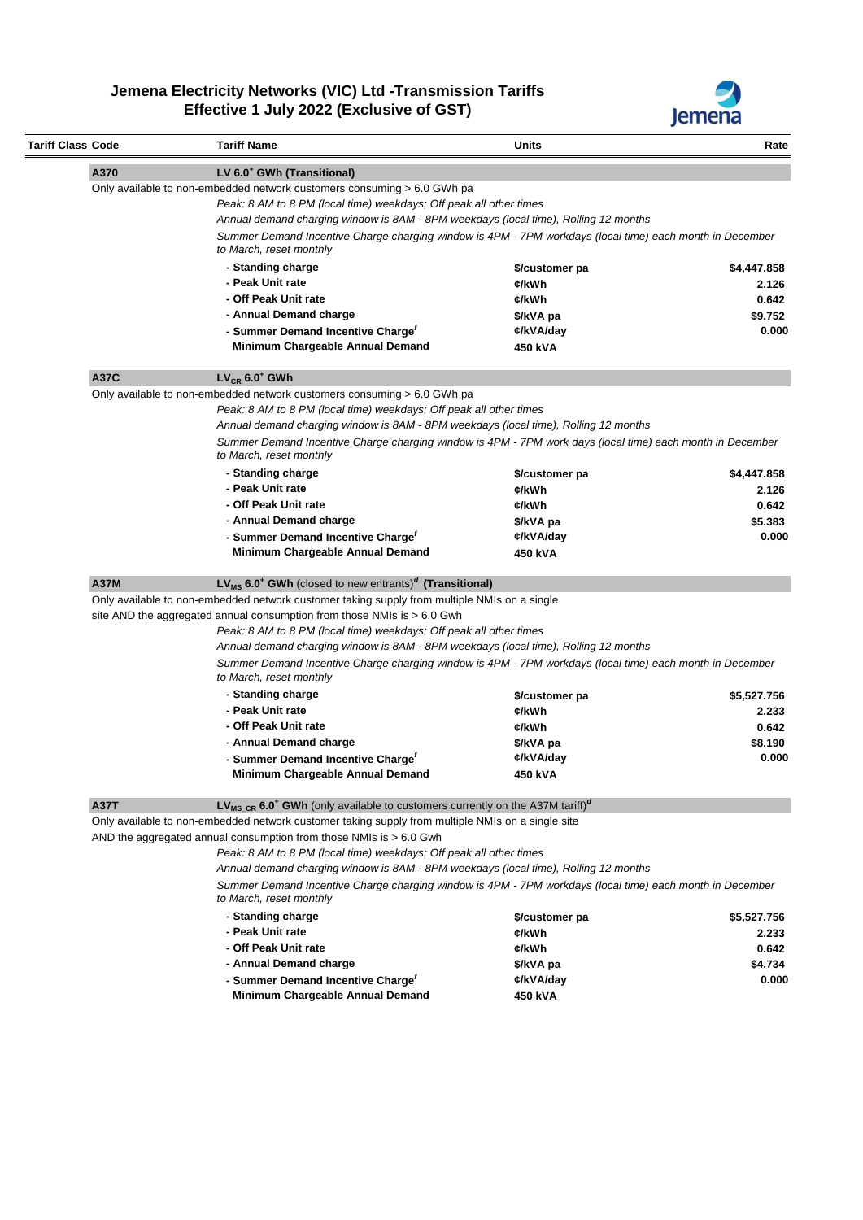# Jemena Electricity Networks (VIC) Ltd -Transmission Tariffs Effective 1 July 2022 (Exclusive of GST)

| Tariff Class Code | Tariff Name | Units | Rate |
|---|---|---|---|
| **A370** | **LV 6.0[+] GWh (Transitional)** | | |
| | Only available to non-embedded network customers consuming > 6.0 GWh pa | | |
| | *Peak: 8 AM to 8 PM (local time) weekdays; Off peak all other times* | | |
| | *Annual demand charging window is 8AM - 8PM weekdays (local time), Rolling 12 months* | | |
| | *Summer Demand Incentive Charge charging window is 4PM - 7PM workdays (local time) each month in December to March, reset monthly* | | |
| | **- Standing charge** | **$/customer pa** | **$4,447.858** |
| | **- Peak Unit rate** | **¢/kWh** | **2.126** |
| | **- Off Peak Unit rate** | **¢/kWh** | **0.642** |
| | **- Annual Demand charge** | **$/kVA pa** | **$9.752** |
| | **- Summer Demand Incentive Charge[f]** | **¢/kVA/day** | **0.000** |
| | **Minimum Chargeable Annual Demand** | **450 kVA** | |
| **A37C** | **$LV_{CR}$ 6.0[+] GWh** | | |
| | Only available to non-embedded network customers consuming > 6.0 GWh pa | | |
| | *Peak: 8 AM to 8 PM (local time) weekdays; Off peak all other times* | | |
| | *Annual demand charging window is 8AM - 8PM weekdays (local time), Rolling 12 months* | | |
| | *Summer Demand Incentive Charge charging window is 4PM - 7PM work days (local time) each month in December to March, reset monthly* | | |
| | **- Standing charge** | **$/customer pa** | **$4,447.858** |
| | **- Peak Unit rate** | **¢/kWh** | **2.126** |
| | **- Off Peak Unit rate** | **¢/kWh** | **0.642** |
| | **- Annual Demand charge** | **$/kVA pa** | **$5.383** |
| | **- Summer Demand Incentive Charge[f]** | **¢/kVA/day** | **0.000** |
| | **Minimum Chargeable Annual Demand** | **450 kVA** | |
| **A37M** | **$LV_{MS}$ 6.0[+] GWh** (closed to new entrants)[d] **(Transitional)** | | |
| | Only available to non-embedded network customer taking supply from multiple NMIs on a single site AND the aggregated annual consumption from those NMIs is > 6.0 Gwh | | |
| | *Peak: 8 AM to 8 PM (local time) weekdays; Off peak all other times* | | |
| | *Annual demand charging window is 8AM - 8PM weekdays (local time), Rolling 12 months* | | |
| | *Summer Demand Incentive Charge charging window is 4PM - 7PM workdays (local time) each month in December to March, reset monthly* | | |
| | **- Standing charge** | **$/customer pa** | **$5,527.756** |
| | **- Peak Unit rate** | **¢/kWh** | **2.233** |
| | **- Off Peak Unit rate** | **¢/kWh** | **0.642** |
| | **- Annual Demand charge** | **$/kVA pa** | **$8.190** |
| | **- Summer Demand Incentive Charge[f]** | **¢/kVA/day** | **0.000** |
| | **Minimum Chargeable Annual Demand** | **450 kVA** | |
| **A37T** | **$LV_{MS\_CR}$ 6.0[+] GWh** (only available to customers currently on the A37M tariff)[d] | | |
| | Only available to non-embedded network customer taking supply from multiple NMIs on a single site AND the aggregated annual consumption from those NMIs is > 6.0 Gwh | | |
| | *Peak: 8 AM to 8 PM (local time) weekdays; Off peak all other times* | | |
| | *Annual demand charging window is 8AM - 8PM weekdays (local time), Rolling 12 months* | | |
| | *Summer Demand Incentive Charge charging window is 4PM - 7PM workdays (local time) each month in December to March, reset monthly* | | |
| | **- Standing charge** | **$/customer pa** | **$5,527.756** |
| | **- Peak Unit rate** | **¢/kWh** | **2.233** |
| | **- Off Peak Unit rate** | **¢/kWh** | **0.642** |
| | **- Annual Demand charge** | **$/kVA pa** | **$4.734** |
| | **- Summer Demand Incentive Charge[f]** | **¢/kVA/day** | **0.000** |
| | **Minimum Chargeable Annual Demand** | **450 kVA** | |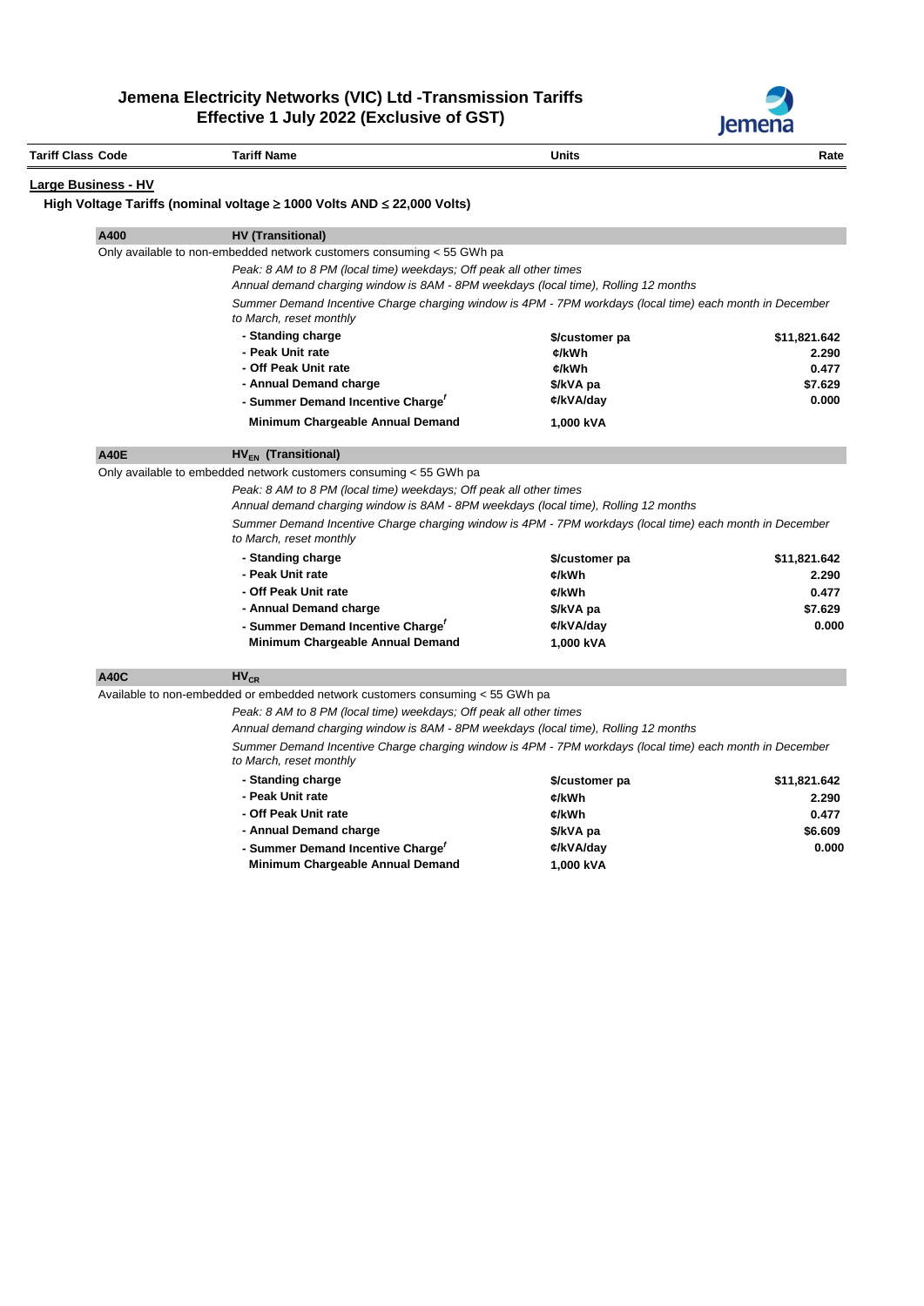# Jemena Electricity Networks (VIC) Ltd -Transmission Tariffs
## Effective 1 July 2022 (Exclusive of GST)

| Tariff Class Code | Tariff Name | Units | Rate |
|---|---|---|---|

**Large Business - HV**

**High Voltage Tariffs (nominal voltage ≥ 1000 Volts AND ≤ 22,000 Volts)**

| Tariff Class Code | Tariff Name | Units | Rate |
|---|---|---|---|
| **A400** | **HV (Transitional)** | | |
| Only available to non-embedded network customers consuming < 55 GWh pa | | | |
| | *Peak: 8 AM to 8 PM (local time) weekdays; Off peak all other times* | | |
| | *Annual demand charging window is 8AM - 8PM weekdays (local time), Rolling 12 months* | | |
| | *Summer Demand Incentive Charge charging window is 4PM - 7PM workdays (local time) each month in December to March, reset monthly* | | |
| | **- Standing charge** | **$/customer pa** | **$11,821.642** |
| | **- Peak Unit rate** | **¢/kWh** | **2.290** |
| | **- Off Peak Unit rate** | **¢/kWh** | **0.477** |
| | **- Annual Demand charge** | **$/kVA pa** | **$7.629** |
| | **- Summer Demand Incentive Charge[f]** | **¢/kVA/day** | **0.000** |
| | **Minimum Chargeable Annual Demand** | **1,000 kVA** | |
| **A40E** | **$HV_{EN}$ (Transitional)** | | |
| Only available to embedded network customers consuming < 55 GWh pa | | | |
| | *Peak: 8 AM to 8 PM (local time) weekdays; Off peak all other times* | | |
| | *Annual demand charging window is 8AM - 8PM weekdays (local time), Rolling 12 months* | | |
| | *Summer Demand Incentive Charge charging window is 4PM - 7PM workdays (local time) each month in December to March, reset monthly* | | |
| | **- Standing charge** | **$/customer pa** | **$11,821.642** |
| | **- Peak Unit rate** | **¢/kWh** | **2.290** |
| | **- Off Peak Unit rate** | **¢/kWh** | **0.477** |
| | **- Annual Demand charge** | **$/kVA pa** | **$7.629** |
| | **- Summer Demand Incentive Charge[f]** | **¢/kVA/day** | **0.000** |
| | **Minimum Chargeable Annual Demand** | **1,000 kVA** | |
| **A40C** | **$HV_{CR}$** | | |
| Available to non-embedded or embedded network customers consuming < 55 GWh pa | | | |
| | *Peak: 8 AM to 8 PM (local time) weekdays; Off peak all other times* | | |
| | *Annual demand charging window is 8AM - 8PM weekdays (local time), Rolling 12 months* | | |
| | *Summer Demand Incentive Charge charging window is 4PM - 7PM workdays (local time) each month in December to March, reset monthly* | | |
| | **- Standing charge** | **$/customer pa** | **$11,821.642** |
| | **- Peak Unit rate** | **¢/kWh** | **2.290** |
| | **- Off Peak Unit rate** | **¢/kWh** | **0.477** |
| | **- Annual Demand charge** | **$/kVA pa** | **$6.609** |
| | **- Summer Demand Incentive Charge[f]** | **¢/kVA/day** | **0.000** |
| | **Minimum Chargeable Annual Demand** | **1,000 kVA** | |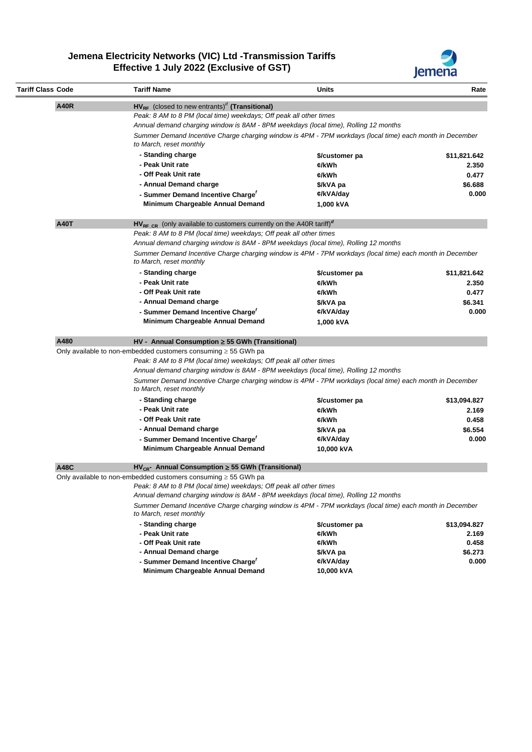# Jemena Electricity Networks (VIC) Ltd -Transmission Tariffs
## Effective 1 July 2022 (Exclusive of GST)

| Tariff Class Code | Tariff Name | Units | Rate |
|---|---|---|---|
| **A40R** | **$HV_{RF}$ (closed to new entrants)[d] (Transitional)** | | |
| | *Peak: 8 AM to 8 PM (local time) weekdays; Off peak all other times* | | |
| | *Annual demand charging window is 8AM - 8PM weekdays (local time), Rolling 12 months* | | |
| | *Summer Demand Incentive Charge charging window is 4PM - 7PM workdays (local time) each month in December to March, reset monthly* | | |
| | **- Standing charge** | **$/customer pa** | **$11,821.642** |
| | **- Peak Unit rate** | **¢/kWh** | **2.350** |
| | **- Off Peak Unit rate** | **¢/kWh** | **0.477** |
| | **- Annual Demand charge** | **$/kVA pa** | **$6.688** |
| | **- Summer Demand Incentive Charge[f]** | **¢/kVA/day** | **0.000** |
| | **Minimum Chargeable Annual Demand** | **1,000 kVA** | |
| **A40T** | **$HV_{RF\_CR}$ (only available to customers currently on the A40R tariff)[d]** | | |
| | *Peak: 8 AM to 8 PM (local time) weekdays; Off peak all other times* | | |
| | *Annual demand charging window is 8AM - 8PM weekdays (local time), Rolling 12 months* | | |
| | *Summer Demand Incentive Charge charging window is 4PM - 7PM workdays (local time) each month in December to March, reset monthly* | | |
| | **- Standing charge** | **$/customer pa** | **$11,821.642** |
| | **- Peak Unit rate** | **¢/kWh** | **2.350** |
| | **- Off Peak Unit rate** | **¢/kWh** | **0.477** |
| | **- Annual Demand charge** | **$/kVA pa** | **$6.341** |
| | **- Summer Demand Incentive Charge[f]** | **¢/kVA/day** | **0.000** |
| | **Minimum Chargeable Annual Demand** | **1,000 kVA** | |
| **A480** | **HV - Annual Consumption ≥ 55 GWh (Transitional)** | | |
| Only available to non-embedded customers consuming ≥ 55 GWh pa | | | |
| | *Peak: 8 AM to 8 PM (local time) weekdays; Off peak all other times* | | |
| | *Annual demand charging window is 8AM - 8PM weekdays (local time), Rolling 12 months* | | |
| | *Summer Demand Incentive Charge charging window is 4PM - 7PM workdays (local time) each month in December to March, reset monthly* | | |
| | **- Standing charge** | **$/customer pa** | **$13,094.827** |
| | **- Peak Unit rate** | **¢/kWh** | **2.169** |
| | **- Off Peak Unit rate** | **¢/kWh** | **0.458** |
| | **- Annual Demand charge** | **$/kVA pa** | **$6.554** |
| | **- Summer Demand Incentive Charge[f]** | **¢/kVA/day** | **0.000** |
| | **Minimum Chargeable Annual Demand** | **10,000 kVA** | |
| **A48C** | **$HV_{CR}$- Annual Consumption ≥ 55 GWh (Transitional)** | | |
| Only available to non-embedded customers consuming ≥ 55 GWh pa | | | |
| | *Peak: 8 AM to 8 PM (local time) weekdays; Off peak all other times* | | |
| | *Annual demand charging window is 8AM - 8PM weekdays (local time), Rolling 12 months* | | |
| | *Summer Demand Incentive Charge charging window is 4PM - 7PM workdays (local time) each month in December to March, reset monthly* | | |
| | **- Standing charge** | **$/customer pa** | **$13,094.827** |
| | **- Peak Unit rate** | **¢/kWh** | **2.169** |
| | **- Off Peak Unit rate** | **¢/kWh** | **0.458** |
| | **- Annual Demand charge** | **$/kVA pa** | **$6.273** |
| | **- Summer Demand Incentive Charge[f]** | **¢/kVA/day** | **0.000** |
| | **Minimum Chargeable Annual Demand** | **10,000 kVA** | |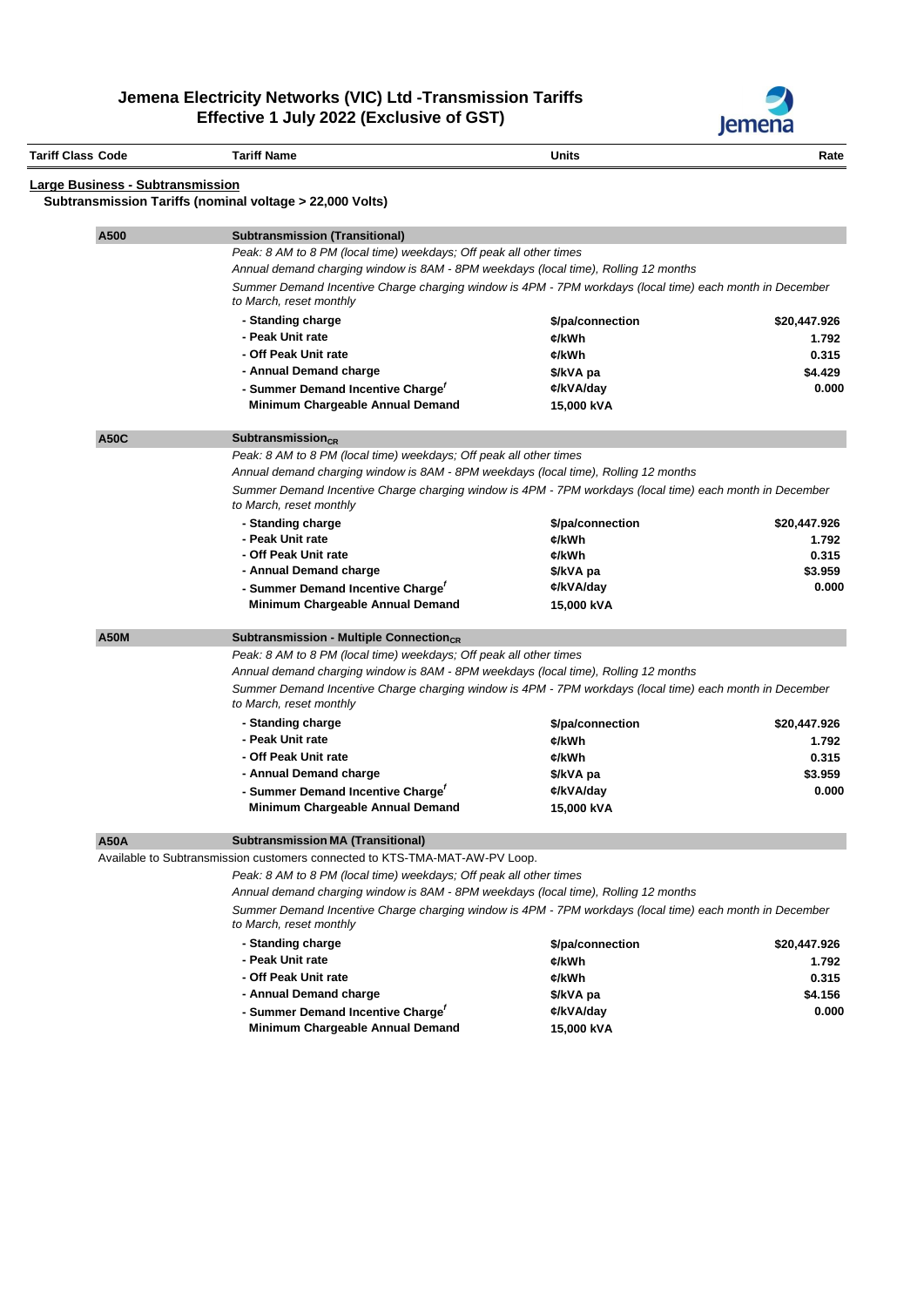# Jemena Electricity Networks (VIC) Ltd -Transmission Tariffs
## Effective 1 July 2022 (Exclusive of GST)

| Tariff Class Code | Tariff Name | Units | Rate |
|---|---|---|---|

**Large Business - Subtransmission**

**Subtransmission Tariffs (nominal voltage > 22,000 Volts)**

| Tariff Class Code | Tariff Name | Units | Rate |
|---|---|---|---|
| **A500** | **Subtransmission (Transitional)** | | |
| | *Peak: 8 AM to 8 PM (local time) weekdays; Off peak all other times* | | |
| | *Annual demand charging window is 8AM - 8PM weekdays (local time), Rolling 12 months* | | |
| | *Summer Demand Incentive Charge charging window is 4PM - 7PM workdays (local time) each month in December to March, reset monthly* | | |
| | **- Standing charge** | **$/pa/connection** | **$20,447.926** |
| | **- Peak Unit rate** | **¢/kWh** | **1.792** |
| | **- Off Peak Unit rate** | **¢/kWh** | **0.315** |
| | **- Annual Demand charge** | **$/kVA pa** | **$4.429** |
| | **- Summer Demand Incentive Charge[f]** | **¢/kVA/day** | **0.000** |
| | **Minimum Chargeable Annual Demand** | **15,000 kVA** | |
| **A50C** | **Subtransmission$_{CR}$** | | |
| | *Peak: 8 AM to 8 PM (local time) weekdays; Off peak all other times* | | |
| | *Annual demand charging window is 8AM - 8PM weekdays (local time), Rolling 12 months* | | |
| | *Summer Demand Incentive Charge charging window is 4PM - 7PM workdays (local time) each month in December to March, reset monthly* | | |
| | **- Standing charge** | **$/pa/connection** | **$20,447.926** |
| | **- Peak Unit rate** | **¢/kWh** | **1.792** |
| | **- Off Peak Unit rate** | **¢/kWh** | **0.315** |
| | **- Annual Demand charge** | **$/kVA pa** | **$3.959** |
| | **- Summer Demand Incentive Charge[f]** | **¢/kVA/day** | **0.000** |
| | **Minimum Chargeable Annual Demand** | **15,000 kVA** | |
| **A50M** | **Subtransmission - Multiple Connection$_{CR}$** | | |
| | *Peak: 8 AM to 8 PM (local time) weekdays; Off peak all other times* | | |
| | *Annual demand charging window is 8AM - 8PM weekdays (local time), Rolling 12 months* | | |
| | *Summer Demand Incentive Charge charging window is 4PM - 7PM workdays (local time) each month in December to March, reset monthly* | | |
| | **- Standing charge** | **$/pa/connection** | **$20,447.926** |
| | **- Peak Unit rate** | **¢/kWh** | **1.792** |
| | **- Off Peak Unit rate** | **¢/kWh** | **0.315** |
| | **- Annual Demand charge** | **$/kVA pa** | **$3.959** |
| | **- Summer Demand Incentive Charge[f]** | **¢/kVA/day** | **0.000** |
| | **Minimum Chargeable Annual Demand** | **15,000 kVA** | |
| **A50A** | **Subtransmission MA (Transitional)** | | |
| | Available to Subtransmission customers connected to KTS-TMA-MAT-AW-PV Loop. | | |
| | *Peak: 8 AM to 8 PM (local time) weekdays; Off peak all other times* | | |
| | *Annual demand charging window is 8AM - 8PM weekdays (local time), Rolling 12 months* | | |
| | *Summer Demand Incentive Charge charging window is 4PM - 7PM workdays (local time) each month in December to March, reset monthly* | | |
| | **- Standing charge** | **$/pa/connection** | **$20,447.926** |
| | **- Peak Unit rate** | **¢/kWh** | **1.792** |
| | **- Off Peak Unit rate** | **¢/kWh** | **0.315** |
| | **- Annual Demand charge** | **$/kVA pa** | **$4.156** |
| | **- Summer Demand Incentive Charge[f]** | **¢/kVA/day** | **0.000** |
| | **Minimum Chargeable Annual Demand** | **15,000 kVA** | |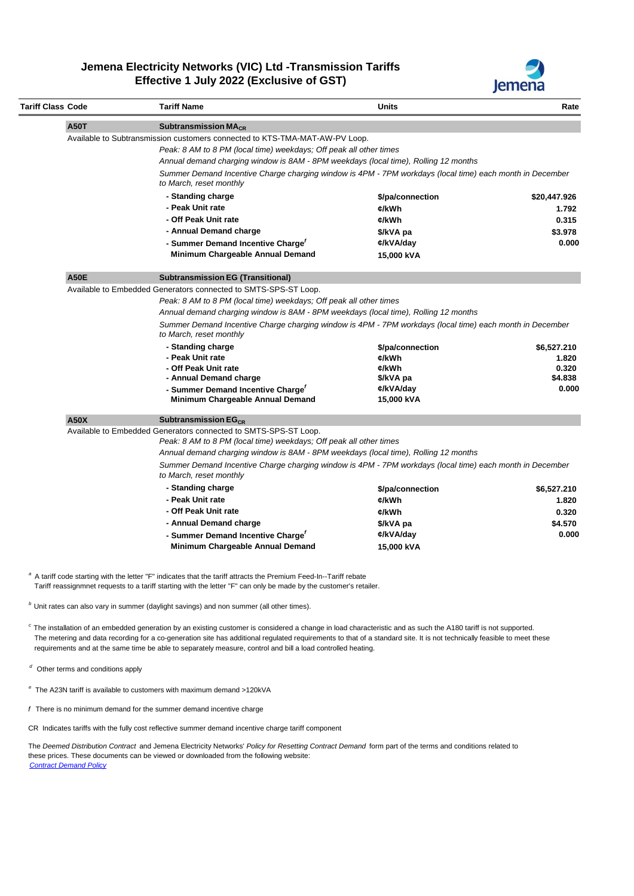# Jemena Electricity Networks (VIC) Ltd -Transmission Tariffs
## Effective 1 July 2022 (Exclusive of GST)

| Tariff Class Code | Tariff Name | Units | Rate |
|---|---|---|---|
| **A50T** | **Subtransmission $MA_{CR}$** | | |
| Available to Subtransmission customers connected to KTS-TMA-MAT-AW-PV Loop. | | | |
| | *Peak: 8 AM to 8 PM (local time) weekdays; Off peak all other times* | | |
| | *Annual demand charging window is 8AM - 8PM weekdays (local time), Rolling 12 months* | | |
| | *Summer Demand Incentive Charge charging window is 4PM - 7PM workdays (local time) each month in December to March, reset monthly* | | |
| | **- Standing charge** | **$/pa/connection** | **$20,447.926** |
| | **- Peak Unit rate** | **¢/kWh** | **1.792** |
| | **- Off Peak Unit rate** | **¢/kWh** | **0.315** |
| | **- Annual Demand charge** | **$/kVA pa** | **$3.978** |
| | **- Summer Demand Incentive Charge[f]** | **¢/kVA/day** | **0.000** |
| | **Minimum Chargeable Annual Demand** | **15,000 kVA** | |
| **A50E** | **Subtransmission EG (Transitional)** | | |
| Available to Embedded Generators connected to SMTS-SPS-ST Loop. | | | |
| | *Peak: 8 AM to 8 PM (local time) weekdays; Off peak all other times* | | |
| | *Annual demand charging window is 8AM - 8PM weekdays (local time), Rolling 12 months* | | |
| | *Summer Demand Incentive Charge charging window is 4PM - 7PM workdays (local time) each month in December to March, reset monthly* | | |
| | **- Standing charge** | **$/pa/connection** | **$6,527.210** |
| | **- Peak Unit rate** | **¢/kWh** | **1.820** |
| | **- Off Peak Unit rate** | **¢/kWh** | **0.320** |
| | **- Annual Demand charge** | **$/kVA pa** | **$4.838** |
| | **- Summer Demand Incentive Charge[f]** | **¢/kVA/day** | **0.000** |
| | **Minimum Chargeable Annual Demand** | **15,000 kVA** | |
| **A50X** | **Subtransmission $EG_{CR}$** | | |
| Available to Embedded Generators connected to SMTS-SPS-ST Loop. | | | |
| | *Peak: 8 AM to 8 PM (local time) weekdays; Off peak all other times* | | |
| | *Annual demand charging window is 8AM - 8PM weekdays (local time), Rolling 12 months* | | |
| | *Summer Demand Incentive Charge charging window is 4PM - 7PM workdays (local time) each month in December to March, reset monthly* | | |
| | **- Standing charge** | **$/pa/connection** | **$6,527.210** |
| | **- Peak Unit rate** | **¢/kWh** | **1.820** |
| | **- Off Peak Unit rate** | **¢/kWh** | **0.320** |
| | **- Annual Demand charge** | **$/kVA pa** | **$4.570** |
| | **- Summer Demand Incentive Charge[f]** | **¢/kVA/day** | **0.000** |
| | **Minimum Chargeable Annual Demand** | **15,000 kVA** | |

[a] A tariff code starting with the letter "F" indicates that the tariff attracts the Premium Feed-In--Tariff rebate
Tariff reassignmnet requests to a tariff starting with the letter "F" can only be made by the customer's retailer.

[b] Unit rates can also vary in summer (daylight savings) and non summer (all other times).

[c] The installation of an embedded generation by an existing customer is considered a change in load characteristic and as such the A180 tariff is not supported. The metering and data recording for a co-generation site has additional regulated requirements to that of a standard site. It is not technically feasible to meet these requirements and at the same time be able to separately measure, control and bill a load controlled heating.

[d] Other terms and conditions apply

[e] The A23N tariff is available to customers with maximum demand >120kVA

f There is no minimum demand for the summer demand incentive charge

CR Indicates tariffs with the fully cost reflective summer demand incentive charge tariff component

The *Deemed Distribution Contract* and Jemena Electricity Networks' *Policy for Resetting Contract Demand* form part of the terms and conditions related to these prices. These documents can be viewed or downloaded from the following website:
*Contract Demand Policy*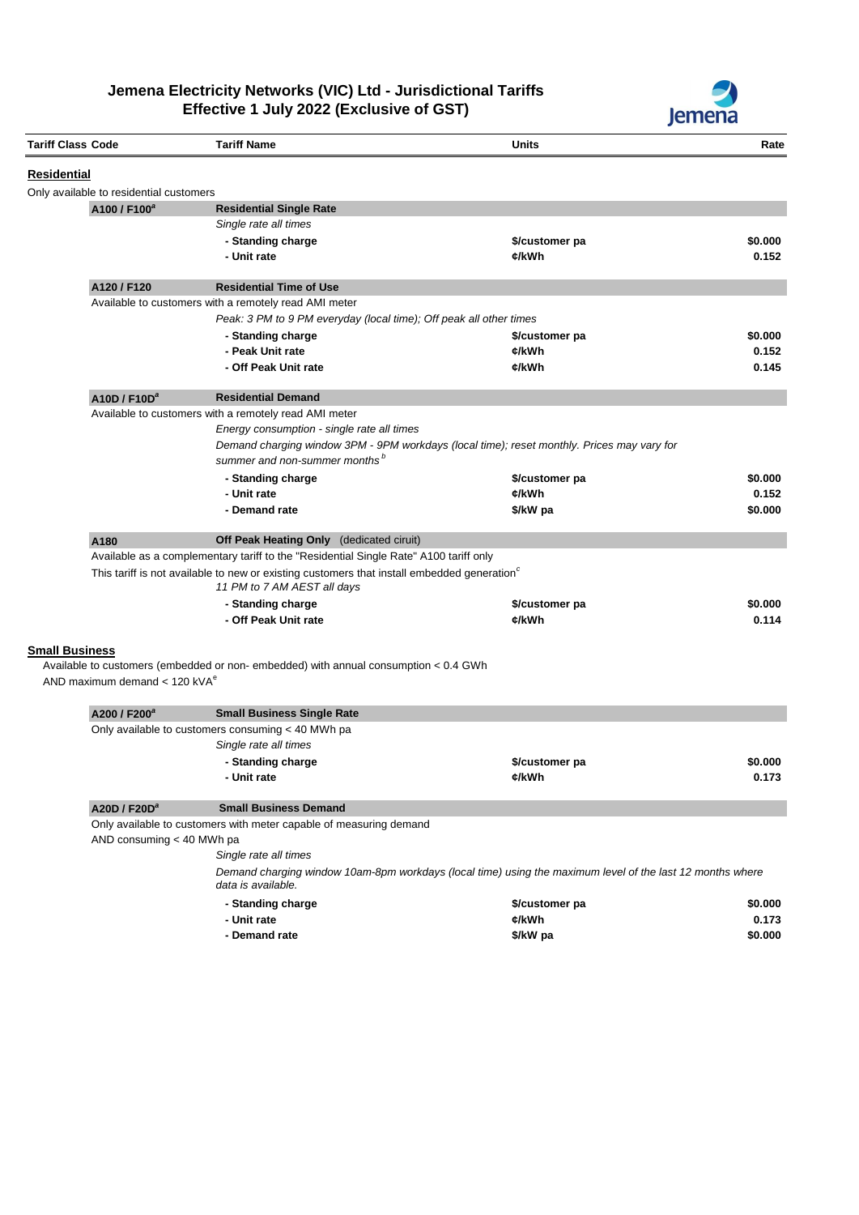## Jemena Electricity Networks (VIC) Ltd - Jurisdictional Tariffs
## Effective 1 July 2022 (Exclusive of GST)

| Tariff Class Code | Tariff Name | Units | Rate |
|---|---|---|---|
| **Residential** | | | |
| Only available to residential customers | | | |
| **A100 / F100[a]** | **Residential Single Rate** | | |
| | *Single rate all times* | | |
| | **- Standing charge** | **$/customer pa** | **$0.000** |
| | **- Unit rate** | **¢/kWh** | **0.152** |
| **A120 / F120** | **Residential Time of Use** | | |
| Available to customers with a remotely read AMI meter | | | |
| | *Peak: 3 PM to 9 PM everyday (local time); Off peak all other times* | | |
| | **- Standing charge** | **$/customer pa** | **$0.000** |
| | **- Peak Unit rate** | **¢/kWh** | **0.152** |
| | **- Off Peak Unit rate** | **¢/kWh** | **0.145** |
| **A10D / F10D[a]** | **Residential Demand** | | |
| Available to customers with a remotely read AMI meter | | | |
| | *Energy consumption - single rate all times* | | |
| | *Demand charging window 3PM - 9PM workdays (local time); reset monthly. Prices may vary for summer and non-summer months[b]* | | |
| | **- Standing charge** | **$/customer pa** | **$0.000** |
| | **- Unit rate** | **¢/kWh** | **0.152** |
| | **- Demand rate** | **$/kW pa** | **$0.000** |
| **A180** | **Off Peak Heating Only** (dedicated ciruit) | | |
| Available as a complementary tariff to the "Residential Single Rate" A100 tariff only | | | |
| This tariff is not available to new or existing customers that install embedded generation[c] | | | |
| | *11 PM to 7 AM AEST all days* | | |
| | **- Standing charge** | **$/customer pa** | **$0.000** |
| | **- Off Peak Unit rate** | **¢/kWh** | **0.114** |
| **Small Business** | | | |
| Available to customers (embedded or non- embedded) with annual consumption < 0.4 GWh AND maximum demand < 120 kVA[e] | | | |
| **A200 / F200[a]** | **Small Business Single Rate** | | |
| Only available to customers consuming < 40 MWh pa | | | |
| | *Single rate all times* | | |
| | **- Standing charge** | **$/customer pa** | **$0.000** |
| | **- Unit rate** | **¢/kWh** | **0.173** |
| **A20D / F20D[a]** | **Small Business Demand** | | |
| Only available to customers with meter capable of measuring demand AND consuming < 40 MWh pa | | | |
| | *Single rate all times* | | |
| | *Demand charging window 10am-8pm workdays (local time) using the maximum level of the last 12 months where data is available.* | | |
| | **- Standing charge** | **$/customer pa** | **$0.000** |
| | **- Unit rate** | **¢/kWh** | **0.173** |
| | **- Demand rate** | **$/kW pa** | **$0.000** |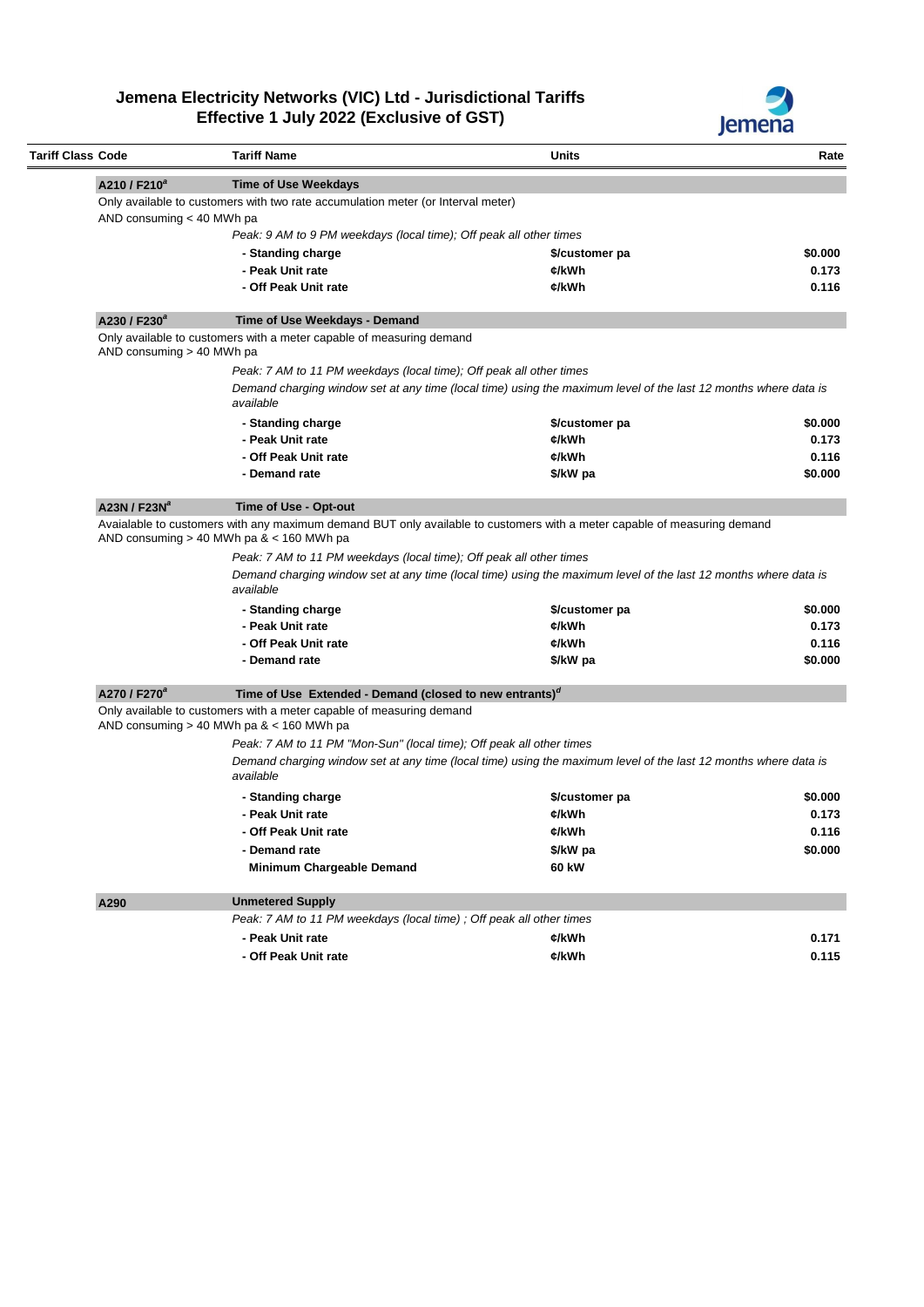# Jemena Electricity Networks (VIC) Ltd - Jurisdictional Tariffs
## Effective 1 July 2022 (Exclusive of GST)

| Tariff Class Code | Tariff Name | Units | Rate |
|---|---|---|---|
| **A210 / F210[a]** | **Time of Use Weekdays** | | |
| Only available to customers with two rate accumulation meter (or Interval meter) AND consuming < 40 MWh pa | | | |
| | *Peak: 9 AM to 9 PM weekdays (local time); Off peak all other times* | | |
| | **- Standing charge** | **$/customer pa** | **$0.000** |
| | **- Peak Unit rate** | **¢/kWh** | **0.173** |
| | **- Off Peak Unit rate** | **¢/kWh** | **0.116** |
| **A230 / F230[a]** | **Time of Use Weekdays - Demand** | | |
| Only available to customers with a meter capable of measuring demand AND consuming > 40 MWh pa | | | |
| | *Peak: 7 AM to 11 PM weekdays (local time); Off peak all other times* | | |
| | *Demand charging window set at any time (local time) using the maximum level of the last 12 months where data is available* | | |
| | **- Standing charge** | **$/customer pa** | **$0.000** |
| | **- Peak Unit rate** | **¢/kWh** | **0.173** |
| | **- Off Peak Unit rate** | **¢/kWh** | **0.116** |
| | **- Demand rate** | **$/kW pa** | **$0.000** |
| **A23N / F23N[a]** | **Time of Use - Opt-out** | | |
| Avaialable to customers with any maximum demand BUT only available to customers with a meter capable of measuring demand AND consuming > 40 MWh pa & < 160 MWh pa | | | |
| | *Peak: 7 AM to 11 PM weekdays (local time); Off peak all other times* | | |
| | *Demand charging window set at any time (local time) using the maximum level of the last 12 months where data is available* | | |
| | **- Standing charge** | **$/customer pa** | **$0.000** |
| | **- Peak Unit rate** | **¢/kWh** | **0.173** |
| | **- Off Peak Unit rate** | **¢/kWh** | **0.116** |
| | **- Demand rate** | **$/kW pa** | **$0.000** |
| **A270 / F270[a]** | **Time of Use Extended - Demand (closed to new entrants)[d]** | | |
| Only available to customers with a meter capable of measuring demand AND consuming > 40 MWh pa & < 160 MWh pa | | | |
| | *Peak: 7 AM to 11 PM "Mon-Sun" (local time); Off peak all other times* | | |
| | *Demand charging window set at any time (local time) using the maximum level of the last 12 months where data is available* | | |
| | **- Standing charge** | **$/customer pa** | **$0.000** |
| | **- Peak Unit rate** | **¢/kWh** | **0.173** |
| | **- Off Peak Unit rate** | **¢/kWh** | **0.116** |
| | **- Demand rate** | **$/kW pa** | **$0.000** |
| | **Minimum Chargeable Demand** | **60 kW** | |
| **A290** | **Unmetered Supply** | | |
| | *Peak: 7 AM to 11 PM weekdays (local time) ; Off peak all other times* | | |
| | **- Peak Unit rate** | **¢/kWh** | **0.171** |
| | **- Off Peak Unit rate** | **¢/kWh** | **0.115** |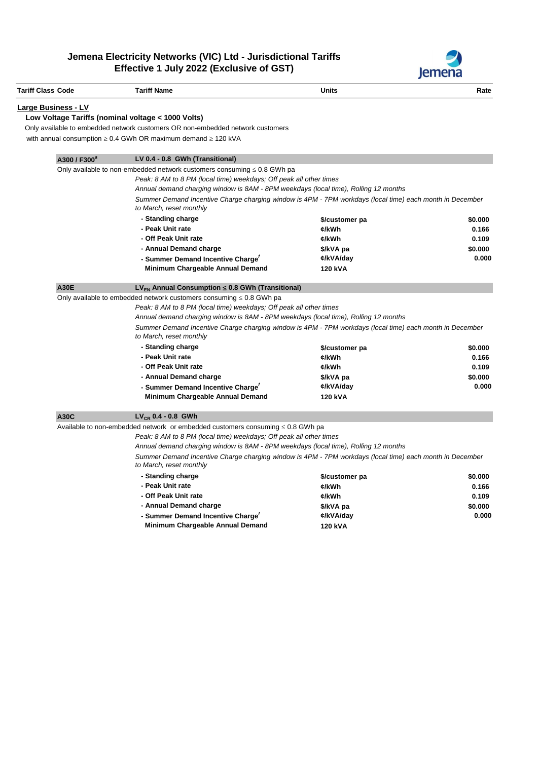# Jemena Electricity Networks (VIC) Ltd - Jurisdictional Tariffs
## Effective 1 July 2022 (Exclusive of GST)

| Tariff Class Code | Tariff Name | Units | Rate |
|---|---|---|---|

### Large Business - LV

**Low Voltage Tariffs (nominal voltage < 1000 Volts)**

Only available to embedded network customers OR non-embedded network customers with annual consumption ≥ 0.4 GWh OR maximum demand ≥ 120 kVA

| Tariff Class Code | Tariff Name | Units | Rate |
|---|---|---|---|
| **A300 / F300[a]** | **LV 0.4 - 0.8 GWh (Transitional)** | | |
| Only available to non-embedded network customers consuming ≤ 0.8 GWh pa | | | |
| | *Peak: 8 AM to 8 PM (local time) weekdays; Off peak all other times* | | |
| | *Annual demand charging window is 8AM - 8PM weekdays (local time), Rolling 12 months* | | |
| | *Summer Demand Incentive Charge charging window is 4PM - 7PM workdays (local time) each month in December to March, reset monthly* | | |
| | **- Standing charge** | $/customer pa | $0.000 |
| | **- Peak Unit rate** | ¢/kWh | 0.166 |
| | **- Off Peak Unit rate** | ¢/kWh | 0.109 |
| | **- Annual Demand charge** | $/kVA pa | $0.000 |
| | **- Summer Demand Incentive Charge[f]** | ¢/kVA/day | 0.000 |
| | **Minimum Chargeable Annual Demand** | 120 kVA | |
| **A30E** | **$LV_{EN}$ Annual Consumption ≤ 0.8 GWh (Transitional)** | | |
| Only available to embedded network customers consuming ≤ 0.8 GWh pa | | | |
| | *Peak: 8 AM to 8 PM (local time) weekdays; Off peak all other times* | | |
| | *Annual demand charging window is 8AM - 8PM weekdays (local time), Rolling 12 months* | | |
| | *Summer Demand Incentive Charge charging window is 4PM - 7PM workdays (local time) each month in December to March, reset monthly* | | |
| | **- Standing charge** | $/customer pa | $0.000 |
| | **- Peak Unit rate** | ¢/kWh | 0.166 |
| | **- Off Peak Unit rate** | ¢/kWh | 0.109 |
| | **- Annual Demand charge** | $/kVA pa | $0.000 |
| | **- Summer Demand Incentive Charge[f]** | ¢/kVA/day | 0.000 |
| | **Minimum Chargeable Annual Demand** | 120 kVA | |
| **A30C** | **$LV_{CR}$ 0.4 - 0.8 GWh** | | |
| Available to non-embedded network or embedded customers consuming ≤ 0.8 GWh pa | | | |
| | *Peak: 8 AM to 8 PM (local time) weekdays; Off peak all other times* | | |
| | *Annual demand charging window is 8AM - 8PM weekdays (local time), Rolling 12 months* | | |
| | *Summer Demand Incentive Charge charging window is 4PM - 7PM workdays (local time) each month in December to March, reset monthly* | | |
| | **- Standing charge** | $/customer pa | $0.000 |
| | **- Peak Unit rate** | ¢/kWh | 0.166 |
| | **- Off Peak Unit rate** | ¢/kWh | 0.109 |
| | **- Annual Demand charge** | $/kVA pa | $0.000 |
| | **- Summer Demand Incentive Charge[f]** | ¢/kVA/day | 0.000 |
| | **Minimum Chargeable Annual Demand** | 120 kVA | |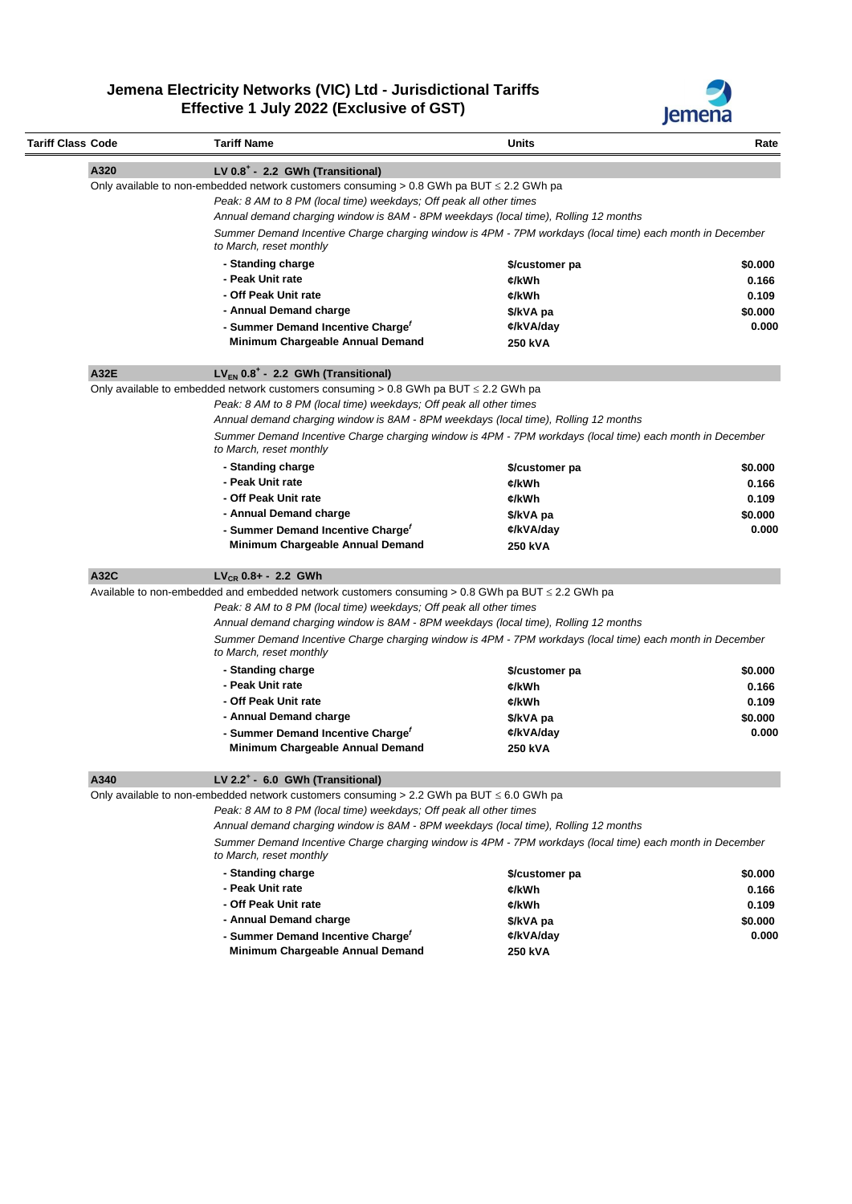# Jemena Electricity Networks (VIC) Ltd - Jurisdictional Tariffs
## Effective 1 July 2022 (Exclusive of GST)

| Tariff Class Code | Tariff Name | Units | Rate |
|---|---|---|---|
| **A320** | **LV 0.8⁺ - 2.2 GWh (Transitional)** | | |
| | Only available to non-embedded network customers consuming > 0.8 GWh pa BUT ≤ 2.2 GWh pa | | |
| | *Peak: 8 AM to 8 PM (local time) weekdays; Off peak all other times* | | |
| | *Annual demand charging window is 8AM - 8PM weekdays (local time), Rolling 12 months* | | |
| | *Summer Demand Incentive Charge charging window is 4PM - 7PM workdays (local time) each month in December to March, reset monthly* | | |
| | **- Standing charge** | **\$/customer pa** | **\$0.000** |
| | **- Peak Unit rate** | **¢/kWh** | **0.166** |
| | **- Off Peak Unit rate** | **¢/kWh** | **0.109** |
| | **- Annual Demand charge** | **\$/kVA pa** | **\$0.000** |
| | **- Summer Demand Incentive Charge[f]** | **¢/kVA/day** | **0.000** |
| | **Minimum Chargeable Annual Demand** | **250 kVA** | |
| **A32E** | **$LV_{EN}$ 0.8⁺ - 2.2 GWh (Transitional)** | | |
| | Only available to embedded network customers consuming > 0.8 GWh pa BUT ≤ 2.2 GWh pa | | |
| | *Peak: 8 AM to 8 PM (local time) weekdays; Off peak all other times* | | |
| | *Annual demand charging window is 8AM - 8PM weekdays (local time), Rolling 12 months* | | |
| | *Summer Demand Incentive Charge charging window is 4PM - 7PM workdays (local time) each month in December to March, reset monthly* | | |
| | **- Standing charge** | **\$/customer pa** | **\$0.000** |
| | **- Peak Unit rate** | **¢/kWh** | **0.166** |
| | **- Off Peak Unit rate** | **¢/kWh** | **0.109** |
| | **- Annual Demand charge** | **\$/kVA pa** | **\$0.000** |
| | **- Summer Demand Incentive Charge[f]** | **¢/kVA/day** | **0.000** |
| | **Minimum Chargeable Annual Demand** | **250 kVA** | |
| **A32C** | **$LV_{CR}$ 0.8+ - 2.2 GWh** | | |
| | Available to non-embedded and embedded network customers consuming > 0.8 GWh pa BUT ≤ 2.2 GWh pa | | |
| | *Peak: 8 AM to 8 PM (local time) weekdays; Off peak all other times* | | |
| | *Annual demand charging window is 8AM - 8PM weekdays (local time), Rolling 12 months* | | |
| | *Summer Demand Incentive Charge charging window is 4PM - 7PM workdays (local time) each month in December to March, reset monthly* | | |
| | **- Standing charge** | **\$/customer pa** | **\$0.000** |
| | **- Peak Unit rate** | **¢/kWh** | **0.166** |
| | **- Off Peak Unit rate** | **¢/kWh** | **0.109** |
| | **- Annual Demand charge** | **\$/kVA pa** | **\$0.000** |
| | **- Summer Demand Incentive Charge[f]** | **¢/kVA/day** | **0.000** |
| | **Minimum Chargeable Annual Demand** | **250 kVA** | |
| **A340** | **LV 2.2⁺ - 6.0 GWh (Transitional)** | | |
| | Only available to non-embedded network customers consuming > 2.2 GWh pa BUT ≤ 6.0 GWh pa | | |
| | *Peak: 8 AM to 8 PM (local time) weekdays; Off peak all other times* | | |
| | *Annual demand charging window is 8AM - 8PM weekdays (local time), Rolling 12 months* | | |
| | *Summer Demand Incentive Charge charging window is 4PM - 7PM workdays (local time) each month in December to March, reset monthly* | | |
| | **- Standing charge** | **\$/customer pa** | **\$0.000** |
| | **- Peak Unit rate** | **¢/kWh** | **0.166** |
| | **- Off Peak Unit rate** | **¢/kWh** | **0.109** |
| | **- Annual Demand charge** | **\$/kVA pa** | **\$0.000** |
| | **- Summer Demand Incentive Charge[f]** | **¢/kVA/day** | **0.000** |
| | **Minimum Chargeable Annual Demand** | **250 kVA** | |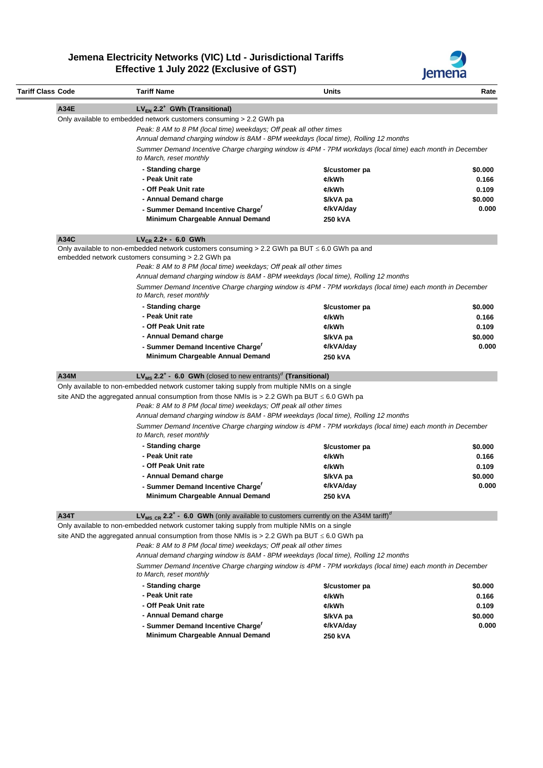## Jemena Electricity Networks (VIC) Ltd - Jurisdictional Tariffs
## Effective 1 July 2022 (Exclusive of GST)

| Tariff Class Code | Tariff Name | Units | Rate |
|---|---|---|---|
| **A34E** | **$LV_{EN}$ 2.2⁺ GWh (Transitional)** | | |
| Only available to embedded network customers consuming > 2.2 GWh pa | | | |
| | *Peak: 8 AM to 8 PM (local time) weekdays; Off peak all other times* | | |
| | *Annual demand charging window is 8AM - 8PM weekdays (local time), Rolling 12 months* | | |
| | *Summer Demand Incentive Charge charging window is 4PM - 7PM workdays (local time) each month in December to March, reset monthly* | | |
| | **- Standing charge** | **\$/customer pa** | **\$0.000** |
| | **- Peak Unit rate** | **¢/kWh** | **0.166** |
| | **- Off Peak Unit rate** | **¢/kWh** | **0.109** |
| | **- Annual Demand charge** | **\$/kVA pa** | **\$0.000** |
| | **- Summer Demand Incentive Charge**[f] | **¢/kVA/day** | **0.000** |
| | **Minimum Chargeable Annual Demand** | **250 kVA** | |
| **A34C** | **$LV_{CR}$ 2.2+ - 6.0 GWh** | | |
| Only available to non-embedded network customers consuming > 2.2 GWh pa BUT ≤ 6.0 GWh pa and embedded network customers consuming > 2.2 GWh pa | | | |
| | *Peak: 8 AM to 8 PM (local time) weekdays; Off peak all other times* | | |
| | *Annual demand charging window is 8AM - 8PM weekdays (local time), Rolling 12 months* | | |
| | *Summer Demand Incentive Charge charging window is 4PM - 7PM workdays (local time) each month in December to March, reset monthly* | | |
| | **- Standing charge** | **\$/customer pa** | **\$0.000** |
| | **- Peak Unit rate** | **¢/kWh** | **0.166** |
| | **- Off Peak Unit rate** | **¢/kWh** | **0.109** |
| | **- Annual Demand charge** | **\$/kVA pa** | **\$0.000** |
| | **- Summer Demand Incentive Charge**[f] | **¢/kVA/day** | **0.000** |
| | **Minimum Chargeable Annual Demand** | **250 kVA** | |
| **A34M** | **$LV_{MS}$ 2.2⁺ - 6.0 GWh** (closed to new entrants)[d] **(Transitional)** | | |
| Only available to non-embedded network customer taking supply from multiple NMIs on a single site AND the aggregated annual consumption from those NMIs is > 2.2 GWh pa BUT ≤ 6.0 GWh pa | | | |
| | *Peak: 8 AM to 8 PM (local time) weekdays; Off peak all other times* | | |
| | *Annual demand charging window is 8AM - 8PM weekdays (local time), Rolling 12 months* | | |
| | *Summer Demand Incentive Charge charging window is 4PM - 7PM workdays (local time) each month in December to March, reset monthly* | | |
| | **- Standing charge** | **\$/customer pa** | **\$0.000** |
| | **- Peak Unit rate** | **¢/kWh** | **0.166** |
| | **- Off Peak Unit rate** | **¢/kWh** | **0.109** |
| | **- Annual Demand charge** | **\$/kVA pa** | **\$0.000** |
| | **- Summer Demand Incentive Charge**[f] | **¢/kVA/day** | **0.000** |
| | **Minimum Chargeable Annual Demand** | **250 kVA** | |
| **A34T** | **$LV_{MS\_CR}$ 2.2⁺ - 6.0 GWh** (only available to customers currently on the A34M tariff)[d] | | |
| Only available to non-embedded network customer taking supply from multiple NMIs on a single site AND the aggregated annual consumption from those NMIs is > 2.2 GWh pa BUT ≤ 6.0 GWh pa | | | |
| | *Peak: 8 AM to 8 PM (local time) weekdays; Off peak all other times* | | |
| | *Annual demand charging window is 8AM - 8PM weekdays (local time), Rolling 12 months* | | |
| | *Summer Demand Incentive Charge charging window is 4PM - 7PM workdays (local time) each month in December to March, reset monthly* | | |
| | **- Standing charge** | **\$/customer pa** | **\$0.000** |
| | **- Peak Unit rate** | **¢/kWh** | **0.166** |
| | **- Off Peak Unit rate** | **¢/kWh** | **0.109** |
| | **- Annual Demand charge** | **\$/kVA pa** | **\$0.000** |
| | **- Summer Demand Incentive Charge**[f] | **¢/kVA/day** | **0.000** |
| | **Minimum Chargeable Annual Demand** | **250 kVA** | |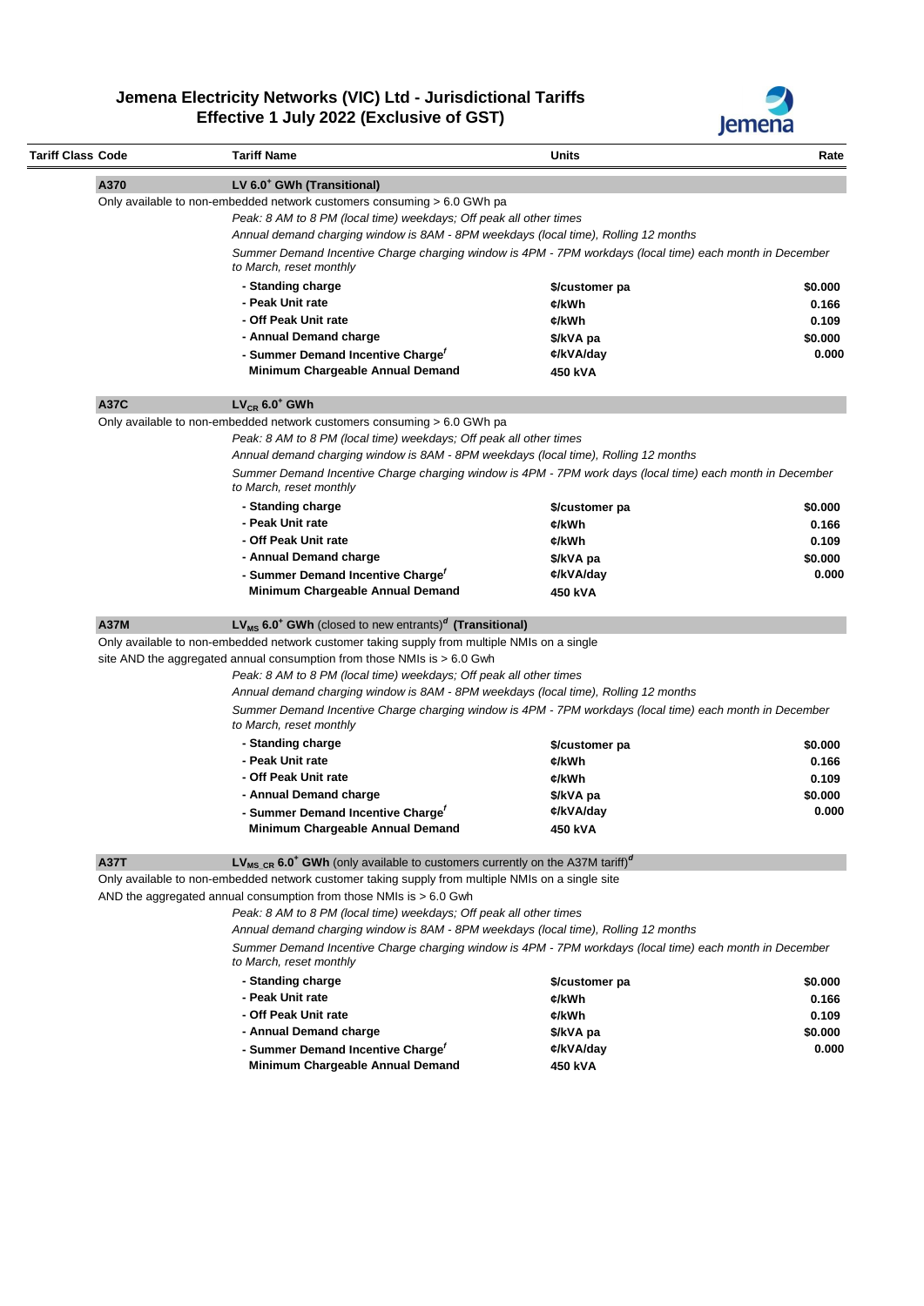# Jemena Electricity Networks (VIC) Ltd - Jurisdictional Tariffs
## Effective 1 July 2022 (Exclusive of GST)

| Tariff Class Code | Tariff Name | Units | Rate |
|---|---|---|---|
| **A370** | **LV 6.0[+] GWh (Transitional)** | | |
| Only available to non-embedded network customers consuming > 6.0 GWh pa | | | |
| | *Peak: 8 AM to 8 PM (local time) weekdays; Off peak all other times* | | |
| | *Annual demand charging window is 8AM - 8PM weekdays (local time), Rolling 12 months* | | |
| | *Summer Demand Incentive Charge charging window is 4PM - 7PM workdays (local time) each month in December to March, reset monthly* | | |
| | **- Standing charge** | **$/customer pa** | **$0.000** |
| | **- Peak Unit rate** | **¢/kWh** | **0.166** |
| | **- Off Peak Unit rate** | **¢/kWh** | **0.109** |
| | **- Annual Demand charge** | **$/kVA pa** | **$0.000** |
| | **- Summer Demand Incentive Charge[f]** | **¢/kVA/day** | **0.000** |
| | **Minimum Chargeable Annual Demand** | **450 kVA** | |
| **A37C** | **$LV_{CR}$ 6.0[+] GWh** | | |
| Only available to non-embedded network customers consuming > 6.0 GWh pa | | | |
| | *Peak: 8 AM to 8 PM (local time) weekdays; Off peak all other times* | | |
| | *Annual demand charging window is 8AM - 8PM weekdays (local time), Rolling 12 months* | | |
| | *Summer Demand Incentive Charge charging window is 4PM - 7PM work days (local time) each month in December to March, reset monthly* | | |
| | **- Standing charge** | **$/customer pa** | **$0.000** |
| | **- Peak Unit rate** | **¢/kWh** | **0.166** |
| | **- Off Peak Unit rate** | **¢/kWh** | **0.109** |
| | **- Annual Demand charge** | **$/kVA pa** | **$0.000** |
| | **- Summer Demand Incentive Charge[f]** | **¢/kVA/day** | **0.000** |
| | **Minimum Chargeable Annual Demand** | **450 kVA** | |
| **A37M** | **$LV_{MS}$ 6.0[+] GWh** (closed to new entrants)[d] **(Transitional)** | | |
| Only available to non-embedded network customer taking supply from multiple NMIs on a single site AND the aggregated annual consumption from those NMIs is > 6.0 Gwh | | | |
| | *Peak: 8 AM to 8 PM (local time) weekdays; Off peak all other times* | | |
| | *Annual demand charging window is 8AM - 8PM weekdays (local time), Rolling 12 months* | | |
| | *Summer Demand Incentive Charge charging window is 4PM - 7PM workdays (local time) each month in December to March, reset monthly* | | |
| | **- Standing charge** | **$/customer pa** | **$0.000** |
| | **- Peak Unit rate** | **¢/kWh** | **0.166** |
| | **- Off Peak Unit rate** | **¢/kWh** | **0.109** |
| | **- Annual Demand charge** | **$/kVA pa** | **$0.000** |
| | **- Summer Demand Incentive Charge[f]** | **¢/kVA/day** | **0.000** |
| | **Minimum Chargeable Annual Demand** | **450 kVA** | |
| **A37T** | **$LV_{MS\_CR}$ 6.0[+] GWh** (only available to customers currently on the A37M tariff)[d] | | |
| Only available to non-embedded network customer taking supply from multiple NMIs on a single site AND the aggregated annual consumption from those NMIs is > 6.0 Gwh | | | |
| | *Peak: 8 AM to 8 PM (local time) weekdays; Off peak all other times* | | |
| | *Annual demand charging window is 8AM - 8PM weekdays (local time), Rolling 12 months* | | |
| | *Summer Demand Incentive Charge charging window is 4PM - 7PM workdays (local time) each month in December to March, reset monthly* | | |
| | **- Standing charge** | **$/customer pa** | **$0.000** |
| | **- Peak Unit rate** | **¢/kWh** | **0.166** |
| | **- Off Peak Unit rate** | **¢/kWh** | **0.109** |
| | **- Annual Demand charge** | **$/kVA pa** | **$0.000** |
| | **- Summer Demand Incentive Charge[f]** | **¢/kVA/day** | **0.000** |
| | **Minimum Chargeable Annual Demand** | **450 kVA** | |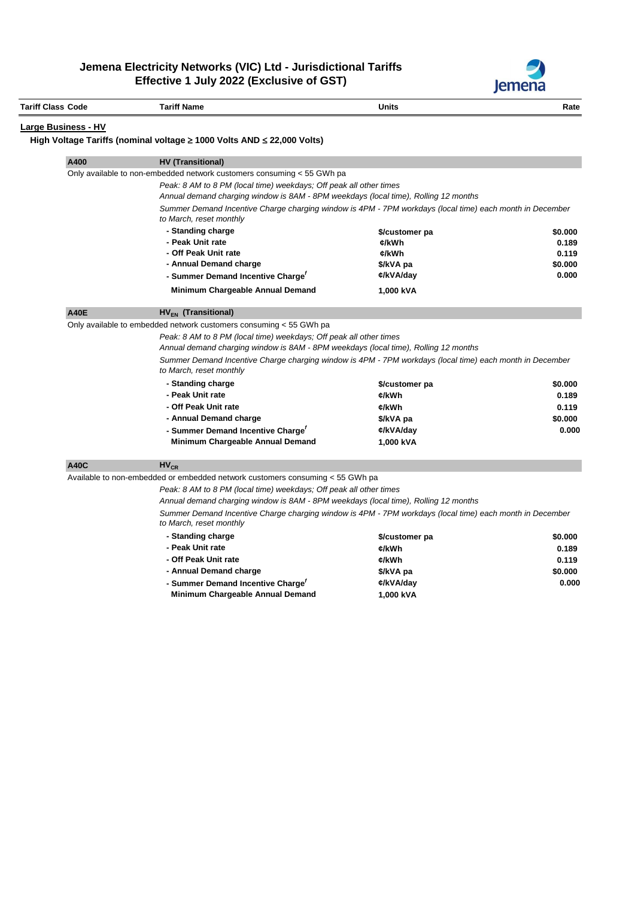# Jemena Electricity Networks (VIC) Ltd - Jurisdictional Tariffs
## Effective 1 July 2022 (Exclusive of GST)

| Tariff Class Code | Tariff Name | Units | Rate |
|---|---|---|---|

**Large Business - HV**

**High Voltage Tariffs (nominal voltage ≥ 1000 Volts AND ≤ 22,000 Volts)**

| Tariff Class Code | Tariff Name | Units | Rate |
|---|---|---|---|
| **A400** | **HV (Transitional)** | | |
| Only available to non-embedded network customers consuming < 55 GWh pa | | | |
| | *Peak: 8 AM to 8 PM (local time) weekdays; Off peak all other times* | | |
| | *Annual demand charging window is 8AM - 8PM weekdays (local time), Rolling 12 months* | | |
| | *Summer Demand Incentive Charge charging window is 4PM - 7PM workdays (local time) each month in December to March, reset monthly* | | |
| | **- Standing charge** | **$/customer pa** | **$0.000** |
| | **- Peak Unit rate** | **¢/kWh** | **0.189** |
| | **- Off Peak Unit rate** | **¢/kWh** | **0.119** |
| | **- Annual Demand charge** | **$/kVA pa** | **$0.000** |
| | **- Summer Demand Incentive Charge[f]** | **¢/kVA/day** | **0.000** |
| | **Minimum Chargeable Annual Demand** | **1,000 kVA** | |
| **A40E** | **$HV_{EN}$ (Transitional)** | | |
| Only available to embedded network customers consuming < 55 GWh pa | | | |
| | *Peak: 8 AM to 8 PM (local time) weekdays; Off peak all other times* | | |
| | *Annual demand charging window is 8AM - 8PM weekdays (local time), Rolling 12 months* | | |
| | *Summer Demand Incentive Charge charging window is 4PM - 7PM workdays (local time) each month in December to March, reset monthly* | | |
| | **- Standing charge** | **$/customer pa** | **$0.000** |
| | **- Peak Unit rate** | **¢/kWh** | **0.189** |
| | **- Off Peak Unit rate** | **¢/kWh** | **0.119** |
| | **- Annual Demand charge** | **$/kVA pa** | **$0.000** |
| | **- Summer Demand Incentive Charge[f]** | **¢/kVA/day** | **0.000** |
| | **Minimum Chargeable Annual Demand** | **1,000 kVA** | |
| **A40C** | **$HV_{CR}$** | | |
| Available to non-embedded or embedded network customers consuming < 55 GWh pa | | | |
| | *Peak: 8 AM to 8 PM (local time) weekdays; Off peak all other times* | | |
| | *Annual demand charging window is 8AM - 8PM weekdays (local time), Rolling 12 months* | | |
| | *Summer Demand Incentive Charge charging window is 4PM - 7PM workdays (local time) each month in December to March, reset monthly* | | |
| | **- Standing charge** | **$/customer pa** | **$0.000** |
| | **- Peak Unit rate** | **¢/kWh** | **0.189** |
| | **- Off Peak Unit rate** | **¢/kWh** | **0.119** |
| | **- Annual Demand charge** | **$/kVA pa** | **$0.000** |
| | **- Summer Demand Incentive Charge[f]** | **¢/kVA/day** | **0.000** |
| | **Minimum Chargeable Annual Demand** | **1,000 kVA** | |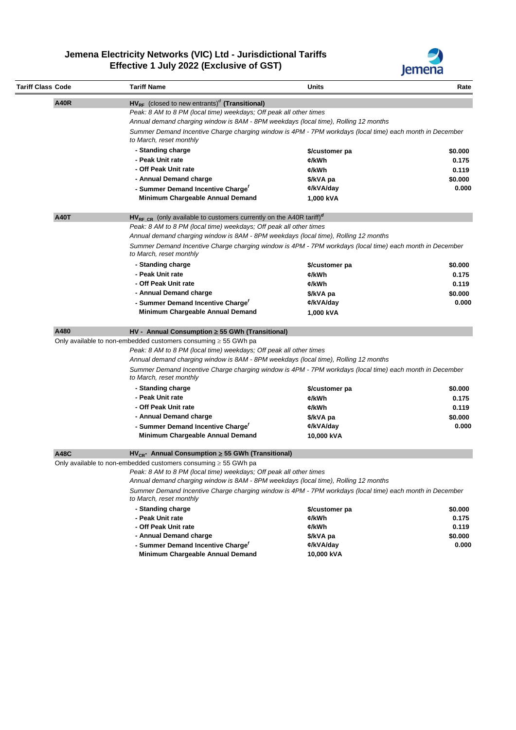# Jemena Electricity Networks (VIC) Ltd - Jurisdictional Tariffs
## Effective 1 July 2022 (Exclusive of GST)

| Tariff Class Code | Tariff Name | Units | Rate |
|---|---|---|---|
| **A40R** | **$HV_{RF}$ (closed to new entrants)[d] (Transitional)** | | |
| | *Peak: 8 AM to 8 PM (local time) weekdays; Off peak all other times* | | |
| | *Annual demand charging window is 8AM - 8PM weekdays (local time), Rolling 12 months* | | |
| | *Summer Demand Incentive Charge charging window is 4PM - 7PM workdays (local time) each month in December to March, reset monthly* | | |
| | **- Standing charge** | **$/customer pa** | **$0.000** |
| | **- Peak Unit rate** | **¢/kWh** | **0.175** |
| | **- Off Peak Unit rate** | **¢/kWh** | **0.119** |
| | **- Annual Demand charge** | **$/kVA pa** | **$0.000** |
| | **- Summer Demand Incentive Charge[f]** | **¢/kVA/day** | **0.000** |
| | **Minimum Chargeable Annual Demand** | **1,000 kVA** | |
| **A40T** | **$HV_{RF\_CR}$ (only available to customers currently on the A40R tariff)[d]** | | |
| | *Peak: 8 AM to 8 PM (local time) weekdays; Off peak all other times* | | |
| | *Annual demand charging window is 8AM - 8PM weekdays (local time), Rolling 12 months* | | |
| | *Summer Demand Incentive Charge charging window is 4PM - 7PM workdays (local time) each month in December to March, reset monthly* | | |
| | **- Standing charge** | **$/customer pa** | **$0.000** |
| | **- Peak Unit rate** | **¢/kWh** | **0.175** |
| | **- Off Peak Unit rate** | **¢/kWh** | **0.119** |
| | **- Annual Demand charge** | **$/kVA pa** | **$0.000** |
| | **- Summer Demand Incentive Charge[f]** | **¢/kVA/day** | **0.000** |
| | **Minimum Chargeable Annual Demand** | **1,000 kVA** | |
| **A480** | **HV - Annual Consumption ≥ 55 GWh (Transitional)** | | |
| Only available to non-embedded customers consuming ≥ 55 GWh pa | | | |
| | *Peak: 8 AM to 8 PM (local time) weekdays; Off peak all other times* | | |
| | *Annual demand charging window is 8AM - 8PM weekdays (local time), Rolling 12 months* | | |
| | *Summer Demand Incentive Charge charging window is 4PM - 7PM workdays (local time) each month in December to March, reset monthly* | | |
| | **- Standing charge** | **$/customer pa** | **$0.000** |
| | **- Peak Unit rate** | **¢/kWh** | **0.175** |
| | **- Off Peak Unit rate** | **¢/kWh** | **0.119** |
| | **- Annual Demand charge** | **$/kVA pa** | **$0.000** |
| | **- Summer Demand Incentive Charge[f]** | **¢/kVA/day** | **0.000** |
| | **Minimum Chargeable Annual Demand** | **10,000 kVA** | |
| **A48C** | **$HV_{CR}$- Annual Consumption ≥ 55 GWh (Transitional)** | | |
| Only available to non-embedded customers consuming ≥ 55 GWh pa | | | |
| | *Peak: 8 AM to 8 PM (local time) weekdays; Off peak all other times* | | |
| | *Annual demand charging window is 8AM - 8PM weekdays (local time), Rolling 12 months* | | |
| | *Summer Demand Incentive Charge charging window is 4PM - 7PM workdays (local time) each month in December to March, reset monthly* | | |
| | **- Standing charge** | **$/customer pa** | **$0.000** |
| | **- Peak Unit rate** | **¢/kWh** | **0.175** |
| | **- Off Peak Unit rate** | **¢/kWh** | **0.119** |
| | **- Annual Demand charge** | **$/kVA pa** | **$0.000** |
| | **- Summer Demand Incentive Charge[f]** | **¢/kVA/day** | **0.000** |
| | **Minimum Chargeable Annual Demand** | **10,000 kVA** | |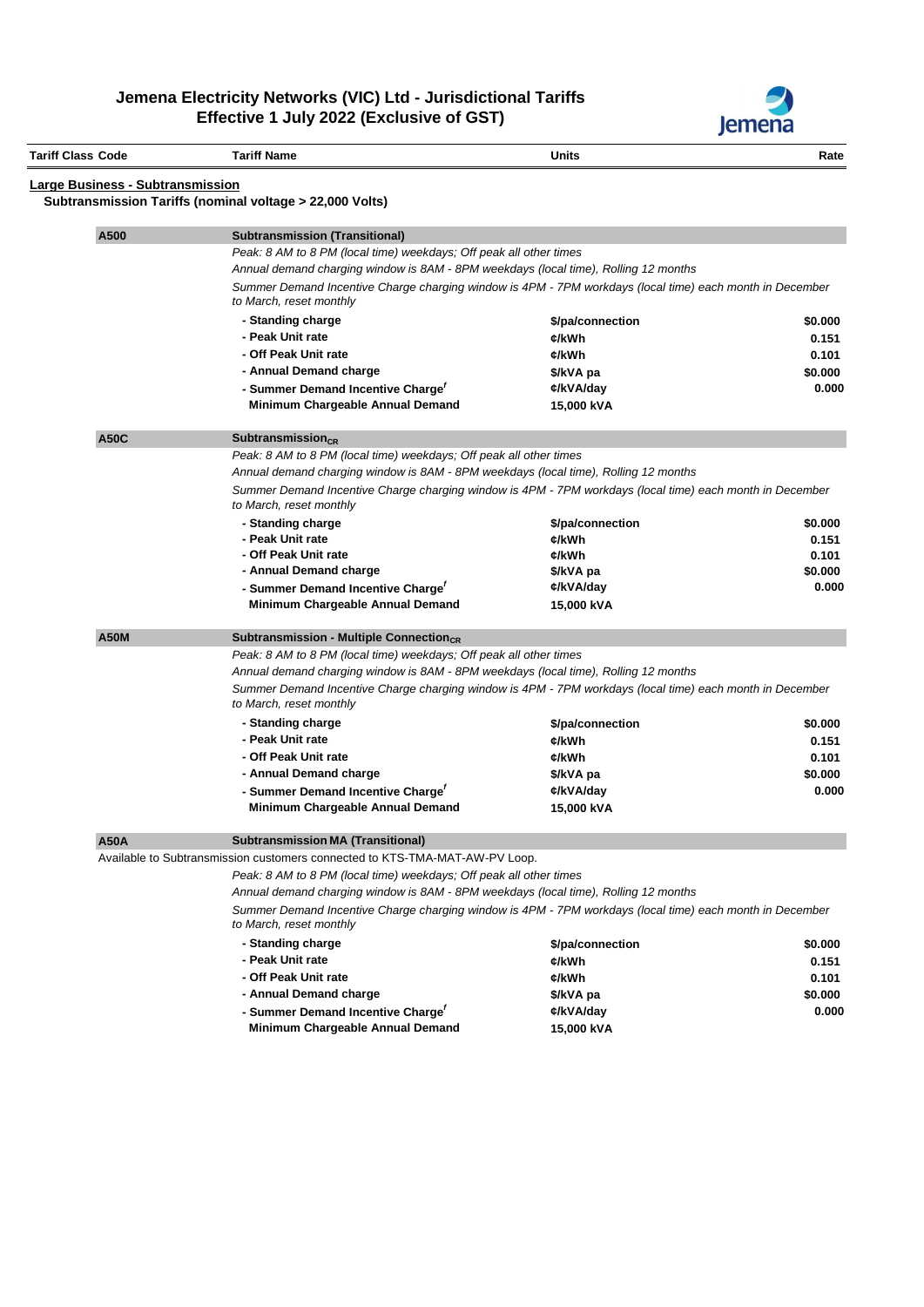# Jemena Electricity Networks (VIC) Ltd - Jurisdictional Tariffs
## Effective 1 July 2022 (Exclusive of GST)

| Tariff Class Code | Tariff Name | Units | Rate |
|---|---|---|---|

**Large Business - Subtransmission**

**Subtransmission Tariffs (nominal voltage > 22,000 Volts)**

| Tariff Class Code | Tariff Name | Units | Rate |
|---|---|---|---|
| **A500** | **Subtransmission (Transitional)** | | |
| | *Peak: 8 AM to 8 PM (local time) weekdays; Off peak all other times* | | |
| | *Annual demand charging window is 8AM - 8PM weekdays (local time), Rolling 12 months* | | |
| | *Summer Demand Incentive Charge charging window is 4PM - 7PM workdays (local time) each month in December to March, reset monthly* | | |
| | **- Standing charge** | $/pa/connection | $0.000 |
| | **- Peak Unit rate** | ¢/kWh | 0.151 |
| | **- Off Peak Unit rate** | ¢/kWh | 0.101 |
| | **- Annual Demand charge** | $/kVA pa | $0.000 |
| | **- Summer Demand Incentive Charge**[f] | ¢/kVA/day | 0.000 |
| | **Minimum Chargeable Annual Demand** | 15,000 kVA | |
| **A50C** | **Subtransmission$_{CR}$** | | |
| | *Peak: 8 AM to 8 PM (local time) weekdays; Off peak all other times* | | |
| | *Annual demand charging window is 8AM - 8PM weekdays (local time), Rolling 12 months* | | |
| | *Summer Demand Incentive Charge charging window is 4PM - 7PM workdays (local time) each month in December to March, reset monthly* | | |
| | **- Standing charge** | $/pa/connection | $0.000 |
| | **- Peak Unit rate** | ¢/kWh | 0.151 |
| | **- Off Peak Unit rate** | ¢/kWh | 0.101 |
| | **- Annual Demand charge** | $/kVA pa | $0.000 |
| | **- Summer Demand Incentive Charge**[f] | ¢/kVA/day | 0.000 |
| | **Minimum Chargeable Annual Demand** | 15,000 kVA | |
| **A50M** | **Subtransmission - Multiple Connection$_{CR}$** | | |
| | *Peak: 8 AM to 8 PM (local time) weekdays; Off peak all other times* | | |
| | *Annual demand charging window is 8AM - 8PM weekdays (local time), Rolling 12 months* | | |
| | *Summer Demand Incentive Charge charging window is 4PM - 7PM workdays (local time) each month in December to March, reset monthly* | | |
| | **- Standing charge** | $/pa/connection | $0.000 |
| | **- Peak Unit rate** | ¢/kWh | 0.151 |
| | **- Off Peak Unit rate** | ¢/kWh | 0.101 |
| | **- Annual Demand charge** | $/kVA pa | $0.000 |
| | **- Summer Demand Incentive Charge**[f] | ¢/kVA/day | 0.000 |
| | **Minimum Chargeable Annual Demand** | 15,000 kVA | |
| **A50A** | **Subtransmission MA (Transitional)** | | |
| | Available to Subtransmission customers connected to KTS-TMA-MAT-AW-PV Loop. | | |
| | *Peak: 8 AM to 8 PM (local time) weekdays; Off peak all other times* | | |
| | *Annual demand charging window is 8AM - 8PM weekdays (local time), Rolling 12 months* | | |
| | *Summer Demand Incentive Charge charging window is 4PM - 7PM workdays (local time) each month in December to March, reset monthly* | | |
| | **- Standing charge** | $/pa/connection | $0.000 |
| | **- Peak Unit rate** | ¢/kWh | 0.151 |
| | **- Off Peak Unit rate** | ¢/kWh | 0.101 |
| | **- Annual Demand charge** | $/kVA pa | $0.000 |
| | **- Summer Demand Incentive Charge**[f] | ¢/kVA/day | 0.000 |
| | **Minimum Chargeable Annual Demand** | 15,000 kVA | |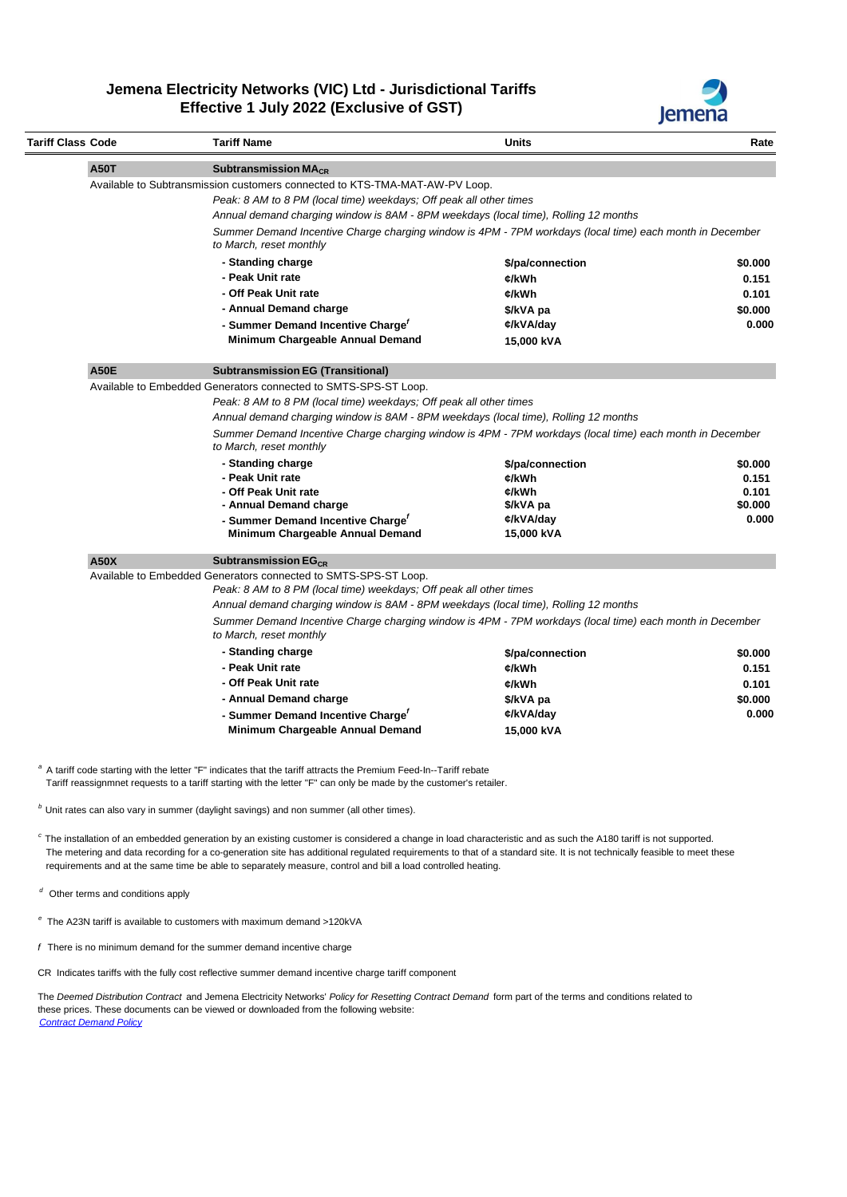# Jemena Electricity Networks (VIC) Ltd - Jurisdictional Tariffs
## Effective 1 July 2022 (Exclusive of GST)

| Tariff Class Code | Tariff Name | Units | Rate |
|---|---|---|---|
| **A50T** | **Subtransmission $MA_{CR}$** | | |
| Available to Subtransmission customers connected to KTS-TMA-MAT-AW-PV Loop. | | | |
| | *Peak: 8 AM to 8 PM (local time) weekdays; Off peak all other times* | | |
| | *Annual demand charging window is 8AM - 8PM weekdays (local time), Rolling 12 months* | | |
| | *Summer Demand Incentive Charge charging window is 4PM - 7PM workdays (local time) each month in December to March, reset monthly* | | |
| | **- Standing charge** | **\$/pa/connection** | **\$0.000** |
| | **- Peak Unit rate** | **¢/kWh** | **0.151** |
| | **- Off Peak Unit rate** | **¢/kWh** | **0.101** |
| | **- Annual Demand charge** | **\$/kVA pa** | **\$0.000** |
| | **- Summer Demand Incentive Charge[f]** | **¢/kVA/day** | **0.000** |
| | **Minimum Chargeable Annual Demand** | **15,000 kVA** | |
| **A50E** | **Subtransmission EG (Transitional)** | | |
| Available to Embedded Generators connected to SMTS-SPS-ST Loop. | | | |
| | *Peak: 8 AM to 8 PM (local time) weekdays; Off peak all other times* | | |
| | *Annual demand charging window is 8AM - 8PM weekdays (local time), Rolling 12 months* | | |
| | *Summer Demand Incentive Charge charging window is 4PM - 7PM workdays (local time) each month in December to March, reset monthly* | | |
| | **- Standing charge** | **\$/pa/connection** | **\$0.000** |
| | **- Peak Unit rate** | **¢/kWh** | **0.151** |
| | **- Off Peak Unit rate** | **¢/kWh** | **0.101** |
| | **- Annual Demand charge** | **\$/kVA pa** | **\$0.000** |
| | **- Summer Demand Incentive Charge[f]** | **¢/kVA/day** | **0.000** |
| | **Minimum Chargeable Annual Demand** | **15,000 kVA** | |
| **A50X** | **Subtransmission $EG_{CR}$** | | |
| Available to Embedded Generators connected to SMTS-SPS-ST Loop. | | | |
| | *Peak: 8 AM to 8 PM (local time) weekdays; Off peak all other times* | | |
| | *Annual demand charging window is 8AM - 8PM weekdays (local time), Rolling 12 months* | | |
| | *Summer Demand Incentive Charge charging window is 4PM - 7PM workdays (local time) each month in December to March, reset monthly* | | |
| | **- Standing charge** | **\$/pa/connection** | **\$0.000** |
| | **- Peak Unit rate** | **¢/kWh** | **0.151** |
| | **- Off Peak Unit rate** | **¢/kWh** | **0.101** |
| | **- Annual Demand charge** | **\$/kVA pa** | **\$0.000** |
| | **- Summer Demand Incentive Charge[f]** | **¢/kVA/day** | **0.000** |
| | **Minimum Chargeable Annual Demand** | **15,000 kVA** | |

[a] A tariff code starting with the letter "F" indicates that the tariff attracts the Premium Feed-In--Tariff rebate
Tariff reassignmnet requests to a tariff starting with the letter "F" can only be made by the customer's retailer.

[b] Unit rates can also vary in summer (daylight savings) and non summer (all other times).

[c] The installation of an embedded generation by an existing customer is considered a change in load characteristic and as such the A180 tariff is not supported.
The metering and data recording for a co-generation site has additional regulated requirements to that of a standard site. It is not technically feasible to meet these requirements and at the same time be able to separately measure, control and bill a load controlled heating.

[d] Other terms and conditions apply

[e] The A23N tariff is available to customers with maximum demand >120kVA

f There is no minimum demand for the summer demand incentive charge

CR Indicates tariffs with the fully cost reflective summer demand incentive charge tariff component

The *Deemed Distribution Contract* and Jemena Electricity Networks' *Policy for Resetting Contract Demand* form part of the terms and conditions related to these prices. These documents can be viewed or downloaded from the following website:
*Contract Demand Policy*